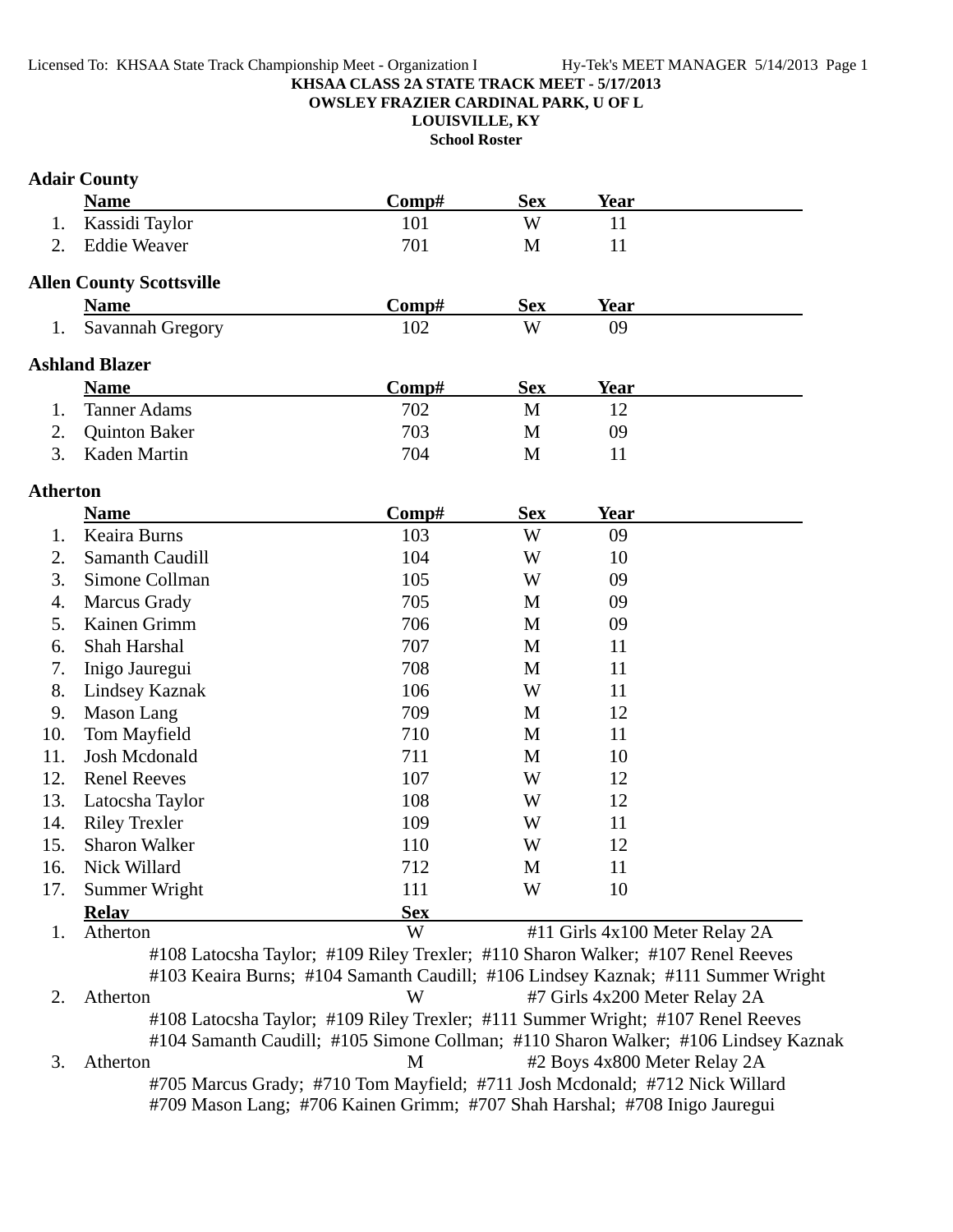Licensed To: KHSAA State Track Championship Meet - Organization I Hy-Tek's MEET MANAGER 5/14/2013

**KHSAA CLASS 2A STATE TRACK MEET - 5/17/2013**
**OWSLEY FRAZIER CARDINAL PARK, U OF L**
**LOUISVILLE, KY**
**School Roster**

## Adair County

| | Name | Comp# | Sex | Year |
|---|---|---|---|---|
| 1. | Kassidi Taylor | 101 | W | 11 |
| 2. | Eddie Weaver | 701 | M | 11 |

## Allen County Scottsville

| | Name | Comp# | Sex | Year |
|---|---|---|---|---|
| 1. | Savannah Gregory | 102 | W | 09 |

## Ashland Blazer

| | Name | Comp# | Sex | Year |
|---|---|---|---|---|
| 1. | Tanner Adams | 702 | M | 12 |
| 2. | Quinton Baker | 703 | M | 09 |
| 3. | Kaden Martin | 704 | M | 11 |

## Atherton

| | Name | Comp# | Sex | Year |
|---|---|---|---|---|
| 1. | Keaira Burns | 103 | W | 09 |
| 2. | Samanth Caudill | 104 | W | 10 |
| 3. | Simone Collman | 105 | W | 09 |
| 4. | Marcus Grady | 705 | M | 09 |
| 5. | Kainen Grimm | 706 | M | 09 |
| 6. | Shah Harshal | 707 | M | 11 |
| 7. | Inigo Jauregui | 708 | M | 11 |
| 8. | Lindsey Kaznak | 106 | W | 11 |
| 9. | Mason Lang | 709 | M | 12 |
| 10. | Tom Mayfield | 710 | M | 11 |
| 11. | Josh Mcdonald | 711 | M | 10 |
| 12. | Renel Reeves | 107 | W | 12 |
| 13. | Latocsha Taylor | 108 | W | 12 |
| 14. | Riley Trexler | 109 | W | 11 |
| 15. | Sharon Walker | 110 | W | 12 |
| 16. | Nick Willard | 712 | M | 11 |
| 17. | Summer Wright | 111 | W | 10 |

| | Relay | Sex | |
|---|---|---|---|
| 1. | Atherton | W | #11 Girls 4x100 Meter Relay 2A |

#108 Latocsha Taylor; #109 Riley Trexler; #110 Sharon Walker; #107 Renel Reeves
#103 Keaira Burns; #104 Samanth Caudill; #106 Lindsey Kaznak; #111 Summer Wright

| | Relay | Sex | |
|---|---|---|---|
| 2. | Atherton | W | #7 Girls 4x200 Meter Relay 2A |

#108 Latocsha Taylor; #109 Riley Trexler; #111 Summer Wright; #107 Renel Reeves
#104 Samanth Caudill; #105 Simone Collman; #110 Sharon Walker; #106 Lindsey Kaznak

| | Relay | Sex | |
|---|---|---|---|
| 3. | Atherton | M | #2 Boys 4x800 Meter Relay 2A |

#705 Marcus Grady; #710 Tom Mayfield; #711 Josh Mcdonald; #712 Nick Willard
#709 Mason Lang; #706 Kainen Grimm; #707 Shah Harshal; #708 Inigo Jauregui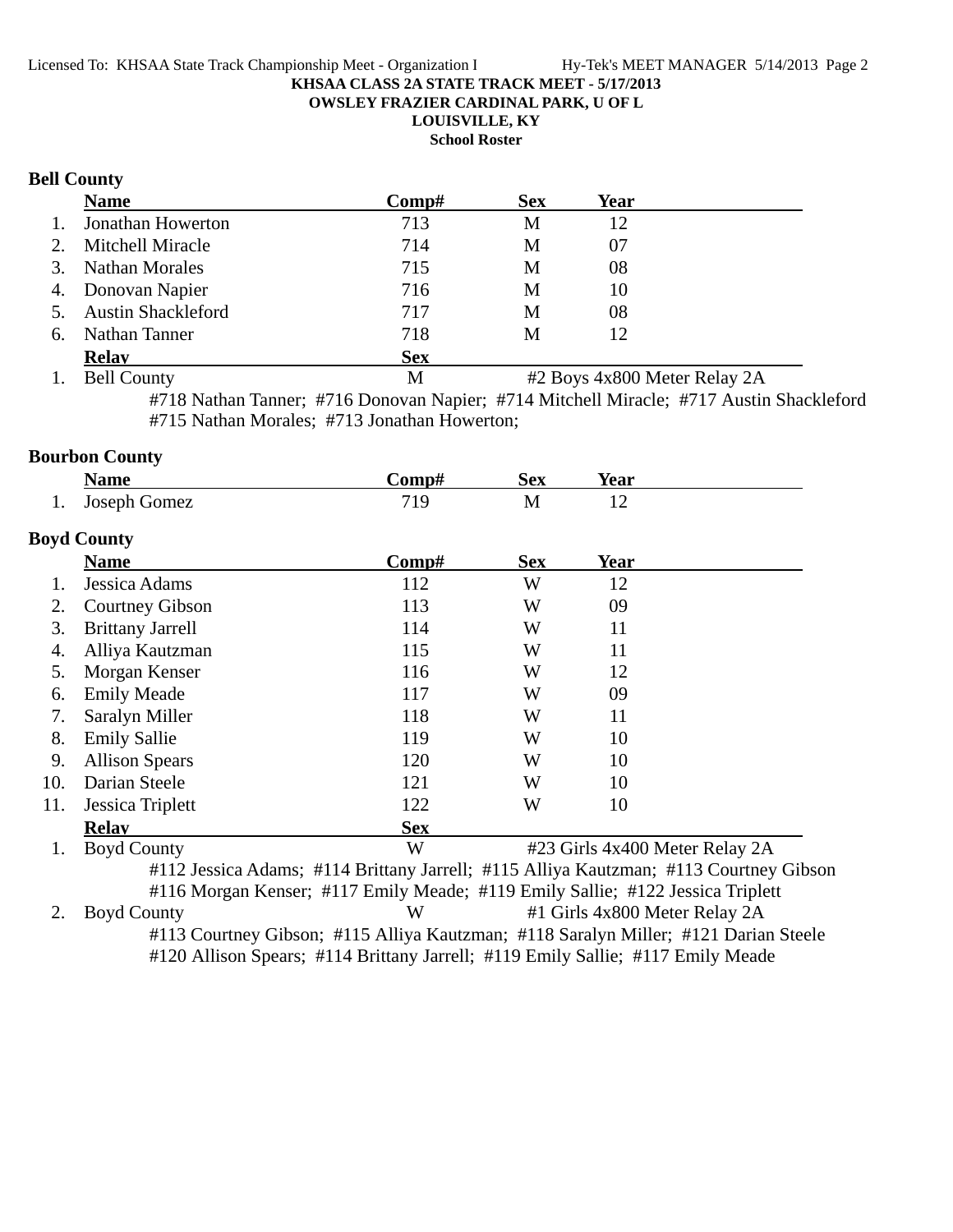KHSAA CLASS 2A STATE TRACK MEET - 5/17/2013

OWSLEY FRAZIER CARDINAL PARK, U OF L

LOUISVILLE, KY

School Roster

## Bell County

| | Name | Comp# | Sex | Year |
|---|---|---|---|---|
| 1. | Jonathan Howerton | 713 | M | 12 |
| 2. | Mitchell Miracle | 714 | M | 07 |
| 3. | Nathan Morales | 715 | M | 08 |
| 4. | Donovan Napier | 716 | M | 10 |
| 5. | Austin Shackleford | 717 | M | 08 |
| 6. | Nathan Tanner | 718 | M | 12 |

| | Relay | Sex | |
|---|---|---|---|
| 1. | Bell County | M | #2 Boys 4x800 Meter Relay 2A |

#718 Nathan Tanner; #716 Donovan Napier; #714 Mitchell Miracle; #717 Austin Shackleford
#715 Nathan Morales; #713 Jonathan Howerton;

## Bourbon County

| | Name | Comp# | Sex | Year |
|---|---|---|---|---|
| 1. | Joseph Gomez | 719 | M | 12 |

## Boyd County

| | Name | Comp# | Sex | Year |
|---|---|---|---|---|
| 1. | Jessica Adams | 112 | W | 12 |
| 2. | Courtney Gibson | 113 | W | 09 |
| 3. | Brittany Jarrell | 114 | W | 11 |
| 4. | Alliya Kautzman | 115 | W | 11 |
| 5. | Morgan Kenser | 116 | W | 12 |
| 6. | Emily Meade | 117 | W | 09 |
| 7. | Saralyn Miller | 118 | W | 11 |
| 8. | Emily Sallie | 119 | W | 10 |
| 9. | Allison Spears | 120 | W | 10 |
| 10. | Darian Steele | 121 | W | 10 |
| 11. | Jessica Triplett | 122 | W | 10 |

| | Relay | Sex | |
|---|---|---|---|
| 1. | Boyd County | W | #23 Girls 4x400 Meter Relay 2A |

#112 Jessica Adams; #114 Brittany Jarrell; #115 Alliya Kautzman; #113 Courtney Gibson
#116 Morgan Kenser; #117 Emily Meade; #119 Emily Sallie; #122 Jessica Triplett

| | Relay | Sex | |
|---|---|---|---|
| 2. | Boyd County | W | #1 Girls 4x800 Meter Relay 2A |

#113 Courtney Gibson; #115 Alliya Kautzman; #118 Saralyn Miller; #121 Darian Steele
#120 Allison Spears; #114 Brittany Jarrell; #119 Emily Sallie; #117 Emily Meade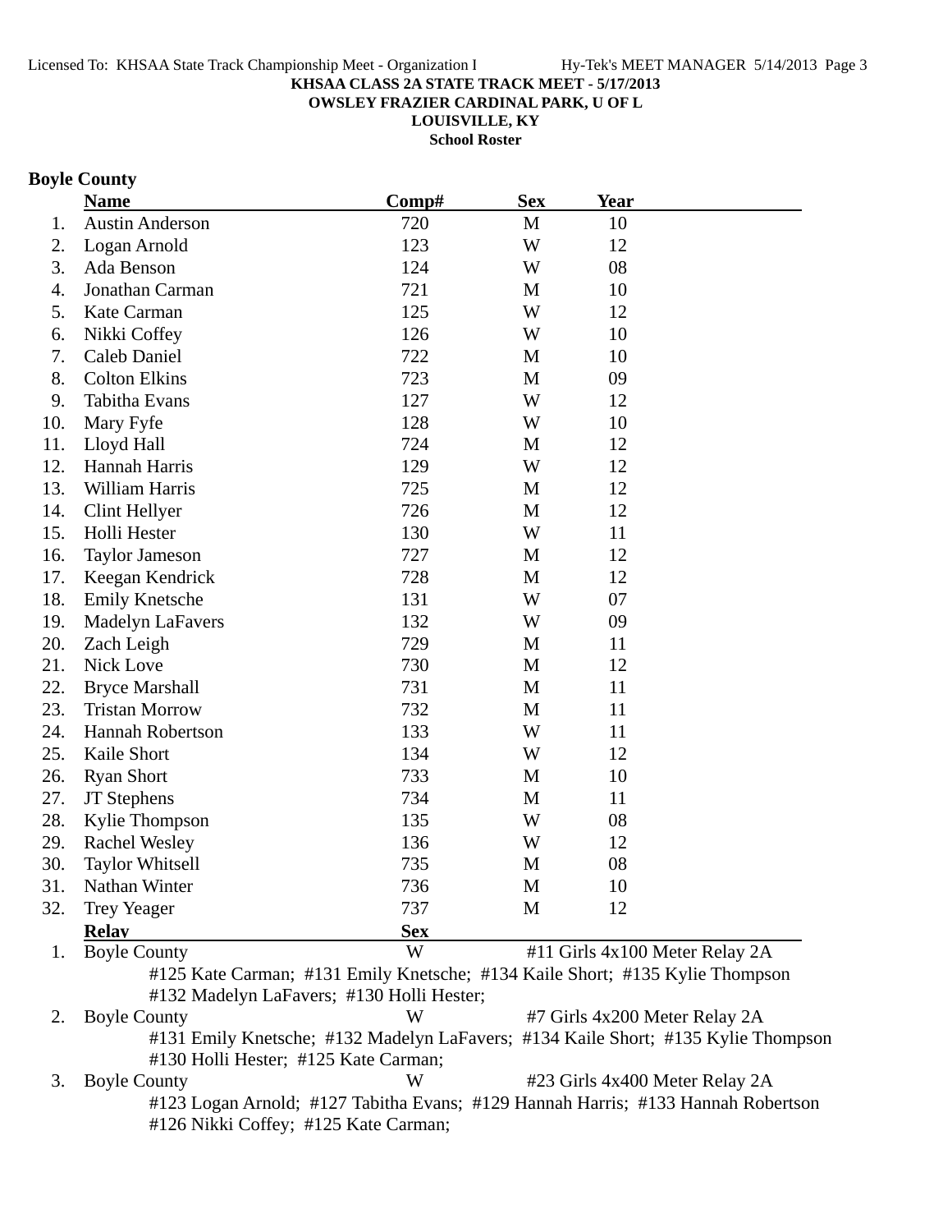KHSAA CLASS 2A STATE TRACK MEET - 5/17/2013
OWSLEY FRAZIER CARDINAL PARK, U OF L
LOUISVILLE, KY
School Roster

## Boyle County

| | Name | Comp# | Sex | Year |
|---|---|---|---|---|
| 1. | Austin Anderson | 720 | M | 10 |
| 2. | Logan Arnold | 123 | W | 12 |
| 3. | Ada Benson | 124 | W | 08 |
| 4. | Jonathan Carman | 721 | M | 10 |
| 5. | Kate Carman | 125 | W | 12 |
| 6. | Nikki Coffey | 126 | W | 10 |
| 7. | Caleb Daniel | 722 | M | 10 |
| 8. | Colton Elkins | 723 | M | 09 |
| 9. | Tabitha Evans | 127 | W | 12 |
| 10. | Mary Fyfe | 128 | W | 10 |
| 11. | Lloyd Hall | 724 | M | 12 |
| 12. | Hannah Harris | 129 | W | 12 |
| 13. | William Harris | 725 | M | 12 |
| 14. | Clint Hellyer | 726 | M | 12 |
| 15. | Holli Hester | 130 | W | 11 |
| 16. | Taylor Jameson | 727 | M | 12 |
| 17. | Keegan Kendrick | 728 | M | 12 |
| 18. | Emily Knetsche | 131 | W | 07 |
| 19. | Madelyn LaFavers | 132 | W | 09 |
| 20. | Zach Leigh | 729 | M | 11 |
| 21. | Nick Love | 730 | M | 12 |
| 22. | Bryce Marshall | 731 | M | 11 |
| 23. | Tristan Morrow | 732 | M | 11 |
| 24. | Hannah Robertson | 133 | W | 11 |
| 25. | Kaile Short | 134 | W | 12 |
| 26. | Ryan Short | 733 | M | 10 |
| 27. | JT Stephens | 734 | M | 11 |
| 28. | Kylie Thompson | 135 | W | 08 |
| 29. | Rachel Wesley | 136 | W | 12 |
| 30. | Taylor Whitsell | 735 | M | 08 |
| 31. | Nathan Winter | 736 | M | 10 |
| 32. | Trey Yeager | 737 | M | 12 |

| | Relay | Sex | |
|---|---|---|---|
| 1. | Boyle County | W | #11 Girls 4x100 Meter Relay 2A |
| | #125 Kate Carman; #131 Emily Knetsche; #134 Kaile Short; #135 Kylie Thompson #132 Madelyn LaFavers; #130 Holli Hester; | | |
| 2. | Boyle County | W | #7 Girls 4x200 Meter Relay 2A |
| | #131 Emily Knetsche; #132 Madelyn LaFavers; #134 Kaile Short; #135 Kylie Thompson #130 Holli Hester; #125 Kate Carman; | | |
| 3. | Boyle County | W | #23 Girls 4x400 Meter Relay 2A |
| | #123 Logan Arnold; #127 Tabitha Evans; #129 Hannah Harris; #133 Hannah Robertson #126 Nikki Coffey; #125 Kate Carman; | | |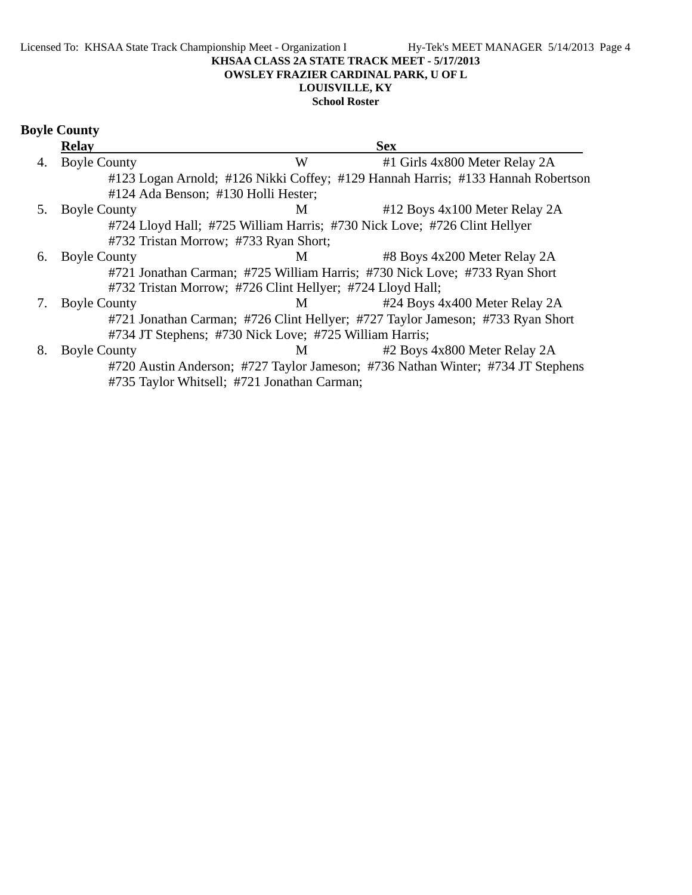**KHSAA CLASS 2A STATE TRACK MEET - 5/17/2013**
**OWSLEY FRAZIER CARDINAL PARK, U OF L**
**LOUISVILLE, KY**
**School Roster**

## Boyle County

| | Relay | Sex | |
|---|---|---|---|
| 4. | Boyle County | W | #1 Girls 4x800 Meter Relay 2A |
| | #123 Logan Arnold; #126 Nikki Coffey; #129 Hannah Harris; #133 Hannah Robertson #124 Ada Benson; #130 Holli Hester; | | |
| 5. | Boyle County | M | #12 Boys 4x100 Meter Relay 2A |
| | #724 Lloyd Hall; #725 William Harris; #730 Nick Love; #726 Clint Hellyer #732 Tristan Morrow; #733 Ryan Short; | | |
| 6. | Boyle County | M | #8 Boys 4x200 Meter Relay 2A |
| | #721 Jonathan Carman; #725 William Harris; #730 Nick Love; #733 Ryan Short #732 Tristan Morrow; #726 Clint Hellyer; #724 Lloyd Hall; | | |
| 7. | Boyle County | M | #24 Boys 4x400 Meter Relay 2A |
| | #721 Jonathan Carman; #726 Clint Hellyer; #727 Taylor Jameson; #733 Ryan Short #734 JT Stephens; #730 Nick Love; #725 William Harris; | | |
| 8. | Boyle County | M | #2 Boys 4x800 Meter Relay 2A |
| | #720 Austin Anderson; #727 Taylor Jameson; #736 Nathan Winter; #734 JT Stephens #735 Taylor Whitsell; #721 Jonathan Carman; | | |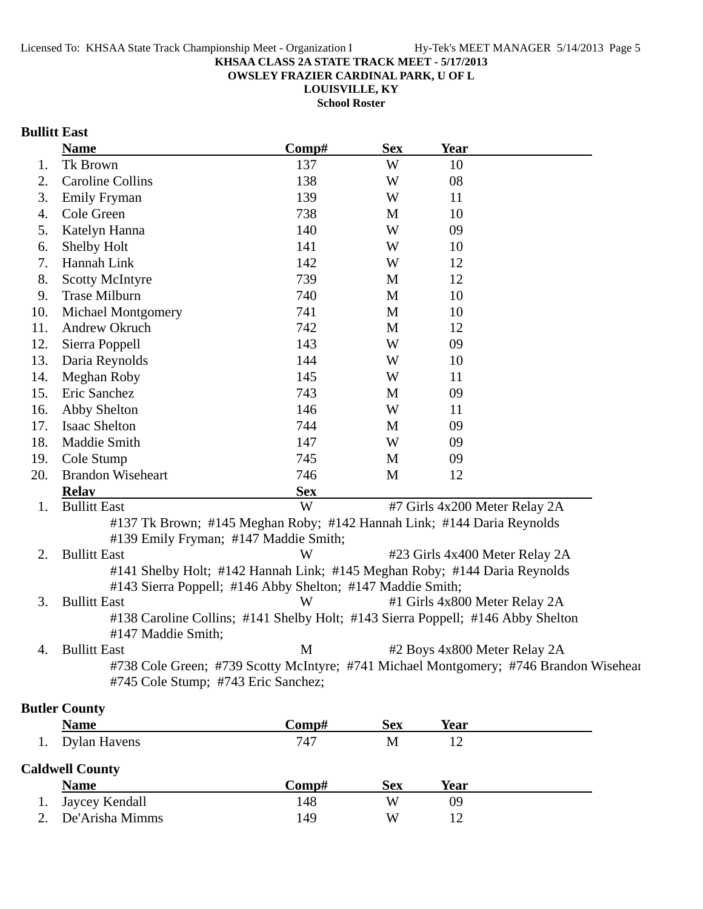**KHSAA CLASS 2A STATE TRACK MEET - 5/17/2013**
**OWSLEY FRAZIER CARDINAL PARK, U OF L**
**LOUISVILLE, KY**
**School Roster**

### Bullitt East

| | Name | Comp# | Sex | Year |
|---|---|---|---|---|
| 1. | Tk Brown | 137 | W | 10 |
| 2. | Caroline Collins | 138 | W | 08 |
| 3. | Emily Fryman | 139 | W | 11 |
| 4. | Cole Green | 738 | M | 10 |
| 5. | Katelyn Hanna | 140 | W | 09 |
| 6. | Shelby Holt | 141 | W | 10 |
| 7. | Hannah Link | 142 | W | 12 |
| 8. | Scotty McIntyre | 739 | M | 12 |
| 9. | Trase Milburn | 740 | M | 10 |
| 10. | Michael Montgomery | 741 | M | 10 |
| 11. | Andrew Okruch | 742 | M | 12 |
| 12. | Sierra Poppell | 143 | W | 09 |
| 13. | Daria Reynolds | 144 | W | 10 |
| 14. | Meghan Roby | 145 | W | 11 |
| 15. | Eric Sanchez | 743 | M | 09 |
| 16. | Abby Shelton | 146 | W | 11 |
| 17. | Isaac Shelton | 744 | M | 09 |
| 18. | Maddie Smith | 147 | W | 09 |
| 19. | Cole Stump | 745 | M | 09 |
| 20. | Brandon Wiseheart | 746 | M | 12 |

| | Relay | Sex | |
|---|---|---|---|
| 1. | Bullitt East | W | #7 Girls 4x200 Meter Relay 2A |
| | #137 Tk Brown; #145 Meghan Roby; #142 Hannah Link; #144 Daria Reynolds #139 Emily Fryman; #147 Maddie Smith; | | |
| 2. | Bullitt East | W | #23 Girls 4x400 Meter Relay 2A |
| | #141 Shelby Holt; #142 Hannah Link; #145 Meghan Roby; #144 Daria Reynolds #143 Sierra Poppell; #146 Abby Shelton; #147 Maddie Smith; | | |
| 3. | Bullitt East | W | #1 Girls 4x800 Meter Relay 2A |
| | #138 Caroline Collins; #141 Shelby Holt; #143 Sierra Poppell; #146 Abby Shelton #147 Maddie Smith; | | |
| 4. | Bullitt East | M | #2 Boys 4x800 Meter Relay 2A |
| | #738 Cole Green; #739 Scotty McIntyre; #741 Michael Montgomery; #746 Brandon Wisehear #745 Cole Stump; #743 Eric Sanchez; | | |

### Butler County

| | Name | Comp# | Sex | Year |
|---|---|---|---|---|
| 1. | Dylan Havens | 747 | M | 12 |

### Caldwell County

| | Name | Comp# | Sex | Year |
|---|---|---|---|---|
| 1. | Jaycey Kendall | 148 | W | 09 |
| 2. | De'Arisha Mimms | 149 | W | 12 |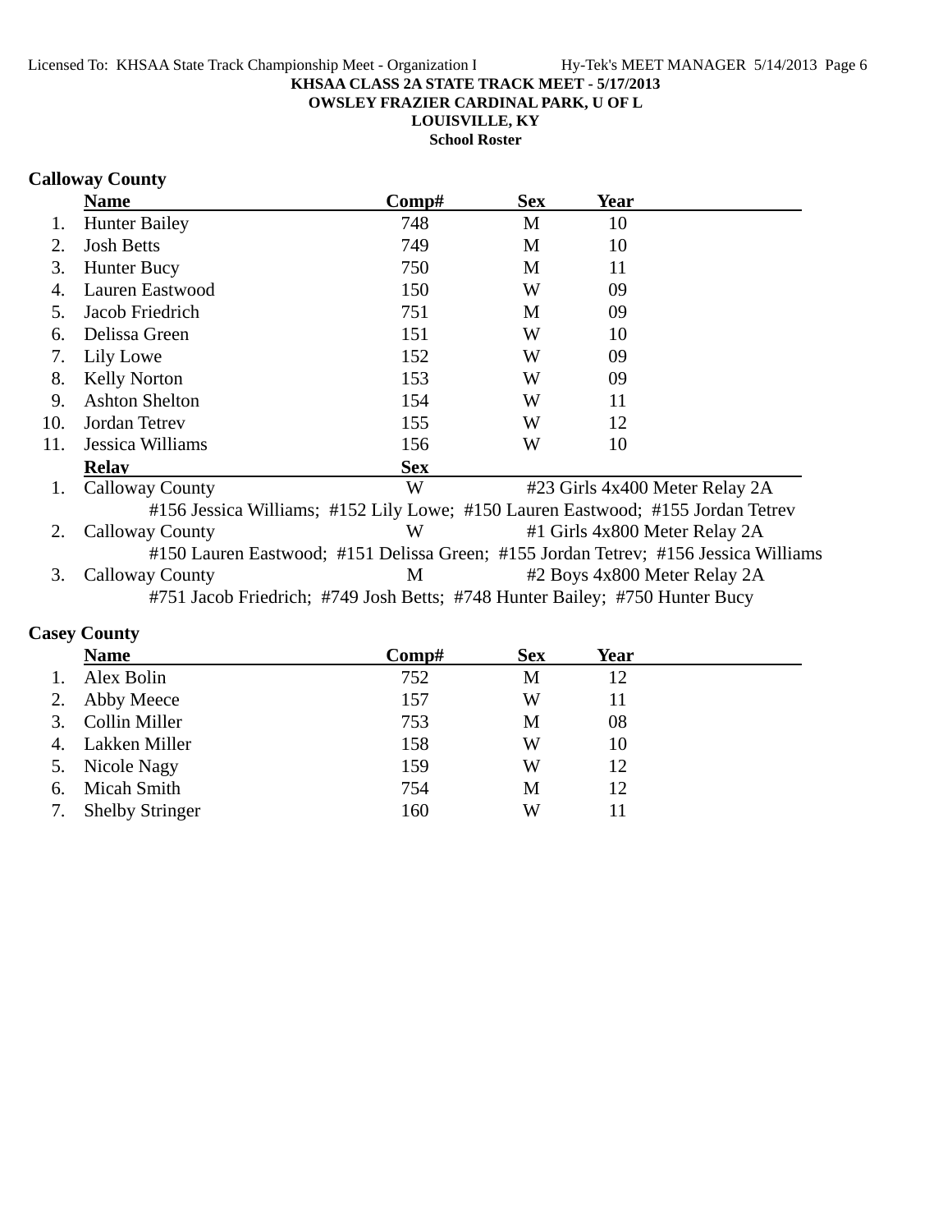**KHSAA CLASS 2A STATE TRACK MEET - 5/17/2013**
**OWSLEY FRAZIER CARDINAL PARK, U OF L**
**LOUISVILLE, KY**
**School Roster**

## Calloway County

| | Name | Comp# | Sex | Year |
|---|---|---|---|---|
| 1. | Hunter Bailey | 748 | M | 10 |
| 2. | Josh Betts | 749 | M | 10 |
| 3. | Hunter Bucy | 750 | M | 11 |
| 4. | Lauren Eastwood | 150 | W | 09 |
| 5. | Jacob Friedrich | 751 | M | 09 |
| 6. | Delissa Green | 151 | W | 10 |
| 7. | Lily Lowe | 152 | W | 09 |
| 8. | Kelly Norton | 153 | W | 09 |
| 9. | Ashton Shelton | 154 | W | 11 |
| 10. | Jordan Tetrev | 155 | W | 12 |
| 11. | Jessica Williams | 156 | W | 10 |

| | Relay | Sex | Event |
|---|---|---|---|
| 1. | Calloway County | W | #23 Girls 4x400 Meter Relay 2A |
| | #156 Jessica Williams; #152 Lily Lowe; #150 Lauren Eastwood; #155 Jordan Tetrev | | |
| 2. | Calloway County | W | #1 Girls 4x800 Meter Relay 2A |
| | #150 Lauren Eastwood; #151 Delissa Green; #155 Jordan Tetrev; #156 Jessica Williams | | |
| 3. | Calloway County | M | #2 Boys 4x800 Meter Relay 2A |
| | #751 Jacob Friedrich; #749 Josh Betts; #748 Hunter Bailey; #750 Hunter Bucy | | |

## Casey County

| | Name | Comp# | Sex | Year |
|---|---|---|---|---|
| 1. | Alex Bolin | 752 | M | 12 |
| 2. | Abby Meece | 157 | W | 11 |
| 3. | Collin Miller | 753 | M | 08 |
| 4. | Lakken Miller | 158 | W | 10 |
| 5. | Nicole Nagy | 159 | W | 12 |
| 6. | Micah Smith | 754 | M | 12 |
| 7. | Shelby Stringer | 160 | W | 11 |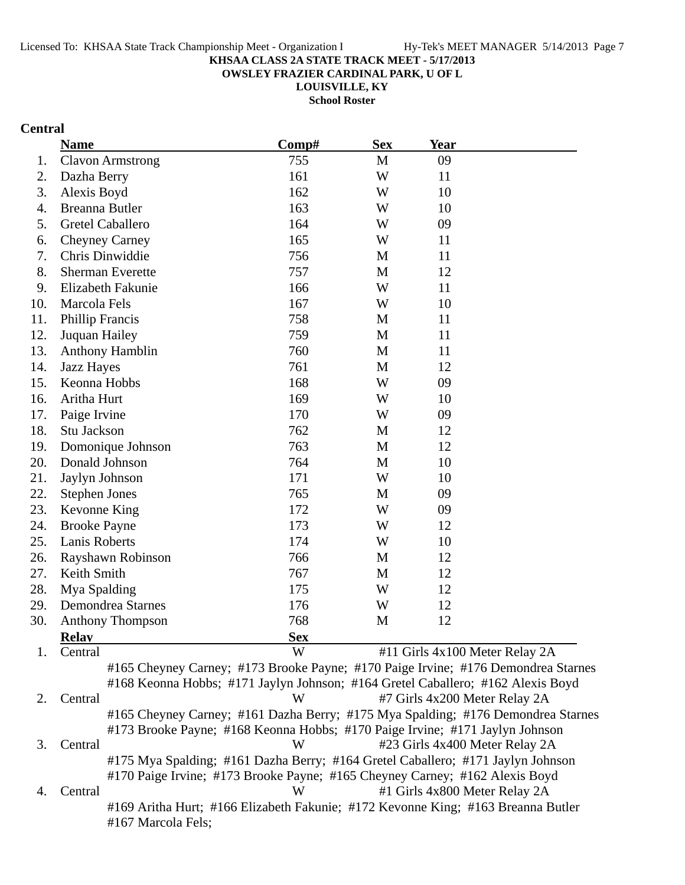**KHSAA CLASS 2A STATE TRACK MEET - 5/17/2013**
**OWSLEY FRAZIER CARDINAL PARK, U OF L**
**LOUISVILLE, KY**
**School Roster**

## Central

| | Name | Comp# | Sex | Year |
|---|---|---|---|---|
| 1. | Clavon Armstrong | 755 | M | 09 |
| 2. | Dazha Berry | 161 | W | 11 |
| 3. | Alexis Boyd | 162 | W | 10 |
| 4. | Breanna Butler | 163 | W | 10 |
| 5. | Gretel Caballero | 164 | W | 09 |
| 6. | Cheyney Carney | 165 | W | 11 |
| 7. | Chris Dinwiddie | 756 | M | 11 |
| 8. | Sherman Everette | 757 | M | 12 |
| 9. | Elizabeth Fakunie | 166 | W | 11 |
| 10. | Marcola Fels | 167 | W | 10 |
| 11. | Phillip Francis | 758 | M | 11 |
| 12. | Juquan Hailey | 759 | M | 11 |
| 13. | Anthony Hamblin | 760 | M | 11 |
| 14. | Jazz Hayes | 761 | M | 12 |
| 15. | Keonna Hobbs | 168 | W | 09 |
| 16. | Aritha Hurt | 169 | W | 10 |
| 17. | Paige Irvine | 170 | W | 09 |
| 18. | Stu Jackson | 762 | M | 12 |
| 19. | Domonique Johnson | 763 | M | 12 |
| 20. | Donald Johnson | 764 | M | 10 |
| 21. | Jaylyn Johnson | 171 | W | 10 |
| 22. | Stephen Jones | 765 | M | 09 |
| 23. | Kevonne King | 172 | W | 09 |
| 24. | Brooke Payne | 173 | W | 12 |
| 25. | Lanis Roberts | 174 | W | 10 |
| 26. | Rayshawn Robinson | 766 | M | 12 |
| 27. | Keith Smith | 767 | M | 12 |
| 28. | Mya Spalding | 175 | W | 12 |
| 29. | Demondrea Starnes | 176 | W | 12 |
| 30. | Anthony Thompson | 768 | M | 12 |

| | Relay | Sex | Event |
|---|---|---|---|
| 1. | Central | W | #11 Girls 4x100 Meter Relay 2A |
| | #165 Cheyney Carney; #173 Brooke Payne; #170 Paige Irvine; #176 Demondrea Starnes; #168 Keonna Hobbs; #171 Jaylyn Johnson; #164 Gretel Caballero; #162 Alexis Boyd | | |
| 2. | Central | W | #7 Girls 4x200 Meter Relay 2A |
| | #165 Cheyney Carney; #161 Dazha Berry; #175 Mya Spalding; #176 Demondrea Starnes; #173 Brooke Payne; #168 Keonna Hobbs; #170 Paige Irvine; #171 Jaylyn Johnson | | |
| 3. | Central | W | #23 Girls 4x400 Meter Relay 2A |
| | #175 Mya Spalding; #161 Dazha Berry; #164 Gretel Caballero; #171 Jaylyn Johnson; #170 Paige Irvine; #173 Brooke Payne; #165 Cheyney Carney; #162 Alexis Boyd | | |
| 4. | Central | W | #1 Girls 4x800 Meter Relay 2A |
| | #169 Aritha Hurt; #166 Elizabeth Fakunie; #172 Kevonne King; #163 Breanna Butler; #167 Marcola Fels; | | |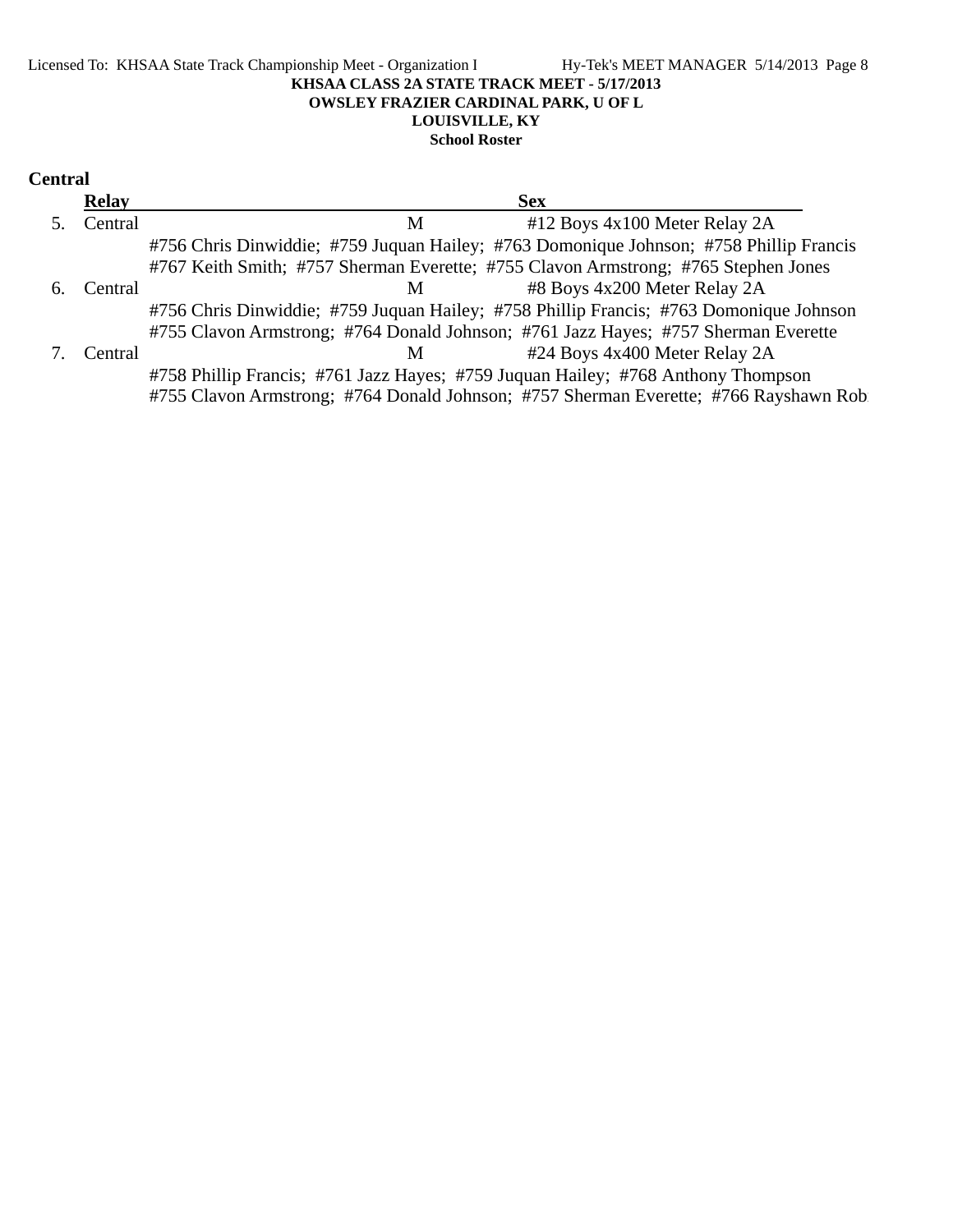**KHSAA CLASS 2A STATE TRACK MEET - 5/17/2013**
**OWSLEY FRAZIER CARDINAL PARK, U OF L**
**LOUISVILLE, KY**
**School Roster**

## Central

| | Relay | Sex | |
|---|---|---|---|
| 5. | Central | M | #12 Boys 4x100 Meter Relay 2A |
| | #756 Chris Dinwiddie; #759 Juquan Hailey; #763 Domonique Johnson; #758 Phillip Francis<br>#767 Keith Smith; #757 Sherman Everette; #755 Clavon Armstrong; #765 Stephen Jones | | |
| 6. | Central | M | #8 Boys 4x200 Meter Relay 2A |
| | #756 Chris Dinwiddie; #759 Juquan Hailey; #758 Phillip Francis; #763 Domonique Johnson<br>#755 Clavon Armstrong; #764 Donald Johnson; #761 Jazz Hayes; #757 Sherman Everette | | |
| 7. | Central | M | #24 Boys 4x400 Meter Relay 2A |
| | #758 Phillip Francis; #761 Jazz Hayes; #759 Juquan Hailey; #768 Anthony Thompson<br>#755 Clavon Armstrong; #764 Donald Johnson; #757 Sherman Everette; #766 Rayshawn Rob | | |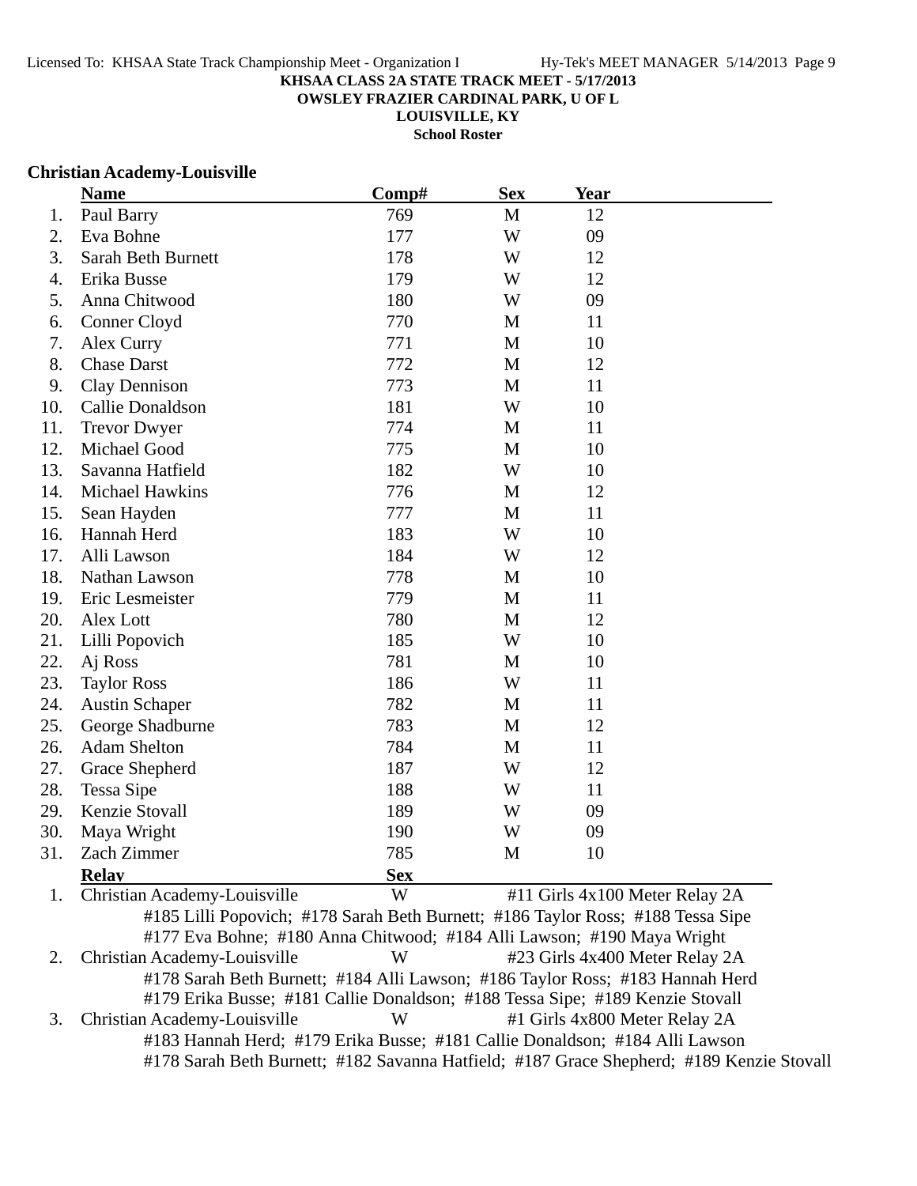**KHSAA CLASS 2A STATE TRACK MEET - 5/17/2013**
**OWSLEY FRAZIER CARDINAL PARK, U OF L**
**LOUISVILLE, KY**
**School Roster**

### Christian Academy-Louisville

| | Name | Comp# | Sex | Year |
|---|---|---|---|---|
| 1. | Paul Barry | 769 | M | 12 |
| 2. | Eva Bohne | 177 | W | 09 |
| 3. | Sarah Beth Burnett | 178 | W | 12 |
| 4. | Erika Busse | 179 | W | 12 |
| 5. | Anna Chitwood | 180 | W | 09 |
| 6. | Conner Cloyd | 770 | M | 11 |
| 7. | Alex Curry | 771 | M | 10 |
| 8. | Chase Darst | 772 | M | 12 |
| 9. | Clay Dennison | 773 | M | 11 |
| 10. | Callie Donaldson | 181 | W | 10 |
| 11. | Trevor Dwyer | 774 | M | 11 |
| 12. | Michael Good | 775 | M | 10 |
| 13. | Savanna Hatfield | 182 | W | 10 |
| 14. | Michael Hawkins | 776 | M | 12 |
| 15. | Sean Hayden | 777 | M | 11 |
| 16. | Hannah Herd | 183 | W | 10 |
| 17. | Alli Lawson | 184 | W | 12 |
| 18. | Nathan Lawson | 778 | M | 10 |
| 19. | Eric Lesmeister | 779 | M | 11 |
| 20. | Alex Lott | 780 | M | 12 |
| 21. | Lilli Popovich | 185 | W | 10 |
| 22. | Aj Ross | 781 | M | 10 |
| 23. | Taylor Ross | 186 | W | 11 |
| 24. | Austin Schaper | 782 | M | 11 |
| 25. | George Shadburne | 783 | M | 12 |
| 26. | Adam Shelton | 784 | M | 11 |
| 27. | Grace Shepherd | 187 | W | 12 |
| 28. | Tessa Sipe | 188 | W | 11 |
| 29. | Kenzie Stovall | 189 | W | 09 |
| 30. | Maya Wright | 190 | W | 09 |
| 31. | Zach Zimmer | 785 | M | 10 |

| | Relay | Sex | Event |
|---|---|---|---|
| 1. | Christian Academy-Louisville | W | #11 Girls 4x100 Meter Relay 2A |
| | #185 Lilli Popovich; #178 Sarah Beth Burnett; #186 Taylor Ross; #188 Tessa Sipe; #177 Eva Bohne; #180 Anna Chitwood; #184 Alli Lawson; #190 Maya Wright | | |
| 2. | Christian Academy-Louisville | W | #23 Girls 4x400 Meter Relay 2A |
| | #178 Sarah Beth Burnett; #184 Alli Lawson; #186 Taylor Ross; #183 Hannah Herd; #179 Erika Busse; #181 Callie Donaldson; #188 Tessa Sipe; #189 Kenzie Stovall | | |
| 3. | Christian Academy-Louisville | W | #1 Girls 4x800 Meter Relay 2A |
| | #183 Hannah Herd; #179 Erika Busse; #181 Callie Donaldson; #184 Alli Lawson; #178 Sarah Beth Burnett; #182 Savanna Hatfield; #187 Grace Shepherd; #189 Kenzie Stovall | | |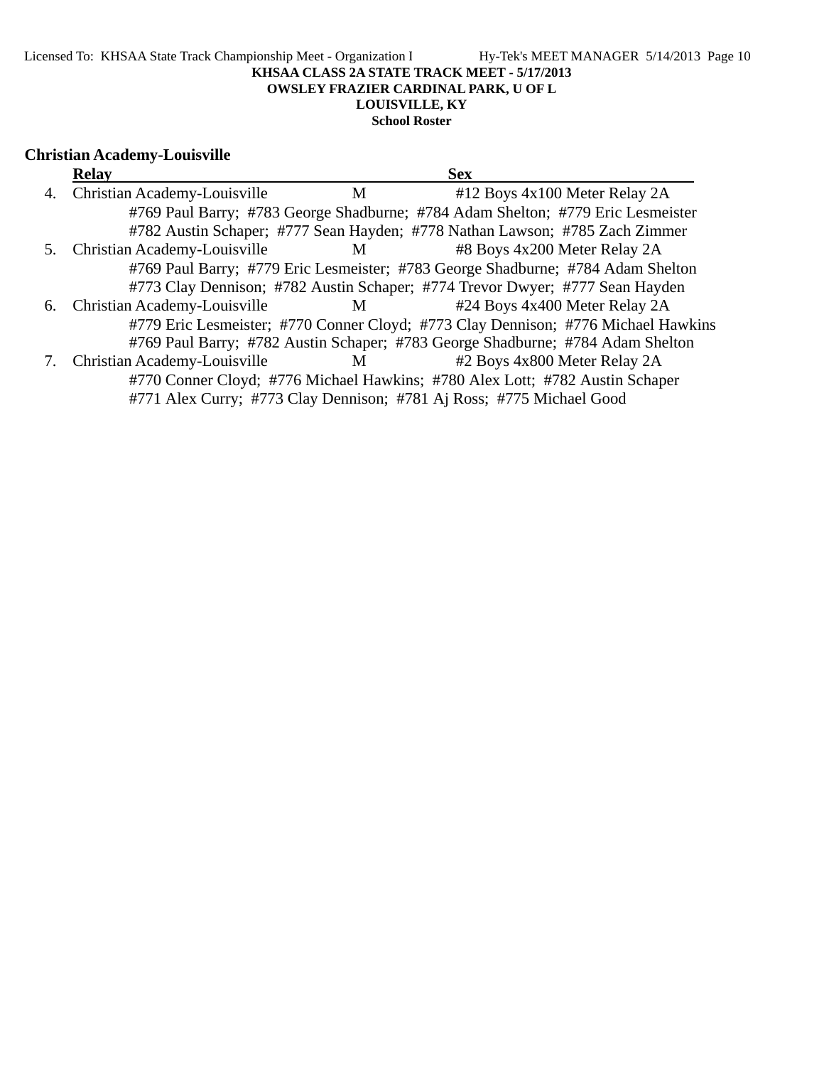KHSAA CLASS 2A STATE TRACK MEET - 5/17/2013

OWSLEY FRAZIER CARDINAL PARK, U OF L

LOUISVILLE, KY

School Roster

## Christian Academy-Louisville

| | Relay | Sex | |
|---|---|---|---|
| 4. | Christian Academy-Louisville | M | #12 Boys 4x100 Meter Relay 2A |
| | #769 Paul Barry; #783 George Shadburne; #784 Adam Shelton; #779 Eric Lesmeister | | |
| | #782 Austin Schaper; #777 Sean Hayden; #778 Nathan Lawson; #785 Zach Zimmer | | |
| 5. | Christian Academy-Louisville | M | #8 Boys 4x200 Meter Relay 2A |
| | #769 Paul Barry; #779 Eric Lesmeister; #783 George Shadburne; #784 Adam Shelton | | |
| | #773 Clay Dennison; #782 Austin Schaper; #774 Trevor Dwyer; #777 Sean Hayden | | |
| 6. | Christian Academy-Louisville | M | #24 Boys 4x400 Meter Relay 2A |
| | #779 Eric Lesmeister; #770 Conner Cloyd; #773 Clay Dennison; #776 Michael Hawkins | | |
| | #769 Paul Barry; #782 Austin Schaper; #783 George Shadburne; #784 Adam Shelton | | |
| 7. | Christian Academy-Louisville | M | #2 Boys 4x800 Meter Relay 2A |
| | #770 Conner Cloyd; #776 Michael Hawkins; #780 Alex Lott; #782 Austin Schaper | | |
| | #771 Alex Curry; #773 Clay Dennison; #781 Aj Ross; #775 Michael Good | | |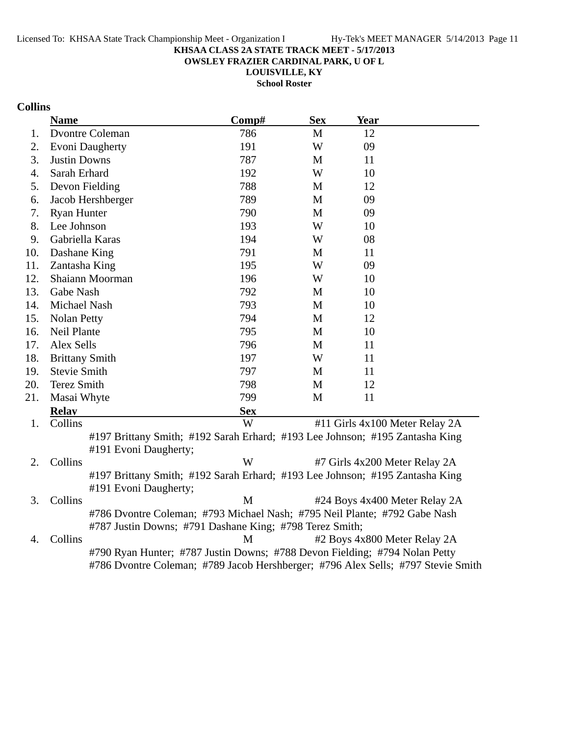**KHSAA CLASS 2A STATE TRACK MEET - 5/17/2013**
**OWSLEY FRAZIER CARDINAL PARK, U OF L**
**LOUISVILLE, KY**
**School Roster**

## Collins

| | Name | Comp# | Sex | Year |
|---|---|---|---|---|
| 1. | Dvontre Coleman | 786 | M | 12 |
| 2. | Evoni Daugherty | 191 | W | 09 |
| 3. | Justin Downs | 787 | M | 11 |
| 4. | Sarah Erhard | 192 | W | 10 |
| 5. | Devon Fielding | 788 | M | 12 |
| 6. | Jacob Hershberger | 789 | M | 09 |
| 7. | Ryan Hunter | 790 | M | 09 |
| 8. | Lee Johnson | 193 | W | 10 |
| 9. | Gabriella Karas | 194 | W | 08 |
| 10. | Dashane King | 791 | M | 11 |
| 11. | Zantasha King | 195 | W | 09 |
| 12. | Shaiann Moorman | 196 | W | 10 |
| 13. | Gabe Nash | 792 | M | 10 |
| 14. | Michael Nash | 793 | M | 10 |
| 15. | Nolan Petty | 794 | M | 12 |
| 16. | Neil Plante | 795 | M | 10 |
| 17. | Alex Sells | 796 | M | 11 |
| 18. | Brittany Smith | 197 | W | 11 |
| 19. | Stevie Smith | 797 | M | 11 |
| 20. | Terez Smith | 798 | M | 12 |
| 21. | Masai Whyte | 799 | M | 11 |

| | Relay | Sex | Event |
|---|---|---|---|
| 1. | Collins | W | #11 Girls 4x100 Meter Relay 2A |
| | #197 Brittany Smith; #192 Sarah Erhard; #193 Lee Johnson; #195 Zantasha King #191 Evoni Daugherty; | | |
| 2. | Collins | W | #7 Girls 4x200 Meter Relay 2A |
| | #197 Brittany Smith; #192 Sarah Erhard; #193 Lee Johnson; #195 Zantasha King #191 Evoni Daugherty; | | |
| 3. | Collins | M | #24 Boys 4x400 Meter Relay 2A |
| | #786 Dvontre Coleman; #793 Michael Nash; #795 Neil Plante; #792 Gabe Nash #787 Justin Downs; #791 Dashane King; #798 Terez Smith; | | |
| 4. | Collins | M | #2 Boys 4x800 Meter Relay 2A |
| | #790 Ryan Hunter; #787 Justin Downs; #788 Devon Fielding; #794 Nolan Petty #786 Dvontre Coleman; #789 Jacob Hershberger; #796 Alex Sells; #797 Stevie Smith | | |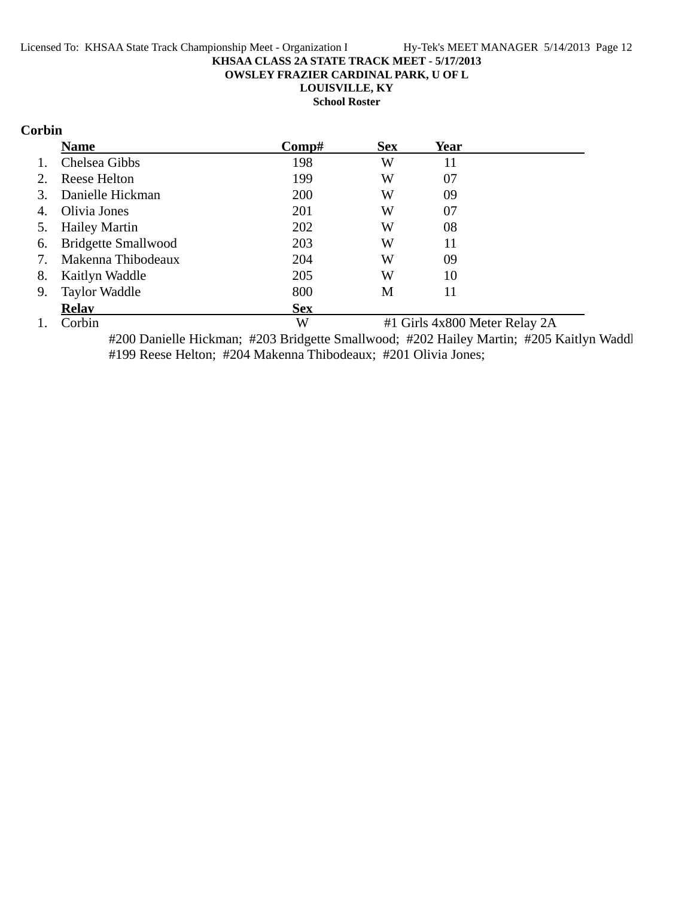**KHSAA CLASS 2A STATE TRACK MEET - 5/17/2013**

**OWSLEY FRAZIER CARDINAL PARK, U OF L**

**LOUISVILLE, KY**

**School Roster**

## Corbin

| | Name | Comp# | Sex | Year |
|---|---|---|---|---|
| 1. | Chelsea Gibbs | 198 | W | 11 |
| 2. | Reese Helton | 199 | W | 07 |
| 3. | Danielle Hickman | 200 | W | 09 |
| 4. | Olivia Jones | 201 | W | 07 |
| 5. | Hailey Martin | 202 | W | 08 |
| 6. | Bridgette Smallwood | 203 | W | 11 |
| 7. | Makenna Thibodeaux | 204 | W | 09 |
| 8. | Kaitlyn Waddle | 205 | W | 10 |
| 9. | Taylor Waddle | 800 | M | 11 |

| | Relay | Sex | |
|---|---|---|---|
| 1. | Corbin | W | #1 Girls 4x800 Meter Relay 2A |

#200 Danielle Hickman; #203 Bridgette Smallwood; #202 Hailey Martin; #205 Kaitlyn Waddl
#199 Reese Helton; #204 Makenna Thibodeaux; #201 Olivia Jones;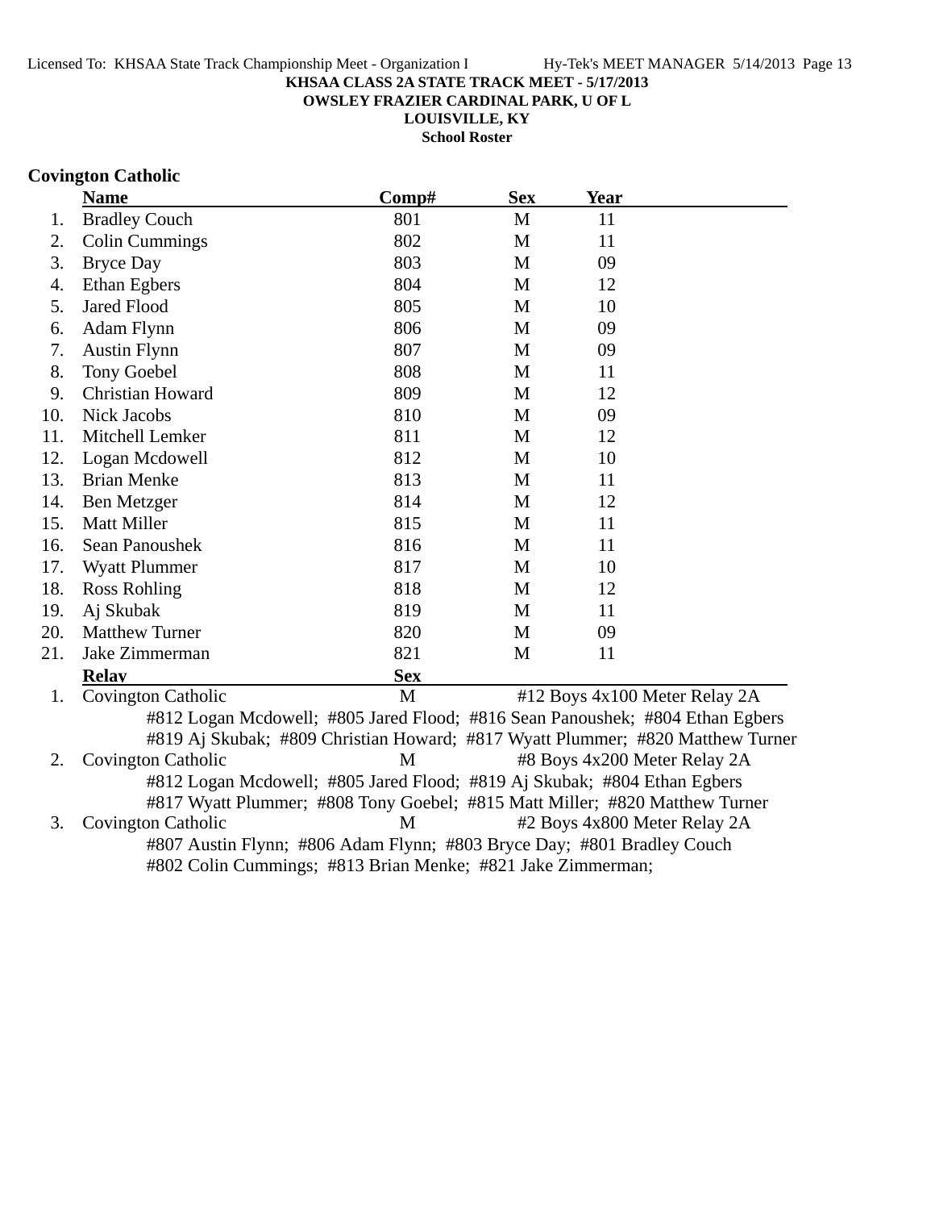KHSAA CLASS 2A STATE TRACK MEET - 5/17/2013
OWSLEY FRAZIER CARDINAL PARK, U OF L
LOUISVILLE, KY
School Roster

## Covington Catholic

| | Name | Comp# | Sex | Year |
|---|---|---|---|---|
| 1. | Bradley Couch | 801 | M | 11 |
| 2. | Colin Cummings | 802 | M | 11 |
| 3. | Bryce Day | 803 | M | 09 |
| 4. | Ethan Egbers | 804 | M | 12 |
| 5. | Jared Flood | 805 | M | 10 |
| 6. | Adam Flynn | 806 | M | 09 |
| 7. | Austin Flynn | 807 | M | 09 |
| 8. | Tony Goebel | 808 | M | 11 |
| 9. | Christian Howard | 809 | M | 12 |
| 10. | Nick Jacobs | 810 | M | 09 |
| 11. | Mitchell Lemker | 811 | M | 12 |
| 12. | Logan Mcdowell | 812 | M | 10 |
| 13. | Brian Menke | 813 | M | 11 |
| 14. | Ben Metzger | 814 | M | 12 |
| 15. | Matt Miller | 815 | M | 11 |
| 16. | Sean Panoushek | 816 | M | 11 |
| 17. | Wyatt Plummer | 817 | M | 10 |
| 18. | Ross Rohling | 818 | M | 12 |
| 19. | Aj Skubak | 819 | M | 11 |
| 20. | Matthew Turner | 820 | M | 09 |
| 21. | Jake Zimmerman | 821 | M | 11 |

| | Relay | Sex | Event |
|---|---|---|---|
| 1. | Covington Catholic | M | #12 Boys 4x100 Meter Relay 2A |
| | #812 Logan Mcdowell; #805 Jared Flood; #816 Sean Panoushek; #804 Ethan Egbers<br>#819 Aj Skubak; #809 Christian Howard; #817 Wyatt Plummer; #820 Matthew Turner | | |
| 2. | Covington Catholic | M | #8 Boys 4x200 Meter Relay 2A |
| | #812 Logan Mcdowell; #805 Jared Flood; #819 Aj Skubak; #804 Ethan Egbers<br>#817 Wyatt Plummer; #808 Tony Goebel; #815 Matt Miller; #820 Matthew Turner | | |
| 3. | Covington Catholic | M | #2 Boys 4x800 Meter Relay 2A |
| | #807 Austin Flynn; #806 Adam Flynn; #803 Bryce Day; #801 Bradley Couch<br>#802 Colin Cummings; #813 Brian Menke; #821 Jake Zimmerman; | | |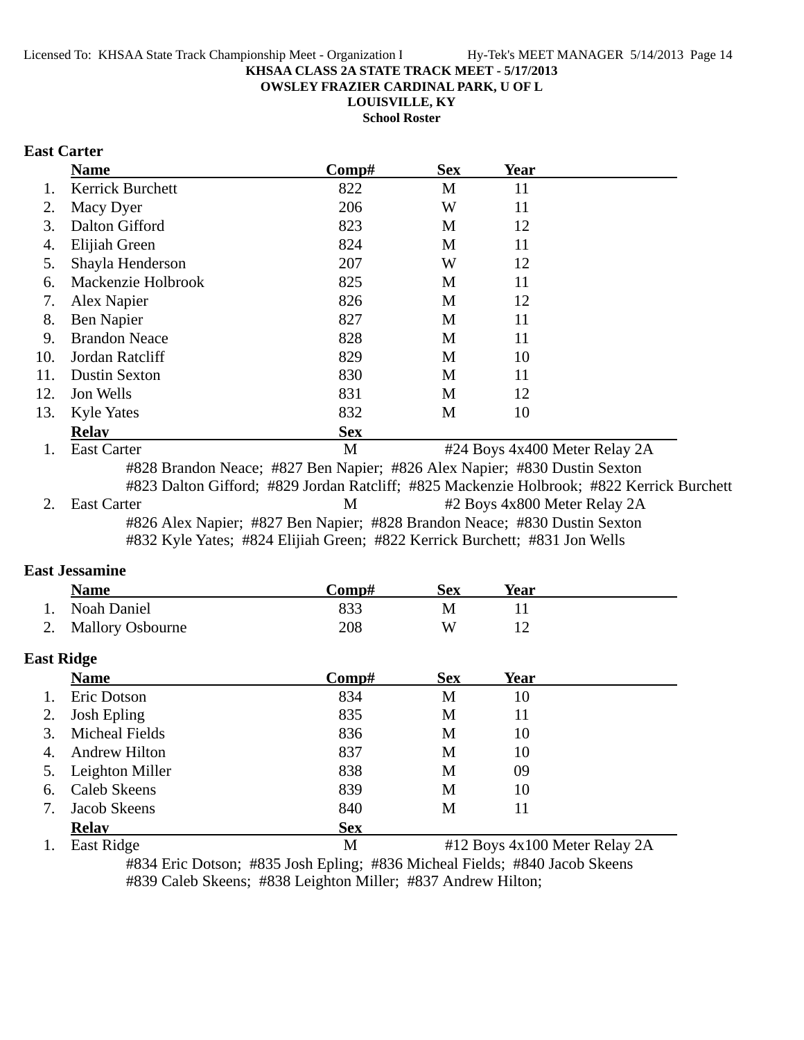**KHSAA CLASS 2A STATE TRACK MEET - 5/17/2013**
**OWSLEY FRAZIER CARDINAL PARK, U OF L**
**LOUISVILLE, KY**
**School Roster**

## East Carter

| | Name | Comp# | Sex | Year |
|---|---|---|---|---|
| 1. | Kerrick Burchett | 822 | M | 11 |
| 2. | Macy Dyer | 206 | W | 11 |
| 3. | Dalton Gifford | 823 | M | 12 |
| 4. | Elijiah Green | 824 | M | 11 |
| 5. | Shayla Henderson | 207 | W | 12 |
| 6. | Mackenzie Holbrook | 825 | M | 11 |
| 7. | Alex Napier | 826 | M | 12 |
| 8. | Ben Napier | 827 | M | 11 |
| 9. | Brandon Neace | 828 | M | 11 |
| 10. | Jordan Ratcliff | 829 | M | 10 |
| 11. | Dustin Sexton | 830 | M | 11 |
| 12. | Jon Wells | 831 | M | 12 |
| 13. | Kyle Yates | 832 | M | 10 |

| | Relay | Sex | |
|---|---|---|---|
| 1. | East Carter | M | #24 Boys 4x400 Meter Relay 2A |
| | #828 Brandon Neace; #827 Ben Napier; #826 Alex Napier; #830 Dustin Sexton #823 Dalton Gifford; #829 Jordan Ratcliff; #825 Mackenzie Holbrook; #822 Kerrick Burchett | | |
| 2. | East Carter | M | #2 Boys 4x800 Meter Relay 2A |
| | #826 Alex Napier; #827 Ben Napier; #828 Brandon Neace; #830 Dustin Sexton #832 Kyle Yates; #824 Elijiah Green; #822 Kerrick Burchett; #831 Jon Wells | | |

## East Jessamine

| | Name | Comp# | Sex | Year |
|---|---|---|---|---|
| 1. | Noah Daniel | 833 | M | 11 |
| 2. | Mallory Osbourne | 208 | W | 12 |

## East Ridge

| | Name | Comp# | Sex | Year |
|---|---|---|---|---|
| 1. | Eric Dotson | 834 | M | 10 |
| 2. | Josh Epling | 835 | M | 11 |
| 3. | Micheal Fields | 836 | M | 10 |
| 4. | Andrew Hilton | 837 | M | 10 |
| 5. | Leighton Miller | 838 | M | 09 |
| 6. | Caleb Skeens | 839 | M | 10 |
| 7. | Jacob Skeens | 840 | M | 11 |

| | Relay | Sex | |
|---|---|---|---|
| 1. | East Ridge | M | #12 Boys 4x100 Meter Relay 2A |
| | #834 Eric Dotson; #835 Josh Epling; #836 Micheal Fields; #840 Jacob Skeens #839 Caleb Skeens; #838 Leighton Miller; #837 Andrew Hilton; | | |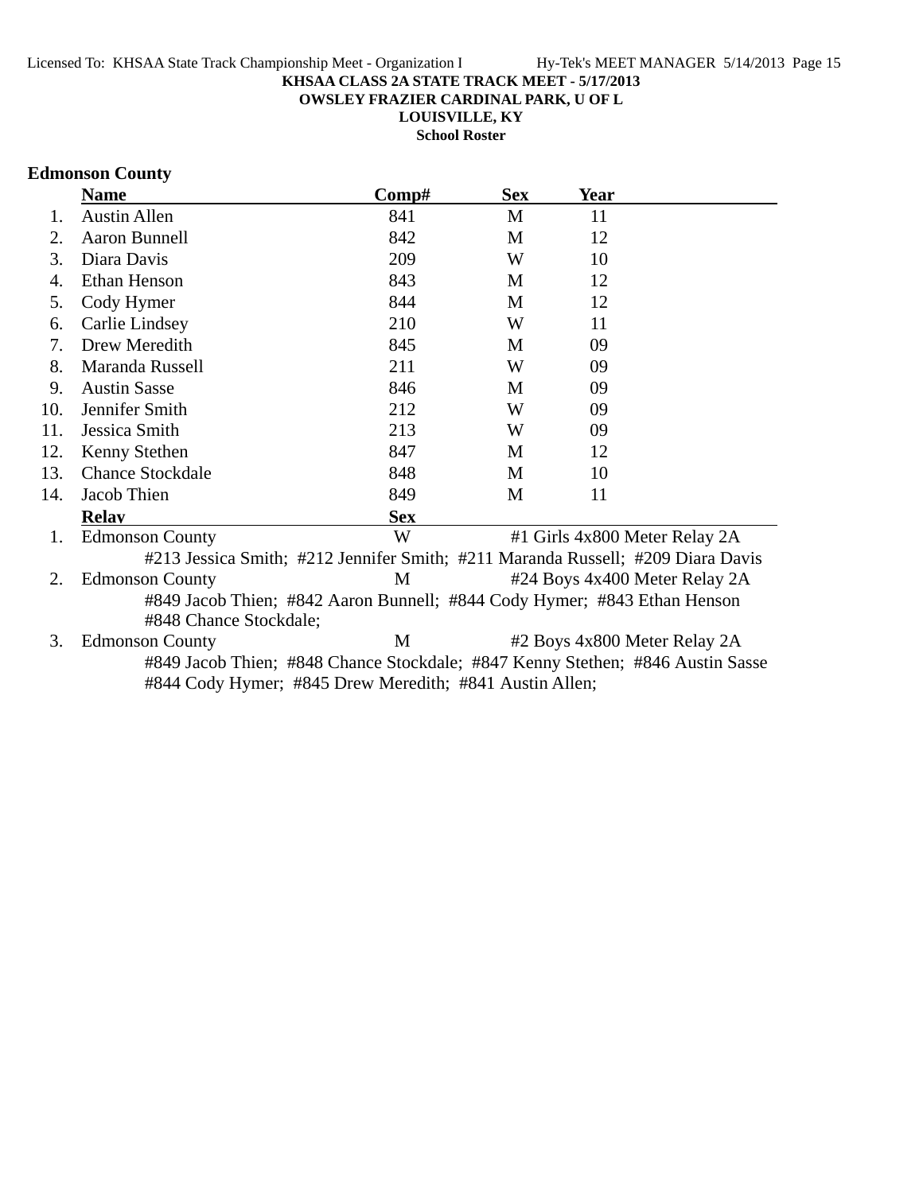**KHSAA CLASS 2A STATE TRACK MEET - 5/17/2013**
**OWSLEY FRAZIER CARDINAL PARK, U OF L**
**LOUISVILLE, KY**
**School Roster**

## Edmonson County

| | Name | Comp# | Sex | Year |
|---|---|---|---|---|
| 1. | Austin Allen | 841 | M | 11 |
| 2. | Aaron Bunnell | 842 | M | 12 |
| 3. | Diara Davis | 209 | W | 10 |
| 4. | Ethan Henson | 843 | M | 12 |
| 5. | Cody Hymer | 844 | M | 12 |
| 6. | Carlie Lindsey | 210 | W | 11 |
| 7. | Drew Meredith | 845 | M | 09 |
| 8. | Maranda Russell | 211 | W | 09 |
| 9. | Austin Sasse | 846 | M | 09 |
| 10. | Jennifer Smith | 212 | W | 09 |
| 11. | Jessica Smith | 213 | W | 09 |
| 12. | Kenny Stethen | 847 | M | 12 |
| 13. | Chance Stockdale | 848 | M | 10 |
| 14. | Jacob Thien | 849 | M | 11 |

| | Relay | Sex | Event |
|---|---|---|---|
| 1. | Edmonson County | W | #1 Girls 4x800 Meter Relay 2A |
| | #213 Jessica Smith; #212 Jennifer Smith; #211 Maranda Russell; #209 Diara Davis | | |
| 2. | Edmonson County | M | #24 Boys 4x400 Meter Relay 2A |
| | #849 Jacob Thien; #842 Aaron Bunnell; #844 Cody Hymer; #843 Ethan Henson #848 Chance Stockdale; | | |
| 3. | Edmonson County | M | #2 Boys 4x800 Meter Relay 2A |
| | #849 Jacob Thien; #848 Chance Stockdale; #847 Kenny Stethen; #846 Austin Sasse #844 Cody Hymer; #845 Drew Meredith; #841 Austin Allen; | | |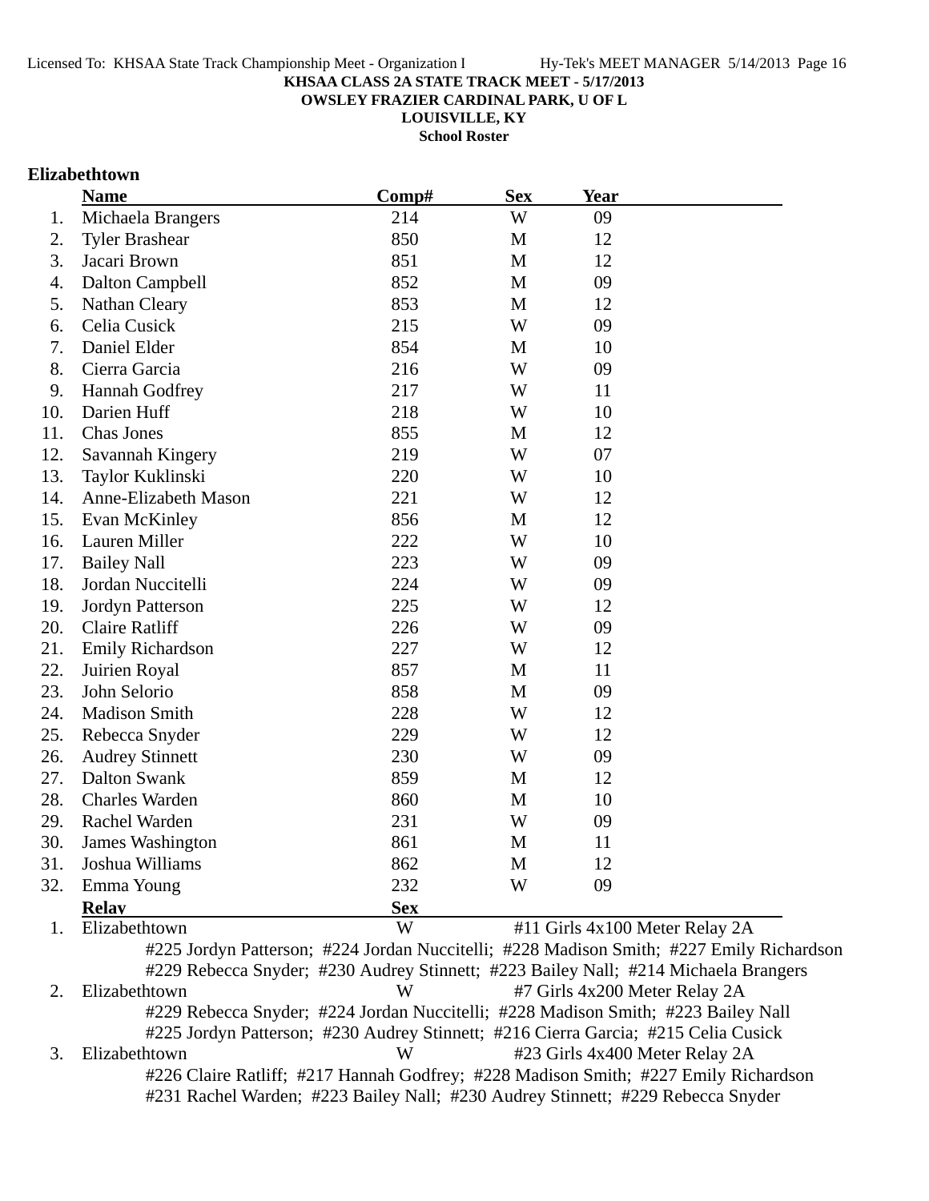**KHSAA CLASS 2A STATE TRACK MEET - 5/17/2013**
**OWSLEY FRAZIER CARDINAL PARK, U OF L**
**LOUISVILLE, KY**
**School Roster**

### Elizabethtown

| | Name | Comp# | Sex | Year |
|---|---|---|---|---|
| 1. | Michaela Brangers | 214 | W | 09 |
| 2. | Tyler Brashear | 850 | M | 12 |
| 3. | Jacari Brown | 851 | M | 12 |
| 4. | Dalton Campbell | 852 | M | 09 |
| 5. | Nathan Cleary | 853 | M | 12 |
| 6. | Celia Cusick | 215 | W | 09 |
| 7. | Daniel Elder | 854 | M | 10 |
| 8. | Cierra Garcia | 216 | W | 09 |
| 9. | Hannah Godfrey | 217 | W | 11 |
| 10. | Darien Huff | 218 | W | 10 |
| 11. | Chas Jones | 855 | M | 12 |
| 12. | Savannah Kingery | 219 | W | 07 |
| 13. | Taylor Kuklinski | 220 | W | 10 |
| 14. | Anne-Elizabeth Mason | 221 | W | 12 |
| 15. | Evan McKinley | 856 | M | 12 |
| 16. | Lauren Miller | 222 | W | 10 |
| 17. | Bailey Nall | 223 | W | 09 |
| 18. | Jordan Nuccitelli | 224 | W | 09 |
| 19. | Jordyn Patterson | 225 | W | 12 |
| 20. | Claire Ratliff | 226 | W | 09 |
| 21. | Emily Richardson | 227 | W | 12 |
| 22. | Juirien Royal | 857 | M | 11 |
| 23. | John Selorio | 858 | M | 09 |
| 24. | Madison Smith | 228 | W | 12 |
| 25. | Rebecca Snyder | 229 | W | 12 |
| 26. | Audrey Stinnett | 230 | W | 09 |
| 27. | Dalton Swank | 859 | M | 12 |
| 28. | Charles Warden | 860 | M | 10 |
| 29. | Rachel Warden | 231 | W | 09 |
| 30. | James Washington | 861 | M | 11 |
| 31. | Joshua Williams | 862 | M | 12 |
| 32. | Emma Young | 232 | W | 09 |

| | Relay | Sex | Event |
|---|---|---|---|
| 1. | Elizabethtown | W | #11 Girls 4x100 Meter Relay 2A |
| 2. | Elizabethtown | W | #7 Girls 4x200 Meter Relay 2A |
| 3. | Elizabethtown | W | #23 Girls 4x400 Meter Relay 2A |

1. Elizabethtown — W — #11 Girls 4x100 Meter Relay 2A
   #225 Jordyn Patterson; #224 Jordan Nuccitelli; #228 Madison Smith; #227 Emily Richardson
   #229 Rebecca Snyder; #230 Audrey Stinnett; #223 Bailey Nall; #214 Michaela Brangers
2. Elizabethtown — W — #7 Girls 4x200 Meter Relay 2A
   #229 Rebecca Snyder; #224 Jordan Nuccitelli; #228 Madison Smith; #223 Bailey Nall
   #225 Jordyn Patterson; #230 Audrey Stinnett; #216 Cierra Garcia; #215 Celia Cusick
3. Elizabethtown — W — #23 Girls 4x400 Meter Relay 2A
   #226 Claire Ratliff; #217 Hannah Godfrey; #228 Madison Smith; #227 Emily Richardson
   #231 Rachel Warden; #223 Bailey Nall; #230 Audrey Stinnett; #229 Rebecca Snyder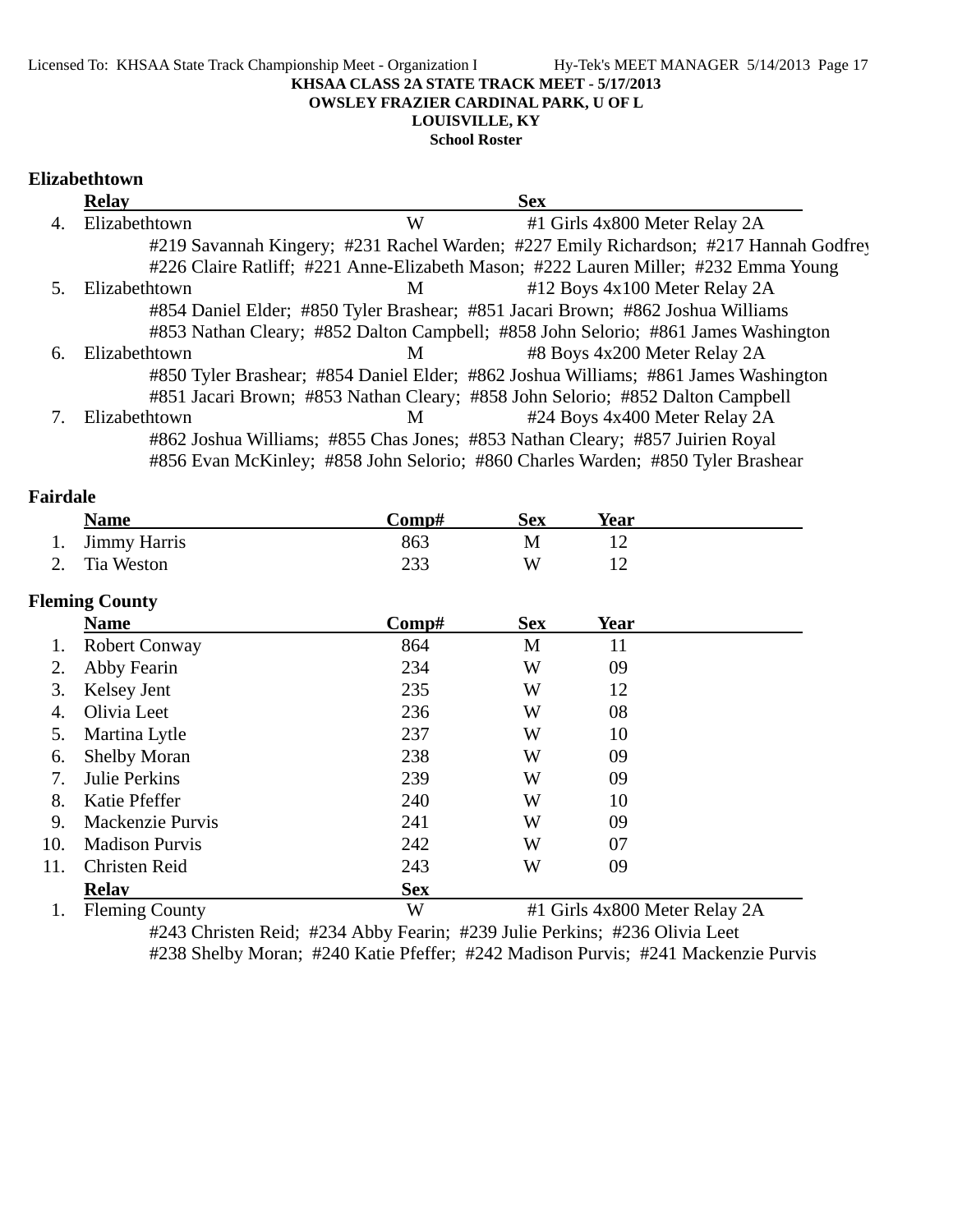KHSAA CLASS 2A STATE TRACK MEET - 5/17/2013
OWSLEY FRAZIER CARDINAL PARK, U OF L
LOUISVILLE, KY
School Roster

### Elizabethtown

| | Relay | Sex | |
|---|---|---|---|
| 4. | Elizabethtown | W | #1 Girls 4x800 Meter Relay 2A |

#219 Savannah Kingery; #231 Rachel Warden; #227 Emily Richardson; #217 Hannah Godfrey
#226 Claire Ratliff; #221 Anne-Elizabeth Mason; #222 Lauren Miller; #232 Emma Young

| | | | |
|---|---|---|---|
| 5. | Elizabethtown | M | #12 Boys 4x100 Meter Relay 2A |

#854 Daniel Elder; #850 Tyler Brashear; #851 Jacari Brown; #862 Joshua Williams
#853 Nathan Cleary; #852 Dalton Campbell; #858 John Selorio; #861 James Washington

| | | | |
|---|---|---|---|
| 6. | Elizabethtown | M | #8 Boys 4x200 Meter Relay 2A |

#850 Tyler Brashear; #854 Daniel Elder; #862 Joshua Williams; #861 James Washington
#851 Jacari Brown; #853 Nathan Cleary; #858 John Selorio; #852 Dalton Campbell

| | | | |
|---|---|---|---|
| 7. | Elizabethtown | M | #24 Boys 4x400 Meter Relay 2A |

#862 Joshua Williams; #855 Chas Jones; #853 Nathan Cleary; #857 Juirien Royal
#856 Evan McKinley; #858 John Selorio; #860 Charles Warden; #850 Tyler Brashear

### Fairdale

| | Name | Comp# | Sex | Year |
|---|---|---|---|---|
| 1. | Jimmy Harris | 863 | M | 12 |
| 2. | Tia Weston | 233 | W | 12 |

### Fleming County

| | Name | Comp# | Sex | Year |
|---|---|---|---|---|
| 1. | Robert Conway | 864 | M | 11 |
| 2. | Abby Fearin | 234 | W | 09 |
| 3. | Kelsey Jent | 235 | W | 12 |
| 4. | Olivia Leet | 236 | W | 08 |
| 5. | Martina Lytle | 237 | W | 10 |
| 6. | Shelby Moran | 238 | W | 09 |
| 7. | Julie Perkins | 239 | W | 09 |
| 8. | Katie Pfeffer | 240 | W | 10 |
| 9. | Mackenzie Purvis | 241 | W | 09 |
| 10. | Madison Purvis | 242 | W | 07 |
| 11. | Christen Reid | 243 | W | 09 |

| | Relay | Sex | |
|---|---|---|---|
| 1. | Fleming County | W | #1 Girls 4x800 Meter Relay 2A |

#243 Christen Reid; #234 Abby Fearin; #239 Julie Perkins; #236 Olivia Leet
#238 Shelby Moran; #240 Katie Pfeffer; #242 Madison Purvis; #241 Mackenzie Purvis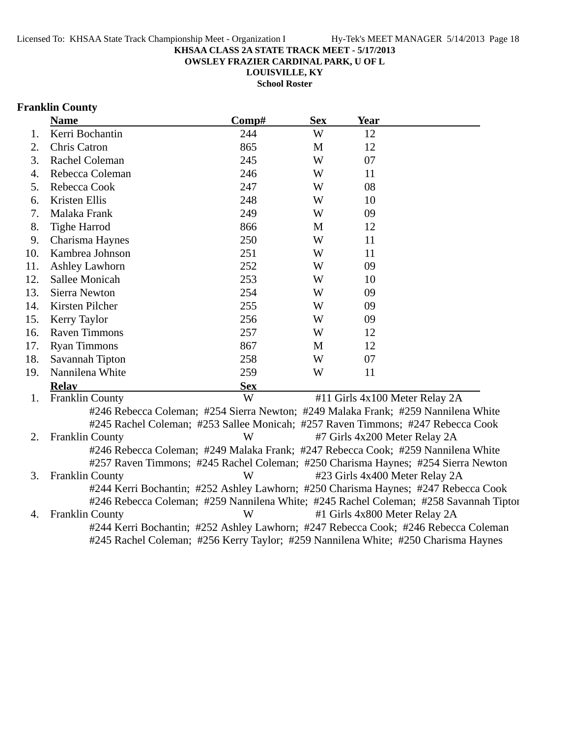KHSAA CLASS 2A STATE TRACK MEET - 5/17/2013

OWSLEY FRAZIER CARDINAL PARK, U OF L

LOUISVILLE, KY

School Roster

## Franklin County

| | Name | Comp# | Sex | Year |
|---|---|---|---|---|
| 1. | Kerri Bochantin | 244 | W | 12 |
| 2. | Chris Catron | 865 | M | 12 |
| 3. | Rachel Coleman | 245 | W | 07 |
| 4. | Rebecca Coleman | 246 | W | 11 |
| 5. | Rebecca Cook | 247 | W | 08 |
| 6. | Kristen Ellis | 248 | W | 10 |
| 7. | Malaka Frank | 249 | W | 09 |
| 8. | Tighe Harrod | 866 | M | 12 |
| 9. | Charisma Haynes | 250 | W | 11 |
| 10. | Kambrea Johnson | 251 | W | 11 |
| 11. | Ashley Lawhorn | 252 | W | 09 |
| 12. | Sallee Monicah | 253 | W | 10 |
| 13. | Sierra Newton | 254 | W | 09 |
| 14. | Kirsten Pilcher | 255 | W | 09 |
| 15. | Kerry Taylor | 256 | W | 09 |
| 16. | Raven Timmons | 257 | W | 12 |
| 17. | Ryan Timmons | 867 | M | 12 |
| 18. | Savannah Tipton | 258 | W | 07 |
| 19. | Nannilena White | 259 | W | 11 |

| | Relay | Sex | Event |
|---|---|---|---|
| 1. | Franklin County | W | #11 Girls 4x100 Meter Relay 2A |
| | #246 Rebecca Coleman; #254 Sierra Newton; #249 Malaka Frank; #259 Nannilena White | | |
| | #245 Rachel Coleman; #253 Sallee Monicah; #257 Raven Timmons; #247 Rebecca Cook | | |
| 2. | Franklin County | W | #7 Girls 4x200 Meter Relay 2A |
| | #246 Rebecca Coleman; #249 Malaka Frank; #247 Rebecca Cook; #259 Nannilena White | | |
| | #257 Raven Timmons; #245 Rachel Coleman; #250 Charisma Haynes; #254 Sierra Newton | | |
| 3. | Franklin County | W | #23 Girls 4x400 Meter Relay 2A |
| | #244 Kerri Bochantin; #252 Ashley Lawhorn; #250 Charisma Haynes; #247 Rebecca Cook | | |
| | #246 Rebecca Coleman; #259 Nannilena White; #245 Rachel Coleman; #258 Savannah Tipton | | |
| 4. | Franklin County | W | #1 Girls 4x800 Meter Relay 2A |
| | #244 Kerri Bochantin; #252 Ashley Lawhorn; #247 Rebecca Cook; #246 Rebecca Coleman | | |
| | #245 Rachel Coleman; #256 Kerry Taylor; #259 Nannilena White; #250 Charisma Haynes | | |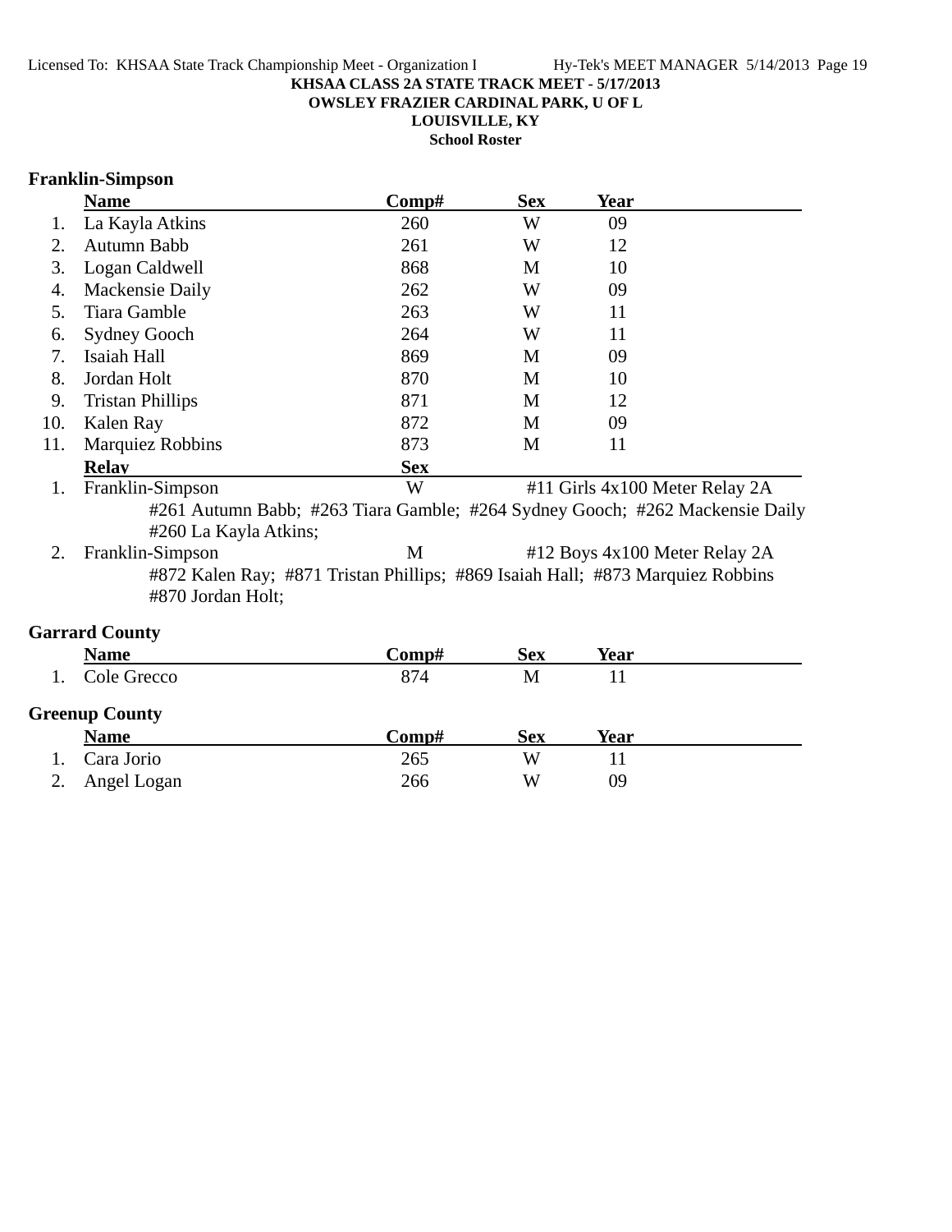**KHSAA CLASS 2A STATE TRACK MEET - 5/17/2013**
**OWSLEY FRAZIER CARDINAL PARK, U OF L**
**LOUISVILLE, KY**
**School Roster**

### Franklin-Simpson

| | Name | Comp# | Sex | Year |
|---|---|---|---|---|
| 1. | La Kayla Atkins | 260 | W | 09 |
| 2. | Autumn Babb | 261 | W | 12 |
| 3. | Logan Caldwell | 868 | M | 10 |
| 4. | Mackensie Daily | 262 | W | 09 |
| 5. | Tiara Gamble | 263 | W | 11 |
| 6. | Sydney Gooch | 264 | W | 11 |
| 7. | Isaiah Hall | 869 | M | 09 |
| 8. | Jordan Holt | 870 | M | 10 |
| 9. | Tristan Phillips | 871 | M | 12 |
| 10. | Kalen Ray | 872 | M | 09 |
| 11. | Marquiez Robbins | 873 | M | 11 |

| | Relay | Sex | |
|---|---|---|---|
| 1. | Franklin-Simpson | W | #11 Girls 4x100 Meter Relay 2A |
| | #261 Autumn Babb; #263 Tiara Gamble; #264 Sydney Gooch; #262 Mackensie Daily #260 La Kayla Atkins; | | |
| 2. | Franklin-Simpson | M | #12 Boys 4x100 Meter Relay 2A |
| | #872 Kalen Ray; #871 Tristan Phillips; #869 Isaiah Hall; #873 Marquiez Robbins #870 Jordan Holt; | | |

### Garrard County

| | Name | Comp# | Sex | Year |
|---|---|---|---|---|
| 1. | Cole Grecco | 874 | M | 11 |

### Greenup County

| | Name | Comp# | Sex | Year |
|---|---|---|---|---|
| 1. | Cara Jorio | 265 | W | 11 |
| 2. | Angel Logan | 266 | W | 09 |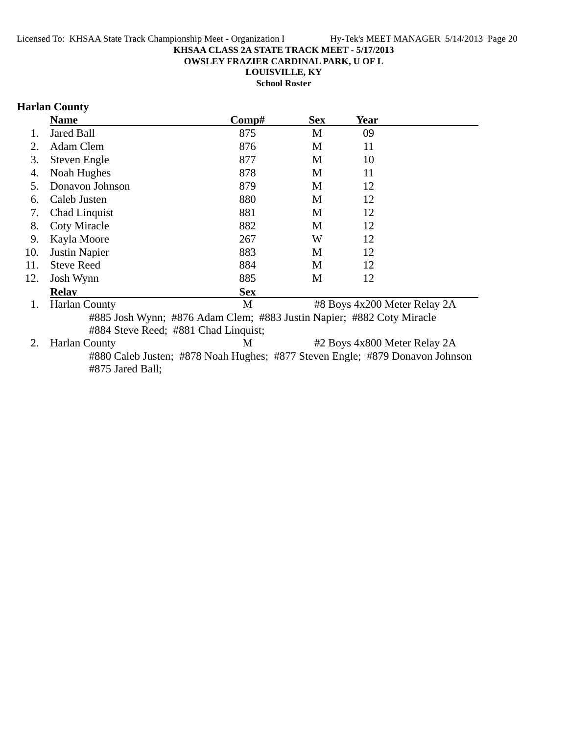**KHSAA CLASS 2A STATE TRACK MEET - 5/17/2013**
**OWSLEY FRAZIER CARDINAL PARK, U OF L**
**LOUISVILLE, KY**
**School Roster**

## Harlan County

| | Name | Comp# | Sex | Year |
|---|---|---|---|---|
| 1. | Jared Ball | 875 | M | 09 |
| 2. | Adam Clem | 876 | M | 11 |
| 3. | Steven Engle | 877 | M | 10 |
| 4. | Noah Hughes | 878 | M | 11 |
| 5. | Donavon Johnson | 879 | M | 12 |
| 6. | Caleb Justen | 880 | M | 12 |
| 7. | Chad Linquist | 881 | M | 12 |
| 8. | Coty Miracle | 882 | M | 12 |
| 9. | Kayla Moore | 267 | W | 12 |
| 10. | Justin Napier | 883 | M | 12 |
| 11. | Steve Reed | 884 | M | 12 |
| 12. | Josh Wynn | 885 | M | 12 |

| | Relay | Sex | |
|---|---|---|---|
| 1. | Harlan County | M | #8 Boys 4x200 Meter Relay 2A |
| | #885 Josh Wynn; #876 Adam Clem; #883 Justin Napier; #882 Coty Miracle #884 Steve Reed; #881 Chad Linquist; | | |
| 2. | Harlan County | M | #2 Boys 4x800 Meter Relay 2A |
| | #880 Caleb Justen; #878 Noah Hughes; #877 Steven Engle; #879 Donavon Johnson #875 Jared Ball; | | |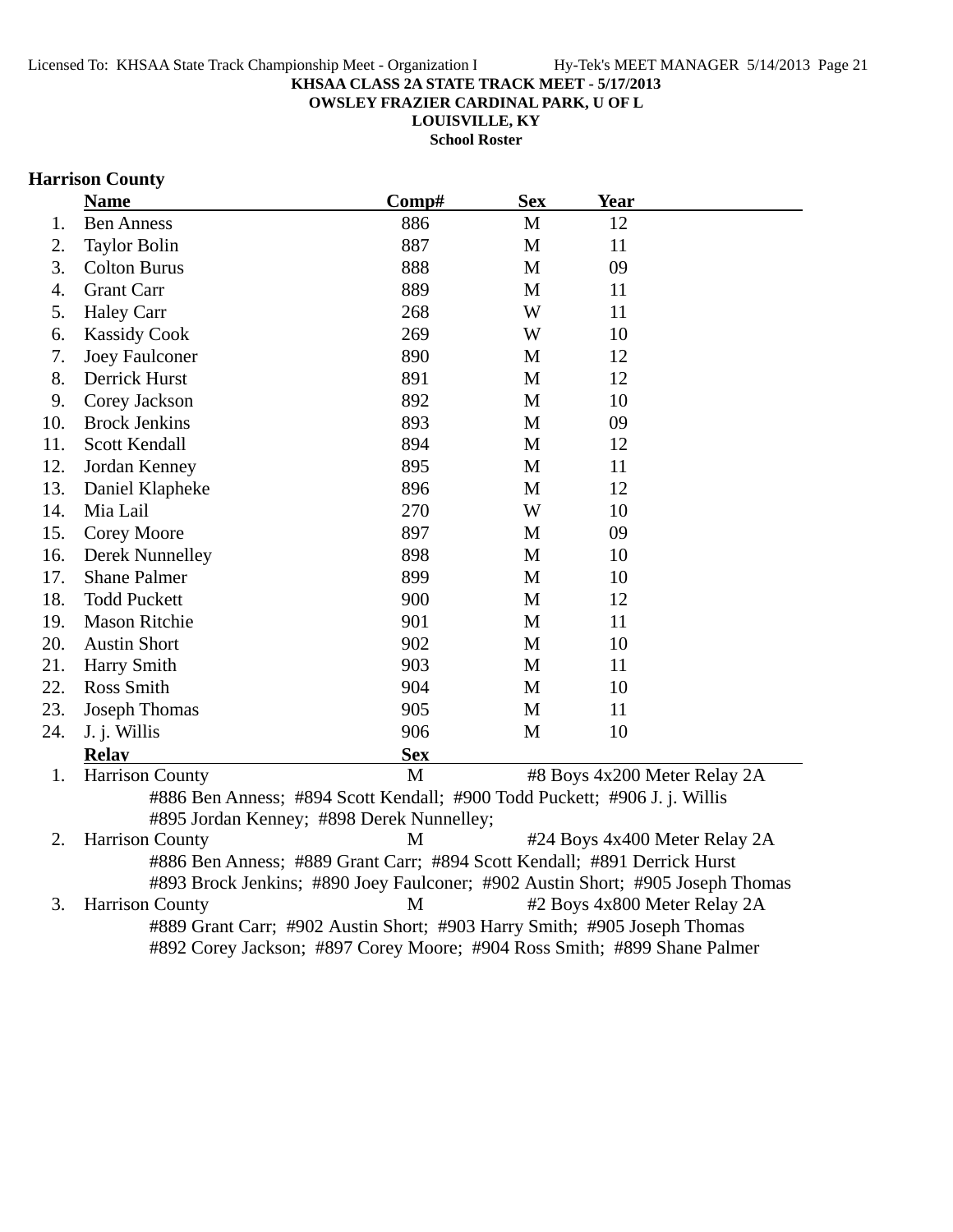**KHSAA CLASS 2A STATE TRACK MEET - 5/17/2013**
**OWSLEY FRAZIER CARDINAL PARK, U OF L**
**LOUISVILLE, KY**
**School Roster**

## Harrison County

| | Name | Comp# | Sex | Year |
|---|---|---|---|---|
| 1. | Ben Anness | 886 | M | 12 |
| 2. | Taylor Bolin | 887 | M | 11 |
| 3. | Colton Burus | 888 | M | 09 |
| 4. | Grant Carr | 889 | M | 11 |
| 5. | Haley Carr | 268 | W | 11 |
| 6. | Kassidy Cook | 269 | W | 10 |
| 7. | Joey Faulconer | 890 | M | 12 |
| 8. | Derrick Hurst | 891 | M | 12 |
| 9. | Corey Jackson | 892 | M | 10 |
| 10. | Brock Jenkins | 893 | M | 09 |
| 11. | Scott Kendall | 894 | M | 12 |
| 12. | Jordan Kenney | 895 | M | 11 |
| 13. | Daniel Klapheke | 896 | M | 12 |
| 14. | Mia Lail | 270 | W | 10 |
| 15. | Corey Moore | 897 | M | 09 |
| 16. | Derek Nunnelley | 898 | M | 10 |
| 17. | Shane Palmer | 899 | M | 10 |
| 18. | Todd Puckett | 900 | M | 12 |
| 19. | Mason Ritchie | 901 | M | 11 |
| 20. | Austin Short | 902 | M | 10 |
| 21. | Harry Smith | 903 | M | 11 |
| 22. | Ross Smith | 904 | M | 10 |
| 23. | Joseph Thomas | 905 | M | 11 |
| 24. | J. j. Willis | 906 | M | 10 |

| | Relay | Sex | Event |
|---|---|---|---|
| 1. | Harrison County | M | #8 Boys 4x200 Meter Relay 2A |
| | #886 Ben Anness; #894 Scott Kendall; #900 Todd Puckett; #906 J. j. Willis; #895 Jordan Kenney; #898 Derek Nunnelley; | | |
| 2. | Harrison County | M | #24 Boys 4x400 Meter Relay 2A |
| | #886 Ben Anness; #889 Grant Carr; #894 Scott Kendall; #891 Derrick Hurst; #893 Brock Jenkins; #890 Joey Faulconer; #902 Austin Short; #905 Joseph Thomas | | |
| 3. | Harrison County | M | #2 Boys 4x800 Meter Relay 2A |
| | #889 Grant Carr; #902 Austin Short; #903 Harry Smith; #905 Joseph Thomas; #892 Corey Jackson; #897 Corey Moore; #904 Ross Smith; #899 Shane Palmer | | |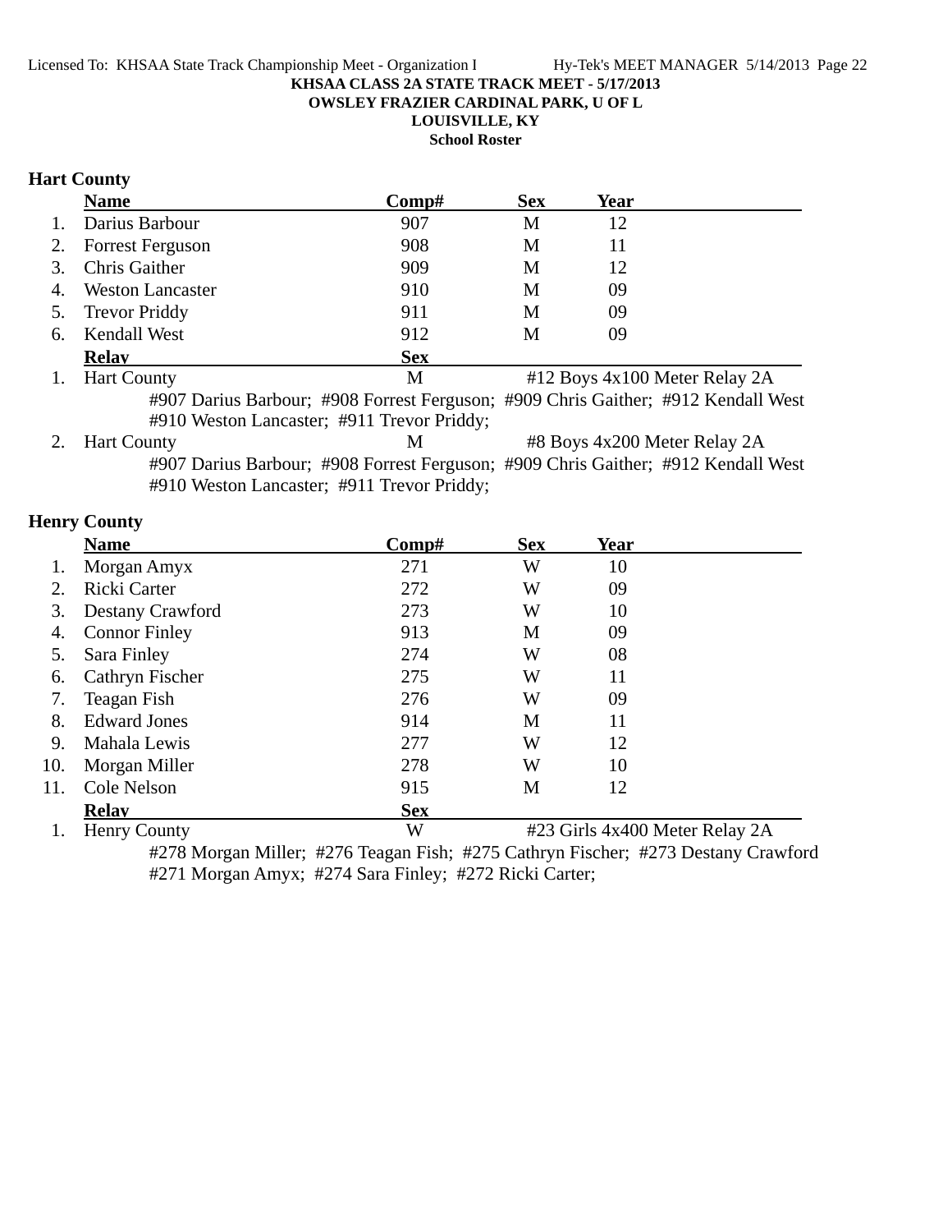KHSAA CLASS 2A STATE TRACK MEET - 5/17/2013

OWSLEY FRAZIER CARDINAL PARK, U OF L

LOUISVILLE, KY

School Roster

## Hart County

| | Name | Comp# | Sex | Year |
|---|---|---|---|---|
| 1. | Darius Barbour | 907 | M | 12 |
| 2. | Forrest Ferguson | 908 | M | 11 |
| 3. | Chris Gaither | 909 | M | 12 |
| 4. | Weston Lancaster | 910 | M | 09 |
| 5. | Trevor Priddy | 911 | M | 09 |
| 6. | Kendall West | 912 | M | 09 |

| | Relay | Sex | |
|---|---|---|---|
| 1. | Hart County | M | #12 Boys 4x100 Meter Relay 2A |

#907 Darius Barbour; #908 Forrest Ferguson; #909 Chris Gaither; #912 Kendall West
#910 Weston Lancaster; #911 Trevor Priddy;

| | Relay | Sex | |
|---|---|---|---|
| 2. | Hart County | M | #8 Boys 4x200 Meter Relay 2A |

#907 Darius Barbour; #908 Forrest Ferguson; #909 Chris Gaither; #912 Kendall West
#910 Weston Lancaster; #911 Trevor Priddy;

## Henry County

| | Name | Comp# | Sex | Year |
|---|---|---|---|---|
| 1. | Morgan Amyx | 271 | W | 10 |
| 2. | Ricki Carter | 272 | W | 09 |
| 3. | Destany Crawford | 273 | W | 10 |
| 4. | Connor Finley | 913 | M | 09 |
| 5. | Sara Finley | 274 | W | 08 |
| 6. | Cathryn Fischer | 275 | W | 11 |
| 7. | Teagan Fish | 276 | W | 09 |
| 8. | Edward Jones | 914 | M | 11 |
| 9. | Mahala Lewis | 277 | W | 12 |
| 10. | Morgan Miller | 278 | W | 10 |
| 11. | Cole Nelson | 915 | M | 12 |

| | Relay | Sex | |
|---|---|---|---|
| 1. | Henry County | W | #23 Girls 4x400 Meter Relay 2A |

#278 Morgan Miller; #276 Teagan Fish; #275 Cathryn Fischer; #273 Destany Crawford
#271 Morgan Amyx; #274 Sara Finley; #272 Ricki Carter;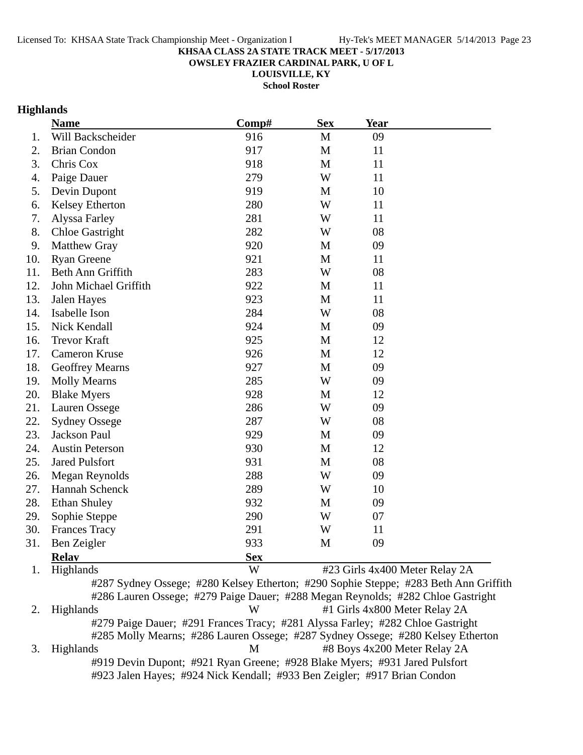**KHSAA CLASS 2A STATE TRACK MEET - 5/17/2013**
**OWSLEY FRAZIER CARDINAL PARK, U OF L**
**LOUISVILLE, KY**
**School Roster**

## Highlands

| | Name | Comp# | Sex | Year |
|---|---|---|---|---|
| 1. | Will Backscheider | 916 | M | 09 |
| 2. | Brian Condon | 917 | M | 11 |
| 3. | Chris Cox | 918 | M | 11 |
| 4. | Paige Dauer | 279 | W | 11 |
| 5. | Devin Dupont | 919 | M | 10 |
| 6. | Kelsey Etherton | 280 | W | 11 |
| 7. | Alyssa Farley | 281 | W | 11 |
| 8. | Chloe Gastright | 282 | W | 08 |
| 9. | Matthew Gray | 920 | M | 09 |
| 10. | Ryan Greene | 921 | M | 11 |
| 11. | Beth Ann Griffith | 283 | W | 08 |
| 12. | John Michael Griffith | 922 | M | 11 |
| 13. | Jalen Hayes | 923 | M | 11 |
| 14. | Isabelle Ison | 284 | W | 08 |
| 15. | Nick Kendall | 924 | M | 09 |
| 16. | Trevor Kraft | 925 | M | 12 |
| 17. | Cameron Kruse | 926 | M | 12 |
| 18. | Geoffrey Mearns | 927 | M | 09 |
| 19. | Molly Mearns | 285 | W | 09 |
| 20. | Blake Myers | 928 | M | 12 |
| 21. | Lauren Ossege | 286 | W | 09 |
| 22. | Sydney Ossege | 287 | W | 08 |
| 23. | Jackson Paul | 929 | M | 09 |
| 24. | Austin Peterson | 930 | M | 12 |
| 25. | Jared Pulsfort | 931 | M | 08 |
| 26. | Megan Reynolds | 288 | W | 09 |
| 27. | Hannah Schenck | 289 | W | 10 |
| 28. | Ethan Shuley | 932 | M | 09 |
| 29. | Sophie Steppe | 290 | W | 07 |
| 30. | Frances Tracy | 291 | W | 11 |
| 31. | Ben Zeigler | 933 | M | 09 |

| | Relay | Sex | Event |
|---|---|---|---|
| 1. | Highlands | W | #23 Girls 4x400 Meter Relay 2A |

#287 Sydney Ossege; #280 Kelsey Etherton; #290 Sophie Steppe; #283 Beth Ann Griffith
#286 Lauren Ossege; #279 Paige Dauer; #288 Megan Reynolds; #282 Chloe Gastright

| | Relay | Sex | Event |
|---|---|---|---|
| 2. | Highlands | W | #1 Girls 4x800 Meter Relay 2A |

#279 Paige Dauer; #291 Frances Tracy; #281 Alyssa Farley; #282 Chloe Gastright
#285 Molly Mearns; #286 Lauren Ossege; #287 Sydney Ossege; #280 Kelsey Etherton

| | Relay | Sex | Event |
|---|---|---|---|
| 3. | Highlands | M | #8 Boys 4x200 Meter Relay 2A |

#919 Devin Dupont; #921 Ryan Greene; #928 Blake Myers; #931 Jared Pulsfort
#923 Jalen Hayes; #924 Nick Kendall; #933 Ben Zeigler; #917 Brian Condon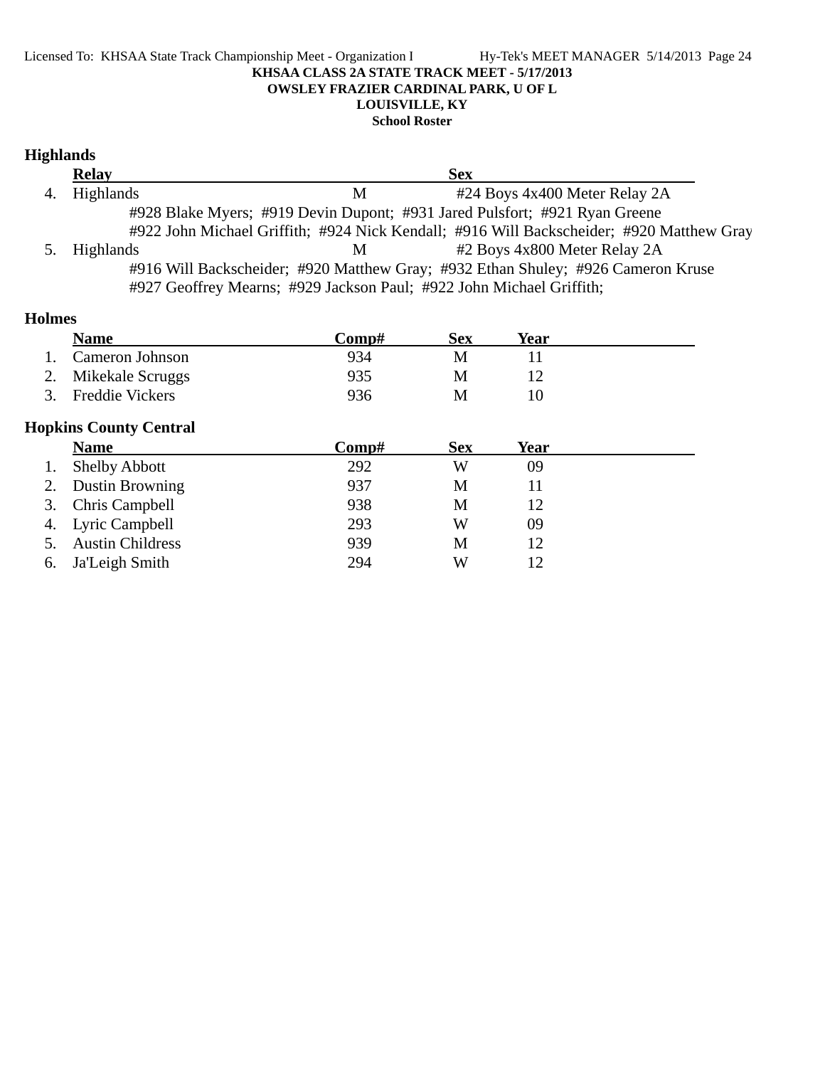KHSAA CLASS 2A STATE TRACK MEET - 5/17/2013
OWSLEY FRAZIER CARDINAL PARK, U OF L
LOUISVILLE, KY
School Roster

## Highlands

| | Relay | Sex | |
|---|---|---|---|
| 4. | Highlands | M | #24 Boys 4x400 Meter Relay 2A |
| | #928 Blake Myers; #919 Devin Dupont; #931 Jared Pulsfort; #921 Ryan Greene | | |
| | #922 John Michael Griffith; #924 Nick Kendall; #916 Will Backscheider; #920 Matthew Gray | | |
| 5. | Highlands | M | #2 Boys 4x800 Meter Relay 2A |
| | #916 Will Backscheider; #920 Matthew Gray; #932 Ethan Shuley; #926 Cameron Kruse | | |
| | #927 Geoffrey Mearns; #929 Jackson Paul; #922 John Michael Griffith; | | |

## Holmes

| | Name | Comp# | Sex | Year |
|---|---|---|---|---|
| 1. | Cameron Johnson | 934 | M | 11 |
| 2. | Mikekale Scruggs | 935 | M | 12 |
| 3. | Freddie Vickers | 936 | M | 10 |

## Hopkins County Central

| | Name | Comp# | Sex | Year |
|---|---|---|---|---|
| 1. | Shelby Abbott | 292 | W | 09 |
| 2. | Dustin Browning | 937 | M | 11 |
| 3. | Chris Campbell | 938 | M | 12 |
| 4. | Lyric Campbell | 293 | W | 09 |
| 5. | Austin Childress | 939 | M | 12 |
| 6. | Ja'Leigh Smith | 294 | W | 12 |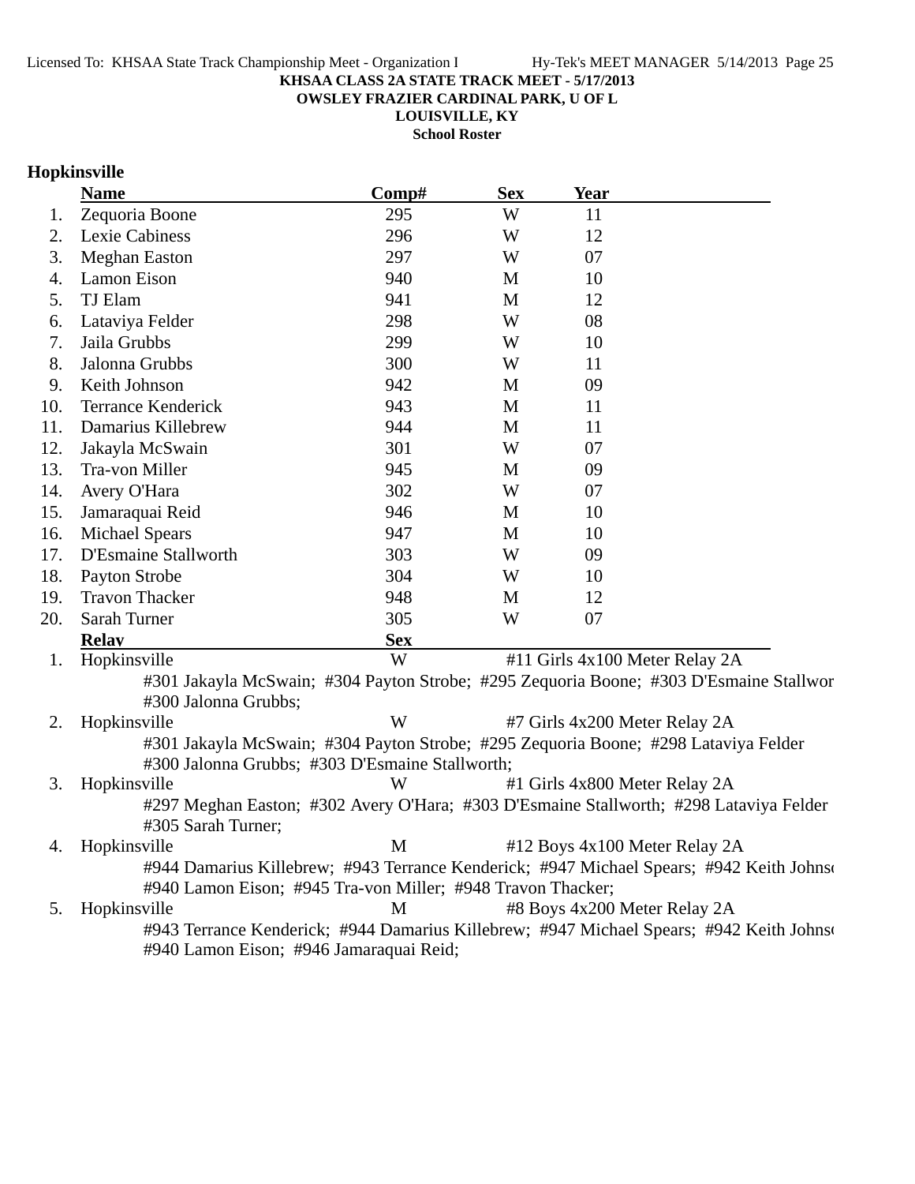**KHSAA CLASS 2A STATE TRACK MEET - 5/17/2013**
**OWSLEY FRAZIER CARDINAL PARK, U OF L**
**LOUISVILLE, KY**
**School Roster**

## Hopkinsville

| | Name | Comp# | Sex | Year |
|---|---|---|---|---|
| 1. | Zequoria Boone | 295 | W | 11 |
| 2. | Lexie Cabiness | 296 | W | 12 |
| 3. | Meghan Easton | 297 | W | 07 |
| 4. | Lamon Eison | 940 | M | 10 |
| 5. | TJ Elam | 941 | M | 12 |
| 6. | Lataviya Felder | 298 | W | 08 |
| 7. | Jaila Grubbs | 299 | W | 10 |
| 8. | Jalonna Grubbs | 300 | W | 11 |
| 9. | Keith Johnson | 942 | M | 09 |
| 10. | Terrance Kenderick | 943 | M | 11 |
| 11. | Damarius Killebrew | 944 | M | 11 |
| 12. | Jakayla McSwain | 301 | W | 07 |
| 13. | Tra-von Miller | 945 | M | 09 |
| 14. | Avery O'Hara | 302 | W | 07 |
| 15. | Jamaraquai Reid | 946 | M | 10 |
| 16. | Michael Spears | 947 | M | 10 |
| 17. | D'Esmaine Stallworth | 303 | W | 09 |
| 18. | Payton Strobe | 304 | W | 10 |
| 19. | Travon Thacker | 948 | M | 12 |
| 20. | Sarah Turner | 305 | W | 07 |

| | Relay | Sex | Event |
|---|---|---|---|
| 1. | Hopkinsville | W | #11 Girls 4x100 Meter Relay 2A |
| | #301 Jakayla McSwain; #304 Payton Strobe; #295 Zequoria Boone; #303 D'Esmaine Stallwor #300 Jalonna Grubbs; | | |
| 2. | Hopkinsville | W | #7 Girls 4x200 Meter Relay 2A |
| | #301 Jakayla McSwain; #304 Payton Strobe; #295 Zequoria Boone; #298 Lataviya Felder #300 Jalonna Grubbs; #303 D'Esmaine Stallworth; | | |
| 3. | Hopkinsville | W | #1 Girls 4x800 Meter Relay 2A |
| | #297 Meghan Easton; #302 Avery O'Hara; #303 D'Esmaine Stallworth; #298 Lataviya Felder #305 Sarah Turner; | | |
| 4. | Hopkinsville | M | #12 Boys 4x100 Meter Relay 2A |
| | #944 Damarius Killebrew; #943 Terrance Kenderick; #947 Michael Spears; #942 Keith Johnso #940 Lamon Eison; #945 Tra-von Miller; #948 Travon Thacker; | | |
| 5. | Hopkinsville | M | #8 Boys 4x200 Meter Relay 2A |
| | #943 Terrance Kenderick; #944 Damarius Killebrew; #947 Michael Spears; #942 Keith Johnso #940 Lamon Eison; #946 Jamaraquai Reid; | | |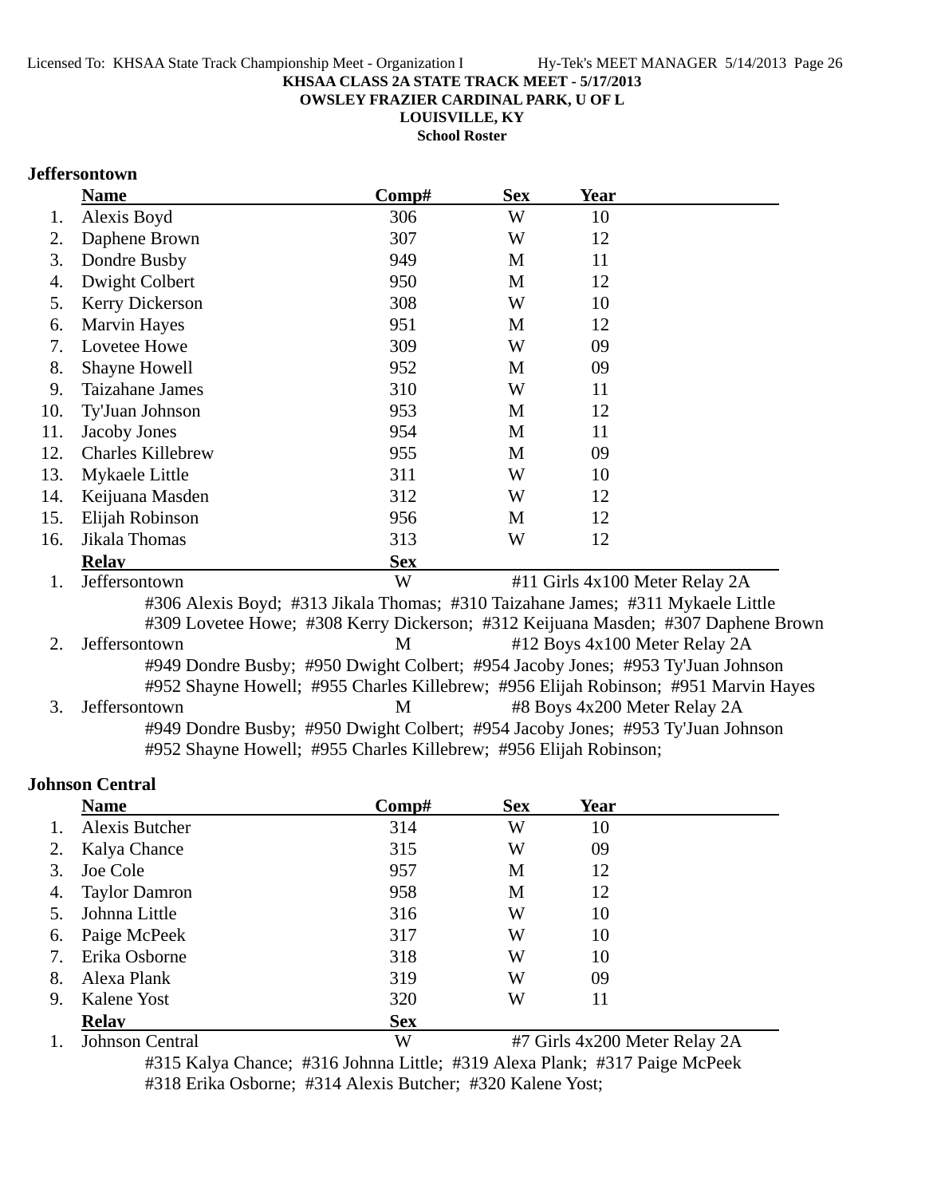KHSAA CLASS 2A STATE TRACK MEET - 5/17/2013
OWSLEY FRAZIER CARDINAL PARK, U OF L
LOUISVILLE, KY
School Roster

## Jeffersontown

| | Name | Comp# | Sex | Year |
|---|---|---|---|---|
| 1. | Alexis Boyd | 306 | W | 10 |
| 2. | Daphene Brown | 307 | W | 12 |
| 3. | Dondre Busby | 949 | M | 11 |
| 4. | Dwight Colbert | 950 | M | 12 |
| 5. | Kerry Dickerson | 308 | W | 10 |
| 6. | Marvin Hayes | 951 | M | 12 |
| 7. | Lovetee Howe | 309 | W | 09 |
| 8. | Shayne Howell | 952 | M | 09 |
| 9. | Taizahane James | 310 | W | 11 |
| 10. | Ty'Juan Johnson | 953 | M | 12 |
| 11. | Jacoby Jones | 954 | M | 11 |
| 12. | Charles Killebrew | 955 | M | 09 |
| 13. | Mykaele Little | 311 | W | 10 |
| 14. | Keijuana Masden | 312 | W | 12 |
| 15. | Elijah Robinson | 956 | M | 12 |
| 16. | Jikala Thomas | 313 | W | 12 |

| | Relay | Sex | Event |
|---|---|---|---|
| 1. | Jeffersontown | W | #11 Girls 4x100 Meter Relay 2A |
| 2. | Jeffersontown | M | #12 Boys 4x100 Meter Relay 2A |
| 3. | Jeffersontown | M | #8 Boys 4x200 Meter Relay 2A |

1. Jeffersontown (W) #11 Girls 4x100 Meter Relay 2A
   #306 Alexis Boyd; #313 Jikala Thomas; #310 Taizahane James; #311 Mykaele Little
   #309 Lovetee Howe; #308 Kerry Dickerson; #312 Keijuana Masden; #307 Daphene Brown
2. Jeffersontown (M) #12 Boys 4x100 Meter Relay 2A
   #949 Dondre Busby; #950 Dwight Colbert; #954 Jacoby Jones; #953 Ty'Juan Johnson
   #952 Shayne Howell; #955 Charles Killebrew; #956 Elijah Robinson; #951 Marvin Hayes
3. Jeffersontown (M) #8 Boys 4x200 Meter Relay 2A
   #949 Dondre Busby; #950 Dwight Colbert; #954 Jacoby Jones; #953 Ty'Juan Johnson
   #952 Shayne Howell; #955 Charles Killebrew; #956 Elijah Robinson;

## Johnson Central

| | Name | Comp# | Sex | Year |
|---|---|---|---|---|
| 1. | Alexis Butcher | 314 | W | 10 |
| 2. | Kalya Chance | 315 | W | 09 |
| 3. | Joe Cole | 957 | M | 12 |
| 4. | Taylor Damron | 958 | M | 12 |
| 5. | Johnna Little | 316 | W | 10 |
| 6. | Paige McPeek | 317 | W | 10 |
| 7. | Erika Osborne | 318 | W | 10 |
| 8. | Alexa Plank | 319 | W | 09 |
| 9. | Kalene Yost | 320 | W | 11 |

| | Relay | Sex | Event |
|---|---|---|---|
| 1. | Johnson Central | W | #7 Girls 4x200 Meter Relay 2A |

1. Johnson Central (W) #7 Girls 4x200 Meter Relay 2A
   #315 Kalya Chance; #316 Johnna Little; #319 Alexa Plank; #317 Paige McPeek
   #318 Erika Osborne; #314 Alexis Butcher; #320 Kalene Yost;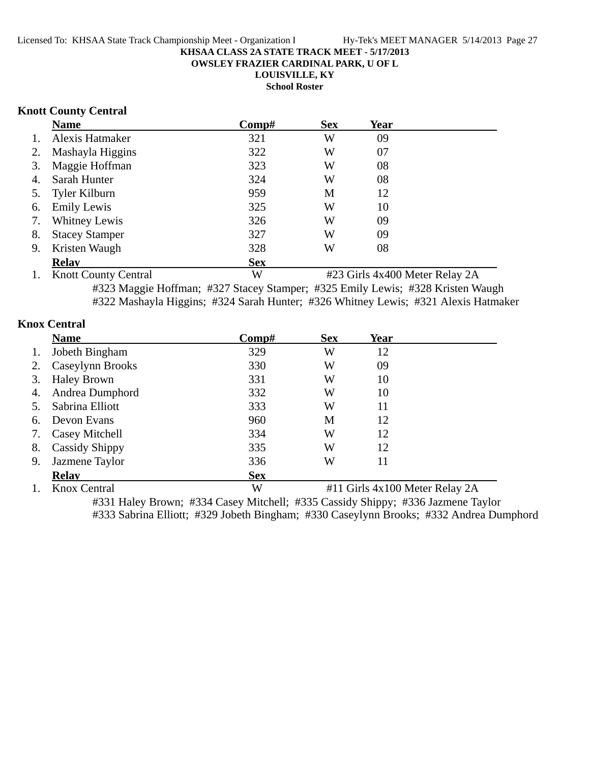**KHSAA CLASS 2A STATE TRACK MEET - 5/17/2013**
**OWSLEY FRAZIER CARDINAL PARK, U OF L**
**LOUISVILLE, KY**
**School Roster**

### Knott County Central

| | Name | Comp# | Sex | Year |
|---|---|---|---|---|
| 1. | Alexis Hatmaker | 321 | W | 09 |
| 2. | Mashayla Higgins | 322 | W | 07 |
| 3. | Maggie Hoffman | 323 | W | 08 |
| 4. | Sarah Hunter | 324 | W | 08 |
| 5. | Tyler Kilburn | 959 | M | 12 |
| 6. | Emily Lewis | 325 | W | 10 |
| 7. | Whitney Lewis | 326 | W | 09 |
| 8. | Stacey Stamper | 327 | W | 09 |
| 9. | Kristen Waugh | 328 | W | 08 |

| | Relay | Sex | |
|---|---|---|---|
| 1. | Knott County Central | W | #23 Girls 4x400 Meter Relay 2A |

#323 Maggie Hoffman; #327 Stacey Stamper; #325 Emily Lewis; #328 Kristen Waugh
#322 Mashayla Higgins; #324 Sarah Hunter; #326 Whitney Lewis; #321 Alexis Hatmaker

### Knox Central

| | Name | Comp# | Sex | Year |
|---|---|---|---|---|
| 1. | Jobeth Bingham | 329 | W | 12 |
| 2. | Caseylynn Brooks | 330 | W | 09 |
| 3. | Haley Brown | 331 | W | 10 |
| 4. | Andrea Dumphord | 332 | W | 10 |
| 5. | Sabrina Elliott | 333 | W | 11 |
| 6. | Devon Evans | 960 | M | 12 |
| 7. | Casey Mitchell | 334 | W | 12 |
| 8. | Cassidy Shippy | 335 | W | 12 |
| 9. | Jazmene Taylor | 336 | W | 11 |

| | Relay | Sex | |
|---|---|---|---|
| 1. | Knox Central | W | #11 Girls 4x100 Meter Relay 2A |

#331 Haley Brown; #334 Casey Mitchell; #335 Cassidy Shippy; #336 Jazmene Taylor
#333 Sabrina Elliott; #329 Jobeth Bingham; #330 Caseylynn Brooks; #332 Andrea Dumphord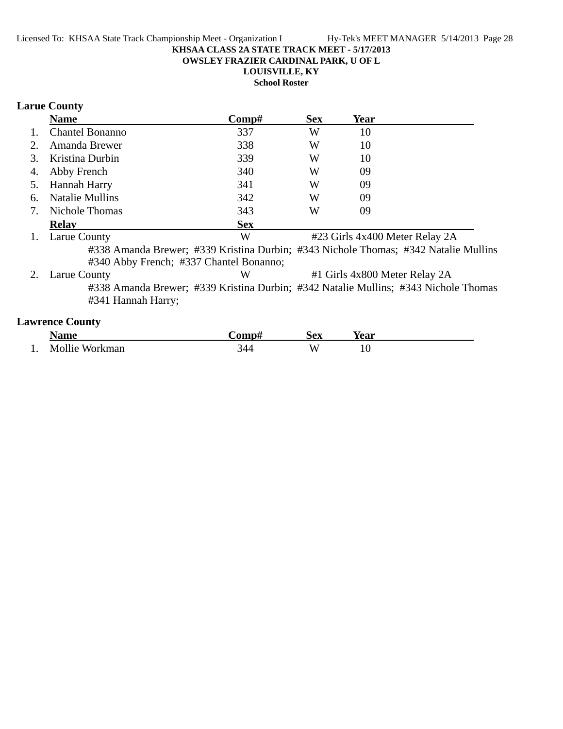**KHSAA CLASS 2A STATE TRACK MEET - 5/17/2013**
**OWSLEY FRAZIER CARDINAL PARK, U OF L**
**LOUISVILLE, KY**
**School Roster**

## Larue County

| | Name | Comp# | Sex | Year |
|---|---|---|---|---|
| 1. | Chantel Bonanno | 337 | W | 10 |
| 2. | Amanda Brewer | 338 | W | 10 |
| 3. | Kristina Durbin | 339 | W | 10 |
| 4. | Abby French | 340 | W | 09 |
| 5. | Hannah Harry | 341 | W | 09 |
| 6. | Natalie Mullins | 342 | W | 09 |
| 7. | Nichole Thomas | 343 | W | 09 |

| | Relay | Sex | Event |
|---|---|---|---|
| 1. | Larue County | W | #23 Girls 4x400 Meter Relay 2A |
| 2. | Larue County | W | #1 Girls 4x800 Meter Relay 2A |

1. Larue County — W — #23 Girls 4x400 Meter Relay 2A
   #338 Amanda Brewer; #339 Kristina Durbin; #343 Nichole Thomas; #342 Natalie Mullins
   #340 Abby French; #337 Chantel Bonanno;
2. Larue County — W — #1 Girls 4x800 Meter Relay 2A
   #338 Amanda Brewer; #339 Kristina Durbin; #342 Natalie Mullins; #343 Nichole Thomas
   #341 Hannah Harry;

## Lawrence County

| | Name | Comp# | Sex | Year |
|---|---|---|---|---|
| 1. | Mollie Workman | 344 | W | 10 |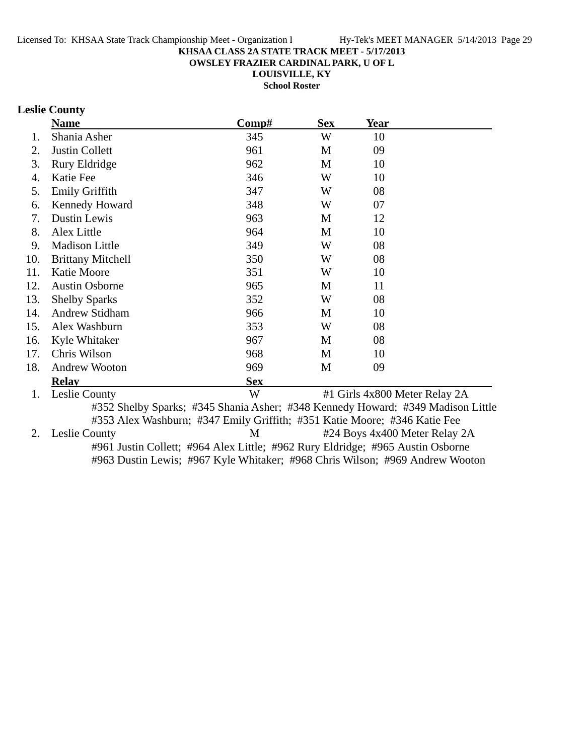**KHSAA CLASS 2A STATE TRACK MEET - 5/17/2013**
**OWSLEY FRAZIER CARDINAL PARK, U OF L**
**LOUISVILLE, KY**
**School Roster**

## Leslie County

| | Name | Comp# | Sex | Year |
|---|---|---|---|---|
| 1. | Shania Asher | 345 | W | 10 |
| 2. | Justin Collett | 961 | M | 09 |
| 3. | Rury Eldridge | 962 | M | 10 |
| 4. | Katie Fee | 346 | W | 10 |
| 5. | Emily Griffith | 347 | W | 08 |
| 6. | Kennedy Howard | 348 | W | 07 |
| 7. | Dustin Lewis | 963 | M | 12 |
| 8. | Alex Little | 964 | M | 10 |
| 9. | Madison Little | 349 | W | 08 |
| 10. | Brittany Mitchell | 350 | W | 08 |
| 11. | Katie Moore | 351 | W | 10 |
| 12. | Austin Osborne | 965 | M | 11 |
| 13. | Shelby Sparks | 352 | W | 08 |
| 14. | Andrew Stidham | 966 | M | 10 |
| 15. | Alex Washburn | 353 | W | 08 |
| 16. | Kyle Whitaker | 967 | M | 08 |
| 17. | Chris Wilson | 968 | M | 10 |
| 18. | Andrew Wooton | 969 | M | 09 |

| | Relay | Sex | Event |
|---|---|---|---|
| 1. | Leslie County | W | #1 Girls 4x800 Meter Relay 2A |
| 2. | Leslie County | M | #24 Boys 4x400 Meter Relay 2A |

1. Leslie County — #352 Shelby Sparks; #345 Shania Asher; #348 Kennedy Howard; #349 Madison Little; #353 Alex Washburn; #347 Emily Griffith; #351 Katie Moore; #346 Katie Fee

2. Leslie County — #961 Justin Collett; #964 Alex Little; #962 Rury Eldridge; #965 Austin Osborne; #963 Dustin Lewis; #967 Kyle Whitaker; #968 Chris Wilson; #969 Andrew Wooton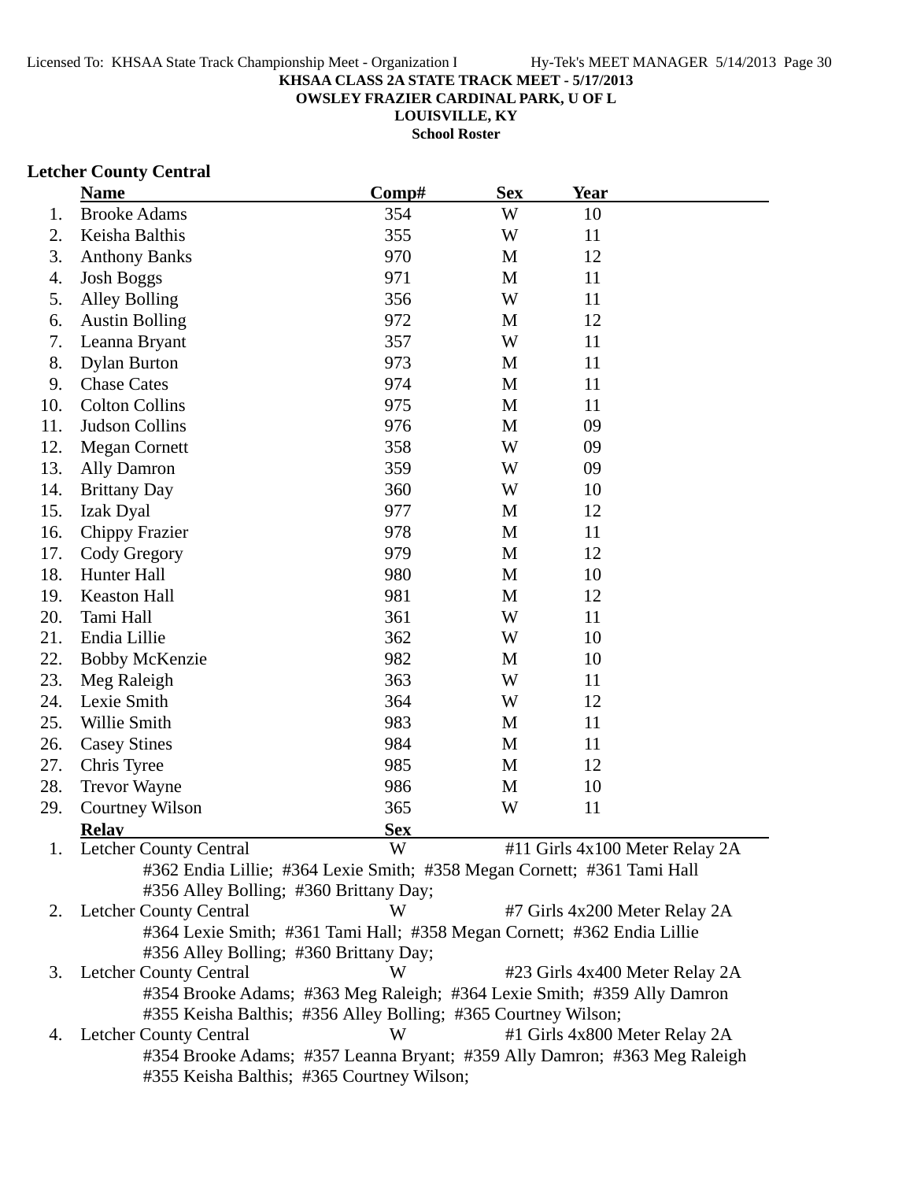**KHSAA CLASS 2A STATE TRACK MEET - 5/17/2013**
**OWSLEY FRAZIER CARDINAL PARK, U OF L**
**LOUISVILLE, KY**
**School Roster**

## Letcher County Central

| | Name | Comp# | Sex | Year |
|---|---|---|---|---|
| 1. | Brooke Adams | 354 | W | 10 |
| 2. | Keisha Balthis | 355 | W | 11 |
| 3. | Anthony Banks | 970 | M | 12 |
| 4. | Josh Boggs | 971 | M | 11 |
| 5. | Alley Bolling | 356 | W | 11 |
| 6. | Austin Bolling | 972 | M | 12 |
| 7. | Leanna Bryant | 357 | W | 11 |
| 8. | Dylan Burton | 973 | M | 11 |
| 9. | Chase Cates | 974 | M | 11 |
| 10. | Colton Collins | 975 | M | 11 |
| 11. | Judson Collins | 976 | M | 09 |
| 12. | Megan Cornett | 358 | W | 09 |
| 13. | Ally Damron | 359 | W | 09 |
| 14. | Brittany Day | 360 | W | 10 |
| 15. | Izak Dyal | 977 | M | 12 |
| 16. | Chippy Frazier | 978 | M | 11 |
| 17. | Cody Gregory | 979 | M | 12 |
| 18. | Hunter Hall | 980 | M | 10 |
| 19. | Keaston Hall | 981 | M | 12 |
| 20. | Tami Hall | 361 | W | 11 |
| 21. | Endia Lillie | 362 | W | 10 |
| 22. | Bobby McKenzie | 982 | M | 10 |
| 23. | Meg Raleigh | 363 | W | 11 |
| 24. | Lexie Smith | 364 | W | 12 |
| 25. | Willie Smith | 983 | M | 11 |
| 26. | Casey Stines | 984 | M | 11 |
| 27. | Chris Tyree | 985 | M | 12 |
| 28. | Trevor Wayne | 986 | M | 10 |
| 29. | Courtney Wilson | 365 | W | 11 |

| | Relay | Sex | Event |
|---|---|---|---|
| 1. | Letcher County Central | W | #11 Girls 4x100 Meter Relay 2A |
| | #362 Endia Lillie; #364 Lexie Smith; #358 Megan Cornett; #361 Tami Hall; #356 Alley Bolling; #360 Brittany Day; | | |
| 2. | Letcher County Central | W | #7 Girls 4x200 Meter Relay 2A |
| | #364 Lexie Smith; #361 Tami Hall; #358 Megan Cornett; #362 Endia Lillie; #356 Alley Bolling; #360 Brittany Day; | | |
| 3. | Letcher County Central | W | #23 Girls 4x400 Meter Relay 2A |
| | #354 Brooke Adams; #363 Meg Raleigh; #364 Lexie Smith; #359 Ally Damron; #355 Keisha Balthis; #356 Alley Bolling; #365 Courtney Wilson; | | |
| 4. | Letcher County Central | W | #1 Girls 4x800 Meter Relay 2A |
| | #354 Brooke Adams; #357 Leanna Bryant; #359 Ally Damron; #363 Meg Raleigh; #355 Keisha Balthis; #365 Courtney Wilson; | | |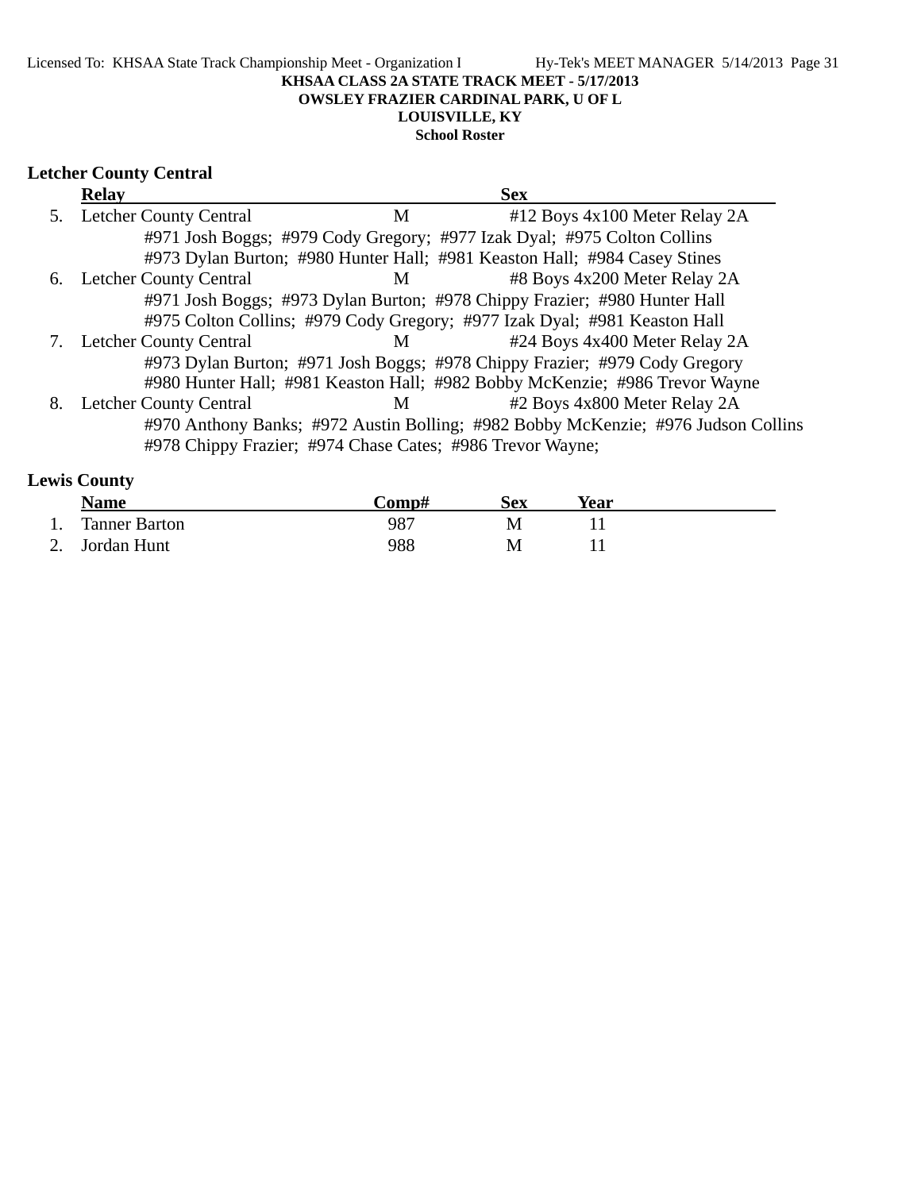KHSAA CLASS 2A STATE TRACK MEET - 5/17/2013

OWSLEY FRAZIER CARDINAL PARK, U OF L

LOUISVILLE, KY

School Roster

## Letcher County Central

| | Relay | Sex | |
|---|---|---|---|
| 5. | Letcher County Central | M | #12 Boys 4x100 Meter Relay 2A |
| | #971 Josh Boggs; #979 Cody Gregory; #977 Izak Dyal; #975 Colton Collins | | |
| | #973 Dylan Burton; #980 Hunter Hall; #981 Keaston Hall; #984 Casey Stines | | |
| 6. | Letcher County Central | M | #8 Boys 4x200 Meter Relay 2A |
| | #971 Josh Boggs; #973 Dylan Burton; #978 Chippy Frazier; #980 Hunter Hall | | |
| | #975 Colton Collins; #979 Cody Gregory; #977 Izak Dyal; #981 Keaston Hall | | |
| 7. | Letcher County Central | M | #24 Boys 4x400 Meter Relay 2A |
| | #973 Dylan Burton; #971 Josh Boggs; #978 Chippy Frazier; #979 Cody Gregory | | |
| | #980 Hunter Hall; #981 Keaston Hall; #982 Bobby McKenzie; #986 Trevor Wayne | | |
| 8. | Letcher County Central | M | #2 Boys 4x800 Meter Relay 2A |
| | #970 Anthony Banks; #972 Austin Bolling; #982 Bobby McKenzie; #976 Judson Collins | | |
| | #978 Chippy Frazier; #974 Chase Cates; #986 Trevor Wayne; | | |

## Lewis County

| | Name | Comp# | Sex | Year |
|---|---|---|---|---|
| 1. | Tanner Barton | 987 | M | 11 |
| 2. | Jordan Hunt | 988 | M | 11 |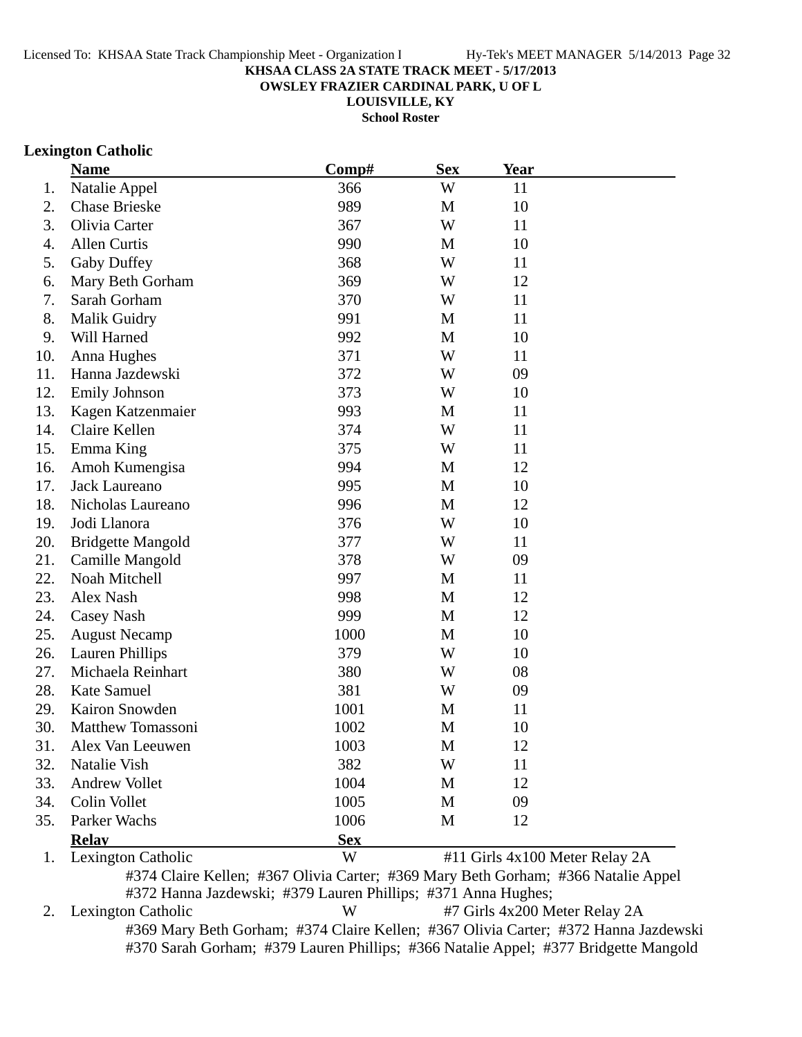**KHSAA CLASS 2A STATE TRACK MEET - 5/17/2013**
**OWSLEY FRAZIER CARDINAL PARK, U OF L**
**LOUISVILLE, KY**
**School Roster**

### Lexington Catholic

| | Name | Comp# | Sex | Year |
|---|---|---|---|---|
| 1. | Natalie Appel | 366 | W | 11 |
| 2. | Chase Brieske | 989 | M | 10 |
| 3. | Olivia Carter | 367 | W | 11 |
| 4. | Allen Curtis | 990 | M | 10 |
| 5. | Gaby Duffey | 368 | W | 11 |
| 6. | Mary Beth Gorham | 369 | W | 12 |
| 7. | Sarah Gorham | 370 | W | 11 |
| 8. | Malik Guidry | 991 | M | 11 |
| 9. | Will Harned | 992 | M | 10 |
| 10. | Anna Hughes | 371 | W | 11 |
| 11. | Hanna Jazdewski | 372 | W | 09 |
| 12. | Emily Johnson | 373 | W | 10 |
| 13. | Kagen Katzenmaier | 993 | M | 11 |
| 14. | Claire Kellen | 374 | W | 11 |
| 15. | Emma King | 375 | W | 11 |
| 16. | Amoh Kumengisa | 994 | M | 12 |
| 17. | Jack Laureano | 995 | M | 10 |
| 18. | Nicholas Laureano | 996 | M | 12 |
| 19. | Jodi Llanora | 376 | W | 10 |
| 20. | Bridgette Mangold | 377 | W | 11 |
| 21. | Camille Mangold | 378 | W | 09 |
| 22. | Noah Mitchell | 997 | M | 11 |
| 23. | Alex Nash | 998 | M | 12 |
| 24. | Casey Nash | 999 | M | 12 |
| 25. | August Necamp | 1000 | M | 10 |
| 26. | Lauren Phillips | 379 | W | 10 |
| 27. | Michaela Reinhart | 380 | W | 08 |
| 28. | Kate Samuel | 381 | W | 09 |
| 29. | Kairon Snowden | 1001 | M | 11 |
| 30. | Matthew Tomassoni | 1002 | M | 10 |
| 31. | Alex Van Leeuwen | 1003 | M | 12 |
| 32. | Natalie Vish | 382 | W | 11 |
| 33. | Andrew Vollet | 1004 | M | 12 |
| 34. | Colin Vollet | 1005 | M | 09 |
| 35. | Parker Wachs | 1006 | M | 12 |

| | Relay | Sex | |
|---|---|---|---|
| 1. | Lexington Catholic | W | #11 Girls 4x100 Meter Relay 2A |

#374 Claire Kellen; #367 Olivia Carter; #369 Mary Beth Gorham; #366 Natalie Appel
#372 Hanna Jazdewski; #379 Lauren Phillips; #371 Anna Hughes;

| | Relay | Sex | |
|---|---|---|---|
| 2. | Lexington Catholic | W | #7 Girls 4x200 Meter Relay 2A |

#369 Mary Beth Gorham; #374 Claire Kellen; #367 Olivia Carter; #372 Hanna Jazdewski
#370 Sarah Gorham; #379 Lauren Phillips; #366 Natalie Appel; #377 Bridgette Mangold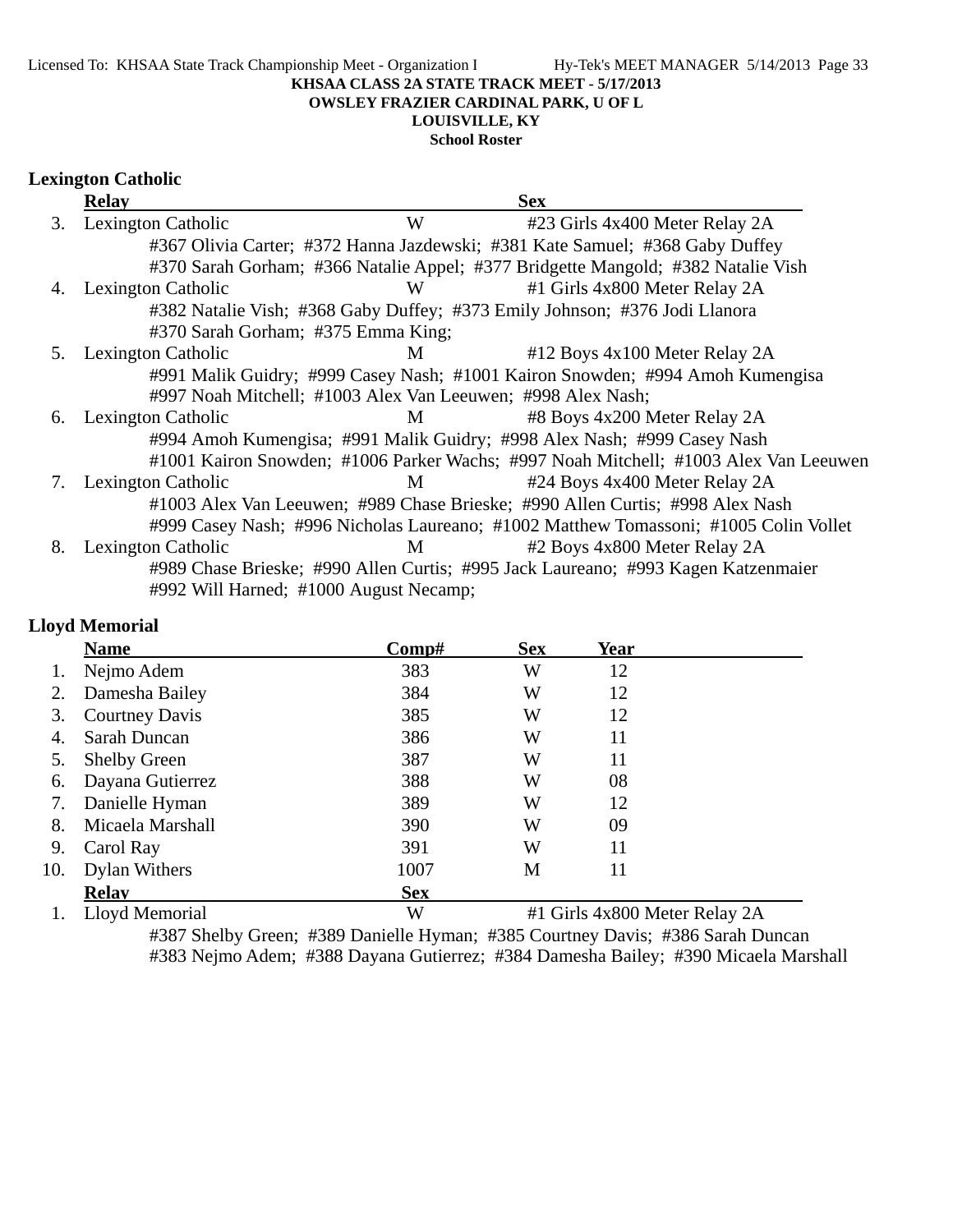**KHSAA CLASS 2A STATE TRACK MEET - 5/17/2013**
**OWSLEY FRAZIER CARDINAL PARK, U OF L**
**LOUISVILLE, KY**
**School Roster**

## Lexington Catholic

| | Relay | Sex | |
|---|---|---|---|
| 3. | Lexington Catholic | W | #23 Girls 4x400 Meter Relay 2A |
| | #367 Olivia Carter; #372 Hanna Jazdewski; #381 Kate Samuel; #368 Gaby Duffey<br>#370 Sarah Gorham; #366 Natalie Appel; #377 Bridgette Mangold; #382 Natalie Vish | | |
| 4. | Lexington Catholic | W | #1 Girls 4x800 Meter Relay 2A |
| | #382 Natalie Vish; #368 Gaby Duffey; #373 Emily Johnson; #376 Jodi Llanora<br>#370 Sarah Gorham; #375 Emma King; | | |
| 5. | Lexington Catholic | M | #12 Boys 4x100 Meter Relay 2A |
| | #991 Malik Guidry; #999 Casey Nash; #1001 Kairon Snowden; #994 Amoh Kumengisa<br>#997 Noah Mitchell; #1003 Alex Van Leeuwen; #998 Alex Nash; | | |
| 6. | Lexington Catholic | M | #8 Boys 4x200 Meter Relay 2A |
| | #994 Amoh Kumengisa; #991 Malik Guidry; #998 Alex Nash; #999 Casey Nash<br>#1001 Kairon Snowden; #1006 Parker Wachs; #997 Noah Mitchell; #1003 Alex Van Leeuwen | | |
| 7. | Lexington Catholic | M | #24 Boys 4x400 Meter Relay 2A |
| | #1003 Alex Van Leeuwen; #989 Chase Brieske; #990 Allen Curtis; #998 Alex Nash<br>#999 Casey Nash; #996 Nicholas Laureano; #1002 Matthew Tomassoni; #1005 Colin Vollet | | |
| 8. | Lexington Catholic | M | #2 Boys 4x800 Meter Relay 2A |
| | #989 Chase Brieske; #990 Allen Curtis; #995 Jack Laureano; #993 Kagen Katzenmaier<br>#992 Will Harned; #1000 August Necamp; | | |

## Lloyd Memorial

| | Name | Comp# | Sex | Year |
|---|---|---|---|---|
| 1. | Nejmo Adem | 383 | W | 12 |
| 2. | Damesha Bailey | 384 | W | 12 |
| 3. | Courtney Davis | 385 | W | 12 |
| 4. | Sarah Duncan | 386 | W | 11 |
| 5. | Shelby Green | 387 | W | 11 |
| 6. | Dayana Gutierrez | 388 | W | 08 |
| 7. | Danielle Hyman | 389 | W | 12 |
| 8. | Micaela Marshall | 390 | W | 09 |
| 9. | Carol Ray | 391 | W | 11 |
| 10. | Dylan Withers | 1007 | M | 11 |

| | Relay | Sex | |
|---|---|---|---|
| 1. | Lloyd Memorial | W | #1 Girls 4x800 Meter Relay 2A |
| | #387 Shelby Green; #389 Danielle Hyman; #385 Courtney Davis; #386 Sarah Duncan<br>#383 Nejmo Adem; #388 Dayana Gutierrez; #384 Damesha Bailey; #390 Micaela Marshall | | |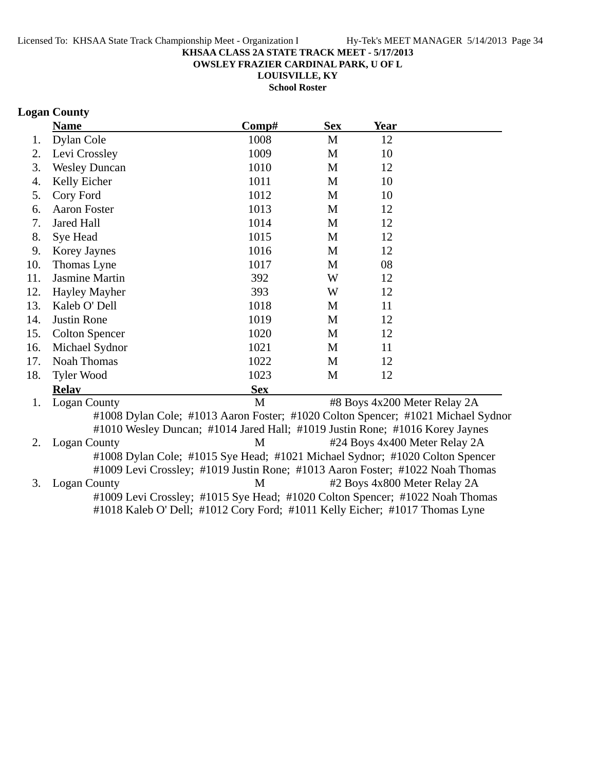KHSAA CLASS 2A STATE TRACK MEET - 5/17/2013
OWSLEY FRAZIER CARDINAL PARK, U OF L
LOUISVILLE, KY
School Roster

## Logan County

| | Name | Comp# | Sex | Year |
|---|---|---|---|---|
| 1. | Dylan Cole | 1008 | M | 12 |
| 2. | Levi Crossley | 1009 | M | 10 |
| 3. | Wesley Duncan | 1010 | M | 12 |
| 4. | Kelly Eicher | 1011 | M | 10 |
| 5. | Cory Ford | 1012 | M | 10 |
| 6. | Aaron Foster | 1013 | M | 12 |
| 7. | Jared Hall | 1014 | M | 12 |
| 8. | Sye Head | 1015 | M | 12 |
| 9. | Korey Jaynes | 1016 | M | 12 |
| 10. | Thomas Lyne | 1017 | M | 08 |
| 11. | Jasmine Martin | 392 | W | 12 |
| 12. | Hayley Mayher | 393 | W | 12 |
| 13. | Kaleb O' Dell | 1018 | M | 11 |
| 14. | Justin Rone | 1019 | M | 12 |
| 15. | Colton Spencer | 1020 | M | 12 |
| 16. | Michael Sydnor | 1021 | M | 11 |
| 17. | Noah Thomas | 1022 | M | 12 |
| 18. | Tyler Wood | 1023 | M | 12 |

| | Relay | Sex | Event |
|---|---|---|---|
| 1. | Logan County | M | #8 Boys 4x200 Meter Relay 2A |

#1008 Dylan Cole; #1013 Aaron Foster; #1020 Colton Spencer; #1021 Michael Sydnor
#1010 Wesley Duncan; #1014 Jared Hall; #1019 Justin Rone; #1016 Korey Jaynes

| | Relay | Sex | Event |
|---|---|---|---|
| 2. | Logan County | M | #24 Boys 4x400 Meter Relay 2A |

#1008 Dylan Cole; #1015 Sye Head; #1021 Michael Sydnor; #1020 Colton Spencer
#1009 Levi Crossley; #1019 Justin Rone; #1013 Aaron Foster; #1022 Noah Thomas

| | Relay | Sex | Event |
|---|---|---|---|
| 3. | Logan County | M | #2 Boys 4x800 Meter Relay 2A |

#1009 Levi Crossley; #1015 Sye Head; #1020 Colton Spencer; #1022 Noah Thomas
#1018 Kaleb O' Dell; #1012 Cory Ford; #1011 Kelly Eicher; #1017 Thomas Lyne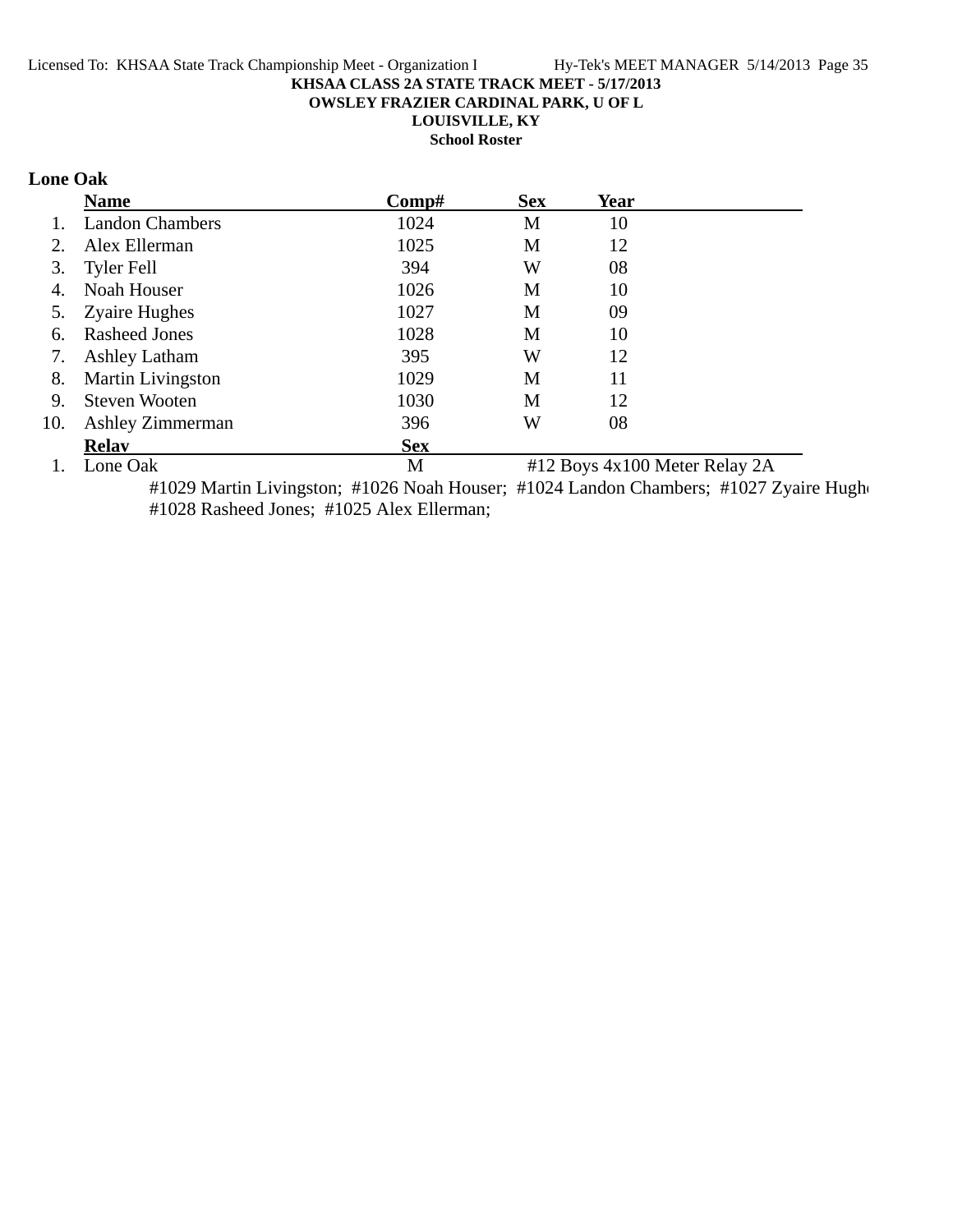**KHSAA CLASS 2A STATE TRACK MEET - 5/17/2013**
**OWSLEY FRAZIER CARDINAL PARK, U OF L**
**LOUISVILLE, KY**
**School Roster**

## Lone Oak

| | Name | Comp# | Sex | Year |
|---|---|---|---|---|
| 1. | Landon Chambers | 1024 | M | 10 |
| 2. | Alex Ellerman | 1025 | M | 12 |
| 3. | Tyler Fell | 394 | W | 08 |
| 4. | Noah Houser | 1026 | M | 10 |
| 5. | Zyaire Hughes | 1027 | M | 09 |
| 6. | Rasheed Jones | 1028 | M | 10 |
| 7. | Ashley Latham | 395 | W | 12 |
| 8. | Martin Livingston | 1029 | M | 11 |
| 9. | Steven Wooten | 1030 | M | 12 |
| 10. | Ashley Zimmerman | 396 | W | 08 |

| | Relay | Sex | |
|---|---|---|---|
| 1. | Lone Oak | M | #12 Boys 4x100 Meter Relay 2A |

#1029 Martin Livingston; #1026 Noah Houser; #1024 Landon Chambers; #1027 Zyaire Hughe
#1028 Rasheed Jones; #1025 Alex Ellerman;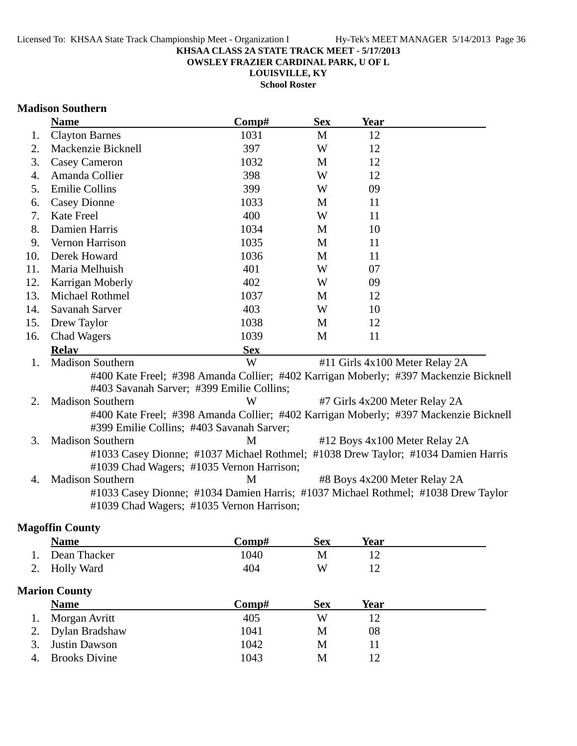**KHSAA CLASS 2A STATE TRACK MEET - 5/17/2013**
**OWSLEY FRAZIER CARDINAL PARK, U OF L**
**LOUISVILLE, KY**
**School Roster**

### Madison Southern

| | Name | Comp# | Sex | Year |
|---|---|---|---|---|
| 1. | Clayton Barnes | 1031 | M | 12 |
| 2. | Mackenzie Bicknell | 397 | W | 12 |
| 3. | Casey Cameron | 1032 | M | 12 |
| 4. | Amanda Collier | 398 | W | 12 |
| 5. | Emilie Collins | 399 | W | 09 |
| 6. | Casey Dionne | 1033 | M | 11 |
| 7. | Kate Freel | 400 | W | 11 |
| 8. | Damien Harris | 1034 | M | 10 |
| 9. | Vernon Harrison | 1035 | M | 11 |
| 10. | Derek Howard | 1036 | M | 11 |
| 11. | Maria Melhuish | 401 | W | 07 |
| 12. | Karrigan Moberly | 402 | W | 09 |
| 13. | Michael Rothmel | 1037 | M | 12 |
| 14. | Savanah Sarver | 403 | W | 10 |
| 15. | Drew Taylor | 1038 | M | 12 |
| 16. | Chad Wagers | 1039 | M | 11 |

| | Relay | Sex | Event |
|---|---|---|---|
| 1. | Madison Southern | W | #11 Girls 4x100 Meter Relay 2A |
| | #400 Kate Freel; #398 Amanda Collier; #402 Karrigan Moberly; #397 Mackenzie Bicknell #403 Savanah Sarver; #399 Emilie Collins; | | |
| 2. | Madison Southern | W | #7 Girls 4x200 Meter Relay 2A |
| | #400 Kate Freel; #398 Amanda Collier; #402 Karrigan Moberly; #397 Mackenzie Bicknell #399 Emilie Collins; #403 Savanah Sarver; | | |
| 3. | Madison Southern | M | #12 Boys 4x100 Meter Relay 2A |
| | #1033 Casey Dionne; #1037 Michael Rothmel; #1038 Drew Taylor; #1034 Damien Harris #1039 Chad Wagers; #1035 Vernon Harrison; | | |
| 4. | Madison Southern | M | #8 Boys 4x200 Meter Relay 2A |
| | #1033 Casey Dionne; #1034 Damien Harris; #1037 Michael Rothmel; #1038 Drew Taylor #1039 Chad Wagers; #1035 Vernon Harrison; | | |

### Magoffin County

| | Name | Comp# | Sex | Year |
|---|---|---|---|---|
| 1. | Dean Thacker | 1040 | M | 12 |
| 2. | Holly Ward | 404 | W | 12 |

### Marion County

| | Name | Comp# | Sex | Year |
|---|---|---|---|---|
| 1. | Morgan Avritt | 405 | W | 12 |
| 2. | Dylan Bradshaw | 1041 | M | 08 |
| 3. | Justin Dawson | 1042 | M | 11 |
| 4. | Brooks Divine | 1043 | M | 12 |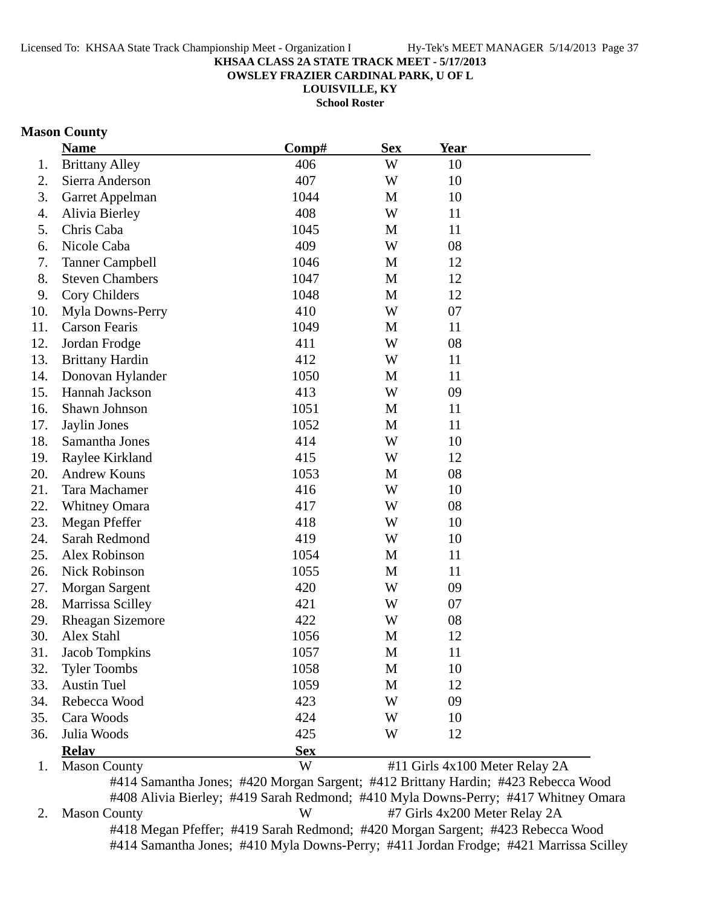**KHSAA CLASS 2A STATE TRACK MEET - 5/17/2013**
**OWSLEY FRAZIER CARDINAL PARK, U OF L**
**LOUISVILLE, KY**
**School Roster**

## Mason County

| | Name | Comp# | Sex | Year |
|---|---|---|---|---|
| 1. | Brittany Alley | 406 | W | 10 |
| 2. | Sierra Anderson | 407 | W | 10 |
| 3. | Garret Appelman | 1044 | M | 10 |
| 4. | Alivia Bierley | 408 | W | 11 |
| 5. | Chris Caba | 1045 | M | 11 |
| 6. | Nicole Caba | 409 | W | 08 |
| 7. | Tanner Campbell | 1046 | M | 12 |
| 8. | Steven Chambers | 1047 | M | 12 |
| 9. | Cory Childers | 1048 | M | 12 |
| 10. | Myla Downs-Perry | 410 | W | 07 |
| 11. | Carson Fearis | 1049 | M | 11 |
| 12. | Jordan Frodge | 411 | W | 08 |
| 13. | Brittany Hardin | 412 | W | 11 |
| 14. | Donovan Hylander | 1050 | M | 11 |
| 15. | Hannah Jackson | 413 | W | 09 |
| 16. | Shawn Johnson | 1051 | M | 11 |
| 17. | Jaylin Jones | 1052 | M | 11 |
| 18. | Samantha Jones | 414 | W | 10 |
| 19. | Raylee Kirkland | 415 | W | 12 |
| 20. | Andrew Kouns | 1053 | M | 08 |
| 21. | Tara Machamer | 416 | W | 10 |
| 22. | Whitney Omara | 417 | W | 08 |
| 23. | Megan Pfeffer | 418 | W | 10 |
| 24. | Sarah Redmond | 419 | W | 10 |
| 25. | Alex Robinson | 1054 | M | 11 |
| 26. | Nick Robinson | 1055 | M | 11 |
| 27. | Morgan Sargent | 420 | W | 09 |
| 28. | Marrissa Scilley | 421 | W | 07 |
| 29. | Rheagan Sizemore | 422 | W | 08 |
| 30. | Alex Stahl | 1056 | M | 12 |
| 31. | Jacob Tompkins | 1057 | M | 11 |
| 32. | Tyler Toombs | 1058 | M | 10 |
| 33. | Austin Tuel | 1059 | M | 12 |
| 34. | Rebecca Wood | 423 | W | 09 |
| 35. | Cara Woods | 424 | W | 10 |
| 36. | Julia Woods | 425 | W | 12 |

| | Relay | Sex | |
|---|---|---|---|
| 1. | Mason County | W | #11 Girls 4x100 Meter Relay 2A |
| | #414 Samantha Jones; #420 Morgan Sargent; #412 Brittany Hardin; #423 Rebecca Wood; #408 Alivia Bierley; #419 Sarah Redmond; #410 Myla Downs-Perry; #417 Whitney Omara | | |
| 2. | Mason County | W | #7 Girls 4x200 Meter Relay 2A |
| | #418 Megan Pfeffer; #419 Sarah Redmond; #420 Morgan Sargent; #423 Rebecca Wood; #414 Samantha Jones; #410 Myla Downs-Perry; #411 Jordan Frodge; #421 Marrissa Scilley | | |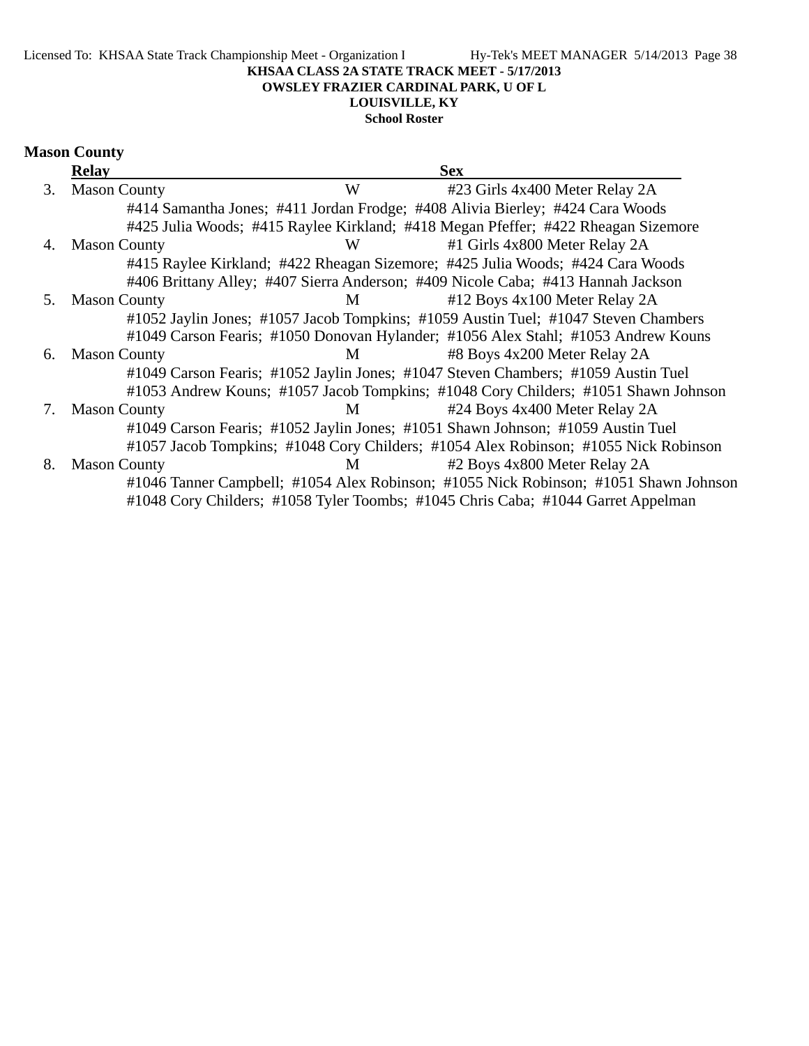KHSAA CLASS 2A STATE TRACK MEET - 5/17/2013
OWSLEY FRAZIER CARDINAL PARK, U OF L
LOUISVILLE, KY
School Roster

## Mason County

| | Relay | Sex | |
|---|---|---|---|
| 3. | Mason County | W | #23 Girls 4x400 Meter Relay 2A |
| | #414 Samantha Jones; #411 Jordan Frodge; #408 Alivia Bierley; #424 Cara Woods<br>#425 Julia Woods; #415 Raylee Kirkland; #418 Megan Pfeffer; #422 Rheagan Sizemore | | |
| 4. | Mason County | W | #1 Girls 4x800 Meter Relay 2A |
| | #415 Raylee Kirkland; #422 Rheagan Sizemore; #425 Julia Woods; #424 Cara Woods<br>#406 Brittany Alley; #407 Sierra Anderson; #409 Nicole Caba; #413 Hannah Jackson | | |
| 5. | Mason County | M | #12 Boys 4x100 Meter Relay 2A |
| | #1052 Jaylin Jones; #1057 Jacob Tompkins; #1059 Austin Tuel; #1047 Steven Chambers<br>#1049 Carson Fearis; #1050 Donovan Hylander; #1056 Alex Stahl; #1053 Andrew Kouns | | |
| 6. | Mason County | M | #8 Boys 4x200 Meter Relay 2A |
| | #1049 Carson Fearis; #1052 Jaylin Jones; #1047 Steven Chambers; #1059 Austin Tuel<br>#1053 Andrew Kouns; #1057 Jacob Tompkins; #1048 Cory Childers; #1051 Shawn Johnson | | |
| 7. | Mason County | M | #24 Boys 4x400 Meter Relay 2A |
| | #1049 Carson Fearis; #1052 Jaylin Jones; #1051 Shawn Johnson; #1059 Austin Tuel<br>#1057 Jacob Tompkins; #1048 Cory Childers; #1054 Alex Robinson; #1055 Nick Robinson | | |
| 8. | Mason County | M | #2 Boys 4x800 Meter Relay 2A |
| | #1046 Tanner Campbell; #1054 Alex Robinson; #1055 Nick Robinson; #1051 Shawn Johnson<br>#1048 Cory Childers; #1058 Tyler Toombs; #1045 Chris Caba; #1044 Garret Appelman | | |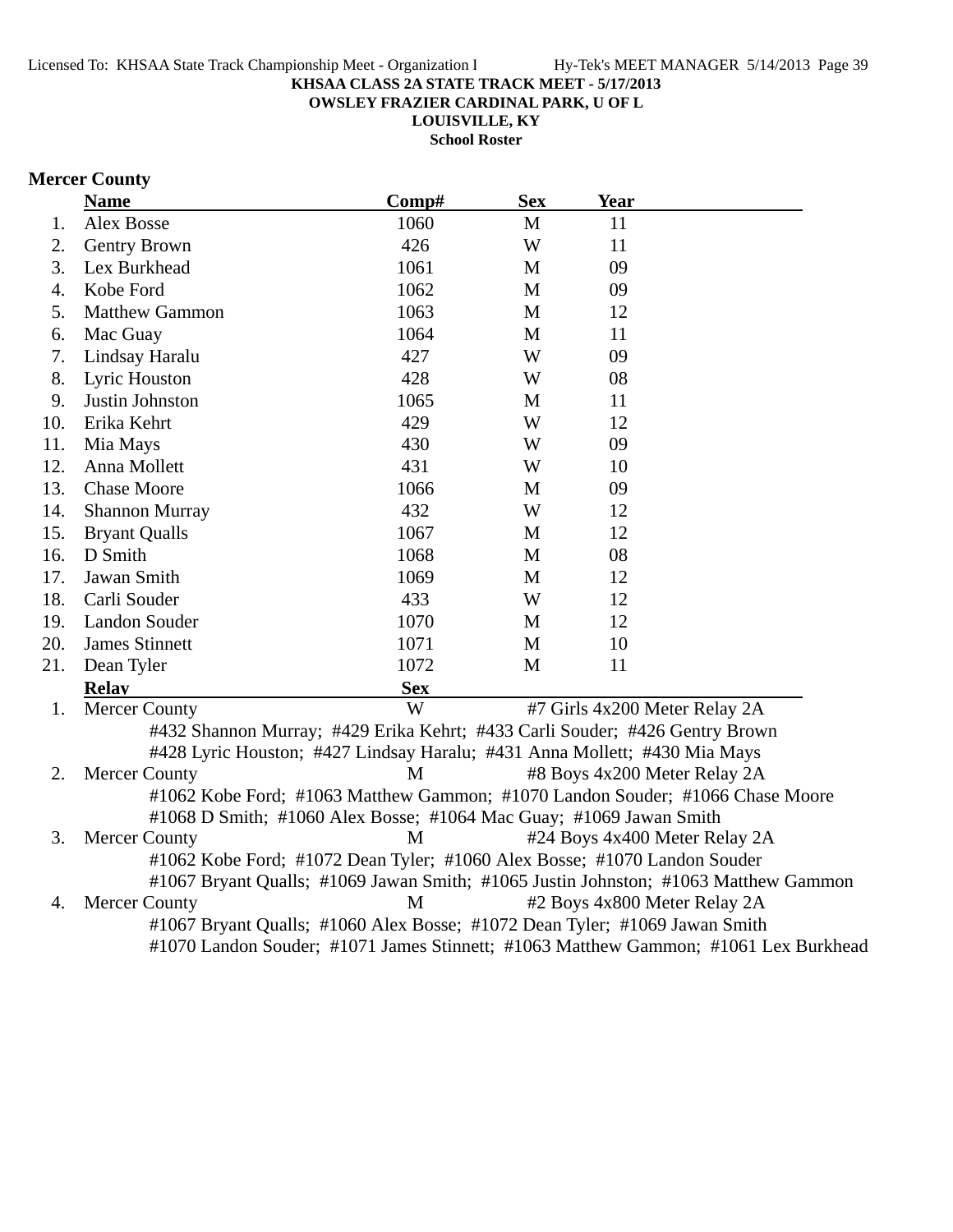**KHSAA CLASS 2A STATE TRACK MEET - 5/17/2013**
**OWSLEY FRAZIER CARDINAL PARK, U OF L**
**LOUISVILLE, KY**
**School Roster**

## Mercer County

| | Name | Comp# | Sex | Year |
|---|---|---|---|---|
| 1. | Alex Bosse | 1060 | M | 11 |
| 2. | Gentry Brown | 426 | W | 11 |
| 3. | Lex Burkhead | 1061 | M | 09 |
| 4. | Kobe Ford | 1062 | M | 09 |
| 5. | Matthew Gammon | 1063 | M | 12 |
| 6. | Mac Guay | 1064 | M | 11 |
| 7. | Lindsay Haralu | 427 | W | 09 |
| 8. | Lyric Houston | 428 | W | 08 |
| 9. | Justin Johnston | 1065 | M | 11 |
| 10. | Erika Kehrt | 429 | W | 12 |
| 11. | Mia Mays | 430 | W | 09 |
| 12. | Anna Mollett | 431 | W | 10 |
| 13. | Chase Moore | 1066 | M | 09 |
| 14. | Shannon Murray | 432 | W | 12 |
| 15. | Bryant Qualls | 1067 | M | 12 |
| 16. | D Smith | 1068 | M | 08 |
| 17. | Jawan Smith | 1069 | M | 12 |
| 18. | Carli Souder | 433 | W | 12 |
| 19. | Landon Souder | 1070 | M | 12 |
| 20. | James Stinnett | 1071 | M | 10 |
| 21. | Dean Tyler | 1072 | M | 11 |

| | Relay | Sex | Event |
|---|---|---|---|
| 1. | Mercer County | W | #7 Girls 4x200 Meter Relay 2A |
| | #432 Shannon Murray; #429 Erika Kehrt; #433 Carli Souder; #426 Gentry Brown<br>#428 Lyric Houston; #427 Lindsay Haralu; #431 Anna Mollett; #430 Mia Mays | | |
| 2. | Mercer County | M | #8 Boys 4x200 Meter Relay 2A |
| | #1062 Kobe Ford; #1063 Matthew Gammon; #1070 Landon Souder; #1066 Chase Moore<br>#1068 D Smith; #1060 Alex Bosse; #1064 Mac Guay; #1069 Jawan Smith | | |
| 3. | Mercer County | M | #24 Boys 4x400 Meter Relay 2A |
| | #1062 Kobe Ford; #1072 Dean Tyler; #1060 Alex Bosse; #1070 Landon Souder<br>#1067 Bryant Qualls; #1069 Jawan Smith; #1065 Justin Johnston; #1063 Matthew Gammon | | |
| 4. | Mercer County | M | #2 Boys 4x800 Meter Relay 2A |
| | #1067 Bryant Qualls; #1060 Alex Bosse; #1072 Dean Tyler; #1069 Jawan Smith<br>#1070 Landon Souder; #1071 James Stinnett; #1063 Matthew Gammon; #1061 Lex Burkhead | | |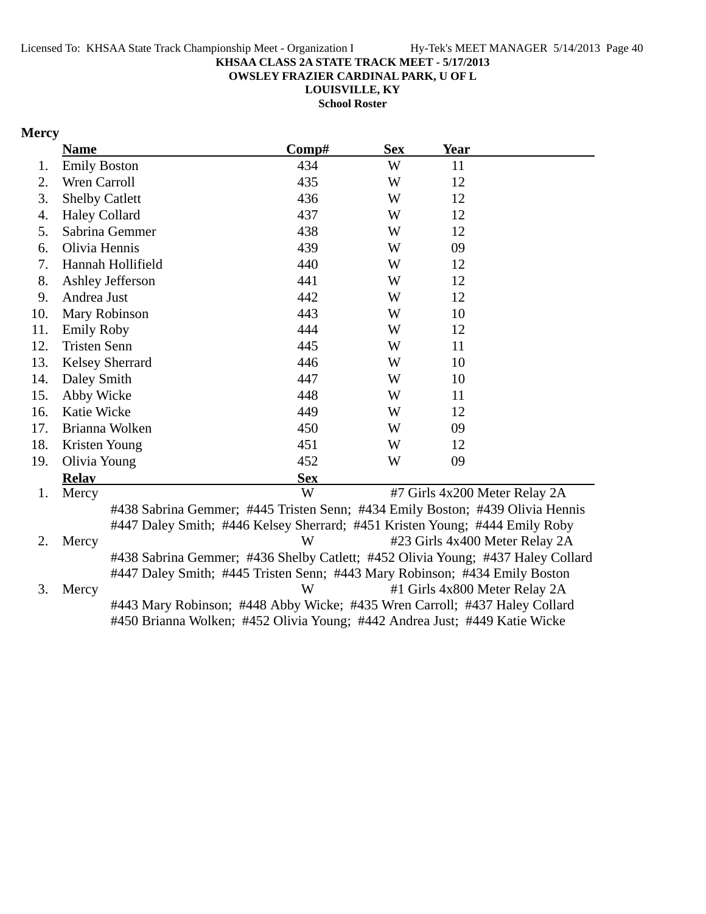**KHSAA CLASS 2A STATE TRACK MEET - 5/17/2013**
**OWSLEY FRAZIER CARDINAL PARK, U OF L**
**LOUISVILLE, KY**
**School Roster**

## Mercy

| | Name | Comp# | Sex | Year |
|---|---|---|---|---|
| 1. | Emily Boston | 434 | W | 11 |
| 2. | Wren Carroll | 435 | W | 12 |
| 3. | Shelby Catlett | 436 | W | 12 |
| 4. | Haley Collard | 437 | W | 12 |
| 5. | Sabrina Gemmer | 438 | W | 12 |
| 6. | Olivia Hennis | 439 | W | 09 |
| 7. | Hannah Hollifield | 440 | W | 12 |
| 8. | Ashley Jefferson | 441 | W | 12 |
| 9. | Andrea Just | 442 | W | 12 |
| 10. | Mary Robinson | 443 | W | 10 |
| 11. | Emily Roby | 444 | W | 12 |
| 12. | Tristen Senn | 445 | W | 11 |
| 13. | Kelsey Sherrard | 446 | W | 10 |
| 14. | Daley Smith | 447 | W | 10 |
| 15. | Abby Wicke | 448 | W | 11 |
| 16. | Katie Wicke | 449 | W | 12 |
| 17. | Brianna Wolken | 450 | W | 09 |
| 18. | Kristen Young | 451 | W | 12 |
| 19. | Olivia Young | 452 | W | 09 |

| | Relay | Sex | Event |
|---|---|---|---|
| 1. | Mercy | W | #7 Girls 4x200 Meter Relay 2A |
| | #438 Sabrina Gemmer; #445 Tristen Senn; #434 Emily Boston; #439 Olivia Hennis<br>#447 Daley Smith; #446 Kelsey Sherrard; #451 Kristen Young; #444 Emily Roby | | |
| 2. | Mercy | W | #23 Girls 4x400 Meter Relay 2A |
| | #438 Sabrina Gemmer; #436 Shelby Catlett; #452 Olivia Young; #437 Haley Collard<br>#447 Daley Smith; #445 Tristen Senn; #443 Mary Robinson; #434 Emily Boston | | |
| 3. | Mercy | W | #1 Girls 4x800 Meter Relay 2A |
| | #443 Mary Robinson; #448 Abby Wicke; #435 Wren Carroll; #437 Haley Collard<br>#450 Brianna Wolken; #452 Olivia Young; #442 Andrea Just; #449 Katie Wicke | | |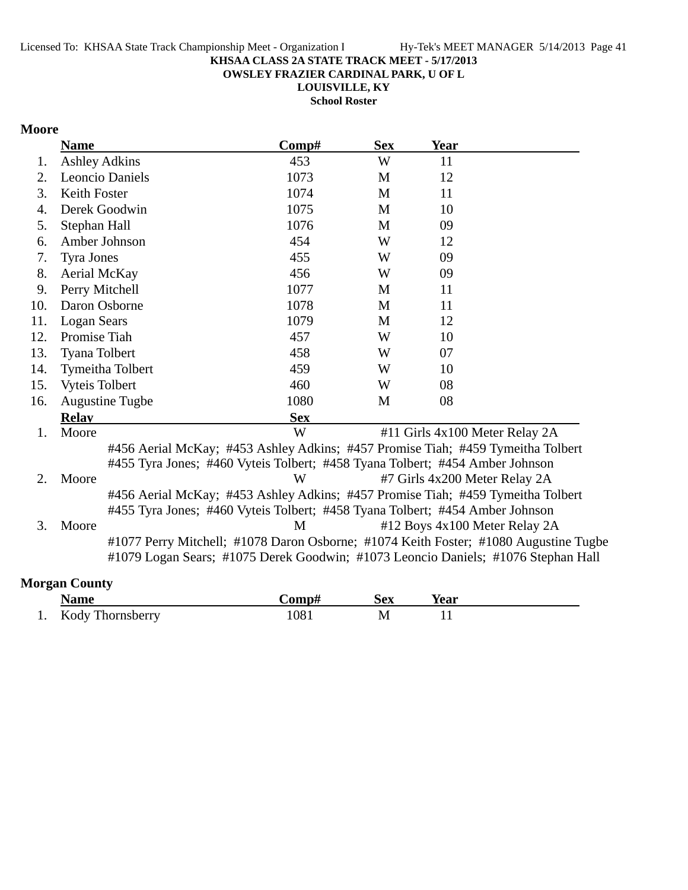KHSAA CLASS 2A STATE TRACK MEET - 5/17/2013
OWSLEY FRAZIER CARDINAL PARK, U OF L
LOUISVILLE, KY
School Roster

## Moore

| | Name | Comp# | Sex | Year |
|---|---|---|---|---|
| 1. | Ashley Adkins | 453 | W | 11 |
| 2. | Leoncio Daniels | 1073 | M | 12 |
| 3. | Keith Foster | 1074 | M | 11 |
| 4. | Derek Goodwin | 1075 | M | 10 |
| 5. | Stephan Hall | 1076 | M | 09 |
| 6. | Amber Johnson | 454 | W | 12 |
| 7. | Tyra Jones | 455 | W | 09 |
| 8. | Aerial McKay | 456 | W | 09 |
| 9. | Perry Mitchell | 1077 | M | 11 |
| 10. | Daron Osborne | 1078 | M | 11 |
| 11. | Logan Sears | 1079 | M | 12 |
| 12. | Promise Tiah | 457 | W | 10 |
| 13. | Tyana Tolbert | 458 | W | 07 |
| 14. | Tymeitha Tolbert | 459 | W | 10 |
| 15. | Vyteis Tolbert | 460 | W | 08 |
| 16. | Augustine Tugbe | 1080 | M | 08 |

| | Relay | Sex | Event |
|---|---|---|---|
| 1. | Moore | W | #11 Girls 4x100 Meter Relay 2A |

#456 Aerial McKay; #453 Ashley Adkins; #457 Promise Tiah; #459 Tymeitha Tolbert
#455 Tyra Jones; #460 Vyteis Tolbert; #458 Tyana Tolbert; #454 Amber Johnson

| | Relay | Sex | Event |
|---|---|---|---|
| 2. | Moore | W | #7 Girls 4x200 Meter Relay 2A |

#456 Aerial McKay; #453 Ashley Adkins; #457 Promise Tiah; #459 Tymeitha Tolbert
#455 Tyra Jones; #460 Vyteis Tolbert; #458 Tyana Tolbert; #454 Amber Johnson

| | Relay | Sex | Event |
|---|---|---|---|
| 3. | Moore | M | #12 Boys 4x100 Meter Relay 2A |

#1077 Perry Mitchell; #1078 Daron Osborne; #1074 Keith Foster; #1080 Augustine Tugbe
#1079 Logan Sears; #1075 Derek Goodwin; #1073 Leoncio Daniels; #1076 Stephan Hall

## Morgan County

| | Name | Comp# | Sex | Year |
|---|---|---|---|---|
| 1. | Kody Thornsberry | 1081 | M | 11 |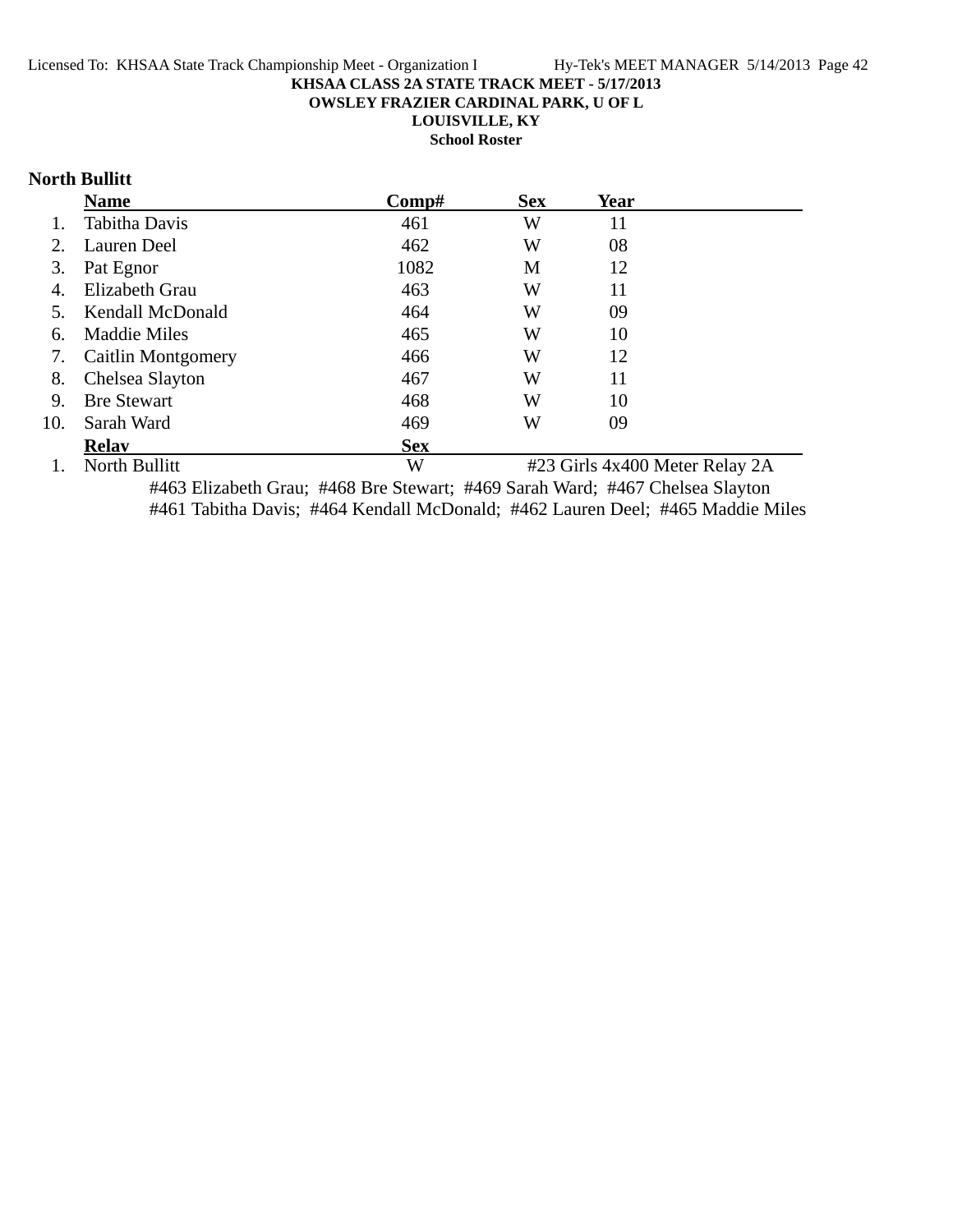**KHSAA CLASS 2A STATE TRACK MEET - 5/17/2013**
**OWSLEY FRAZIER CARDINAL PARK, U OF L**
**LOUISVILLE, KY**
**School Roster**

## North Bullitt

| | Name | Comp# | Sex | Year |
|---|---|---|---|---|
| 1. | Tabitha Davis | 461 | W | 11 |
| 2. | Lauren Deel | 462 | W | 08 |
| 3. | Pat Egnor | 1082 | M | 12 |
| 4. | Elizabeth Grau | 463 | W | 11 |
| 5. | Kendall McDonald | 464 | W | 09 |
| 6. | Maddie Miles | 465 | W | 10 |
| 7. | Caitlin Montgomery | 466 | W | 12 |
| 8. | Chelsea Slayton | 467 | W | 11 |
| 9. | Bre Stewart | 468 | W | 10 |
| 10. | Sarah Ward | 469 | W | 09 |

| | Relay | Sex | Event |
|---|---|---|---|
| 1. | North Bullitt | W | #23 Girls 4x400 Meter Relay 2A |

#463 Elizabeth Grau; #468 Bre Stewart; #469 Sarah Ward; #467 Chelsea Slayton
#461 Tabitha Davis; #464 Kendall McDonald; #462 Lauren Deel; #465 Maddie Miles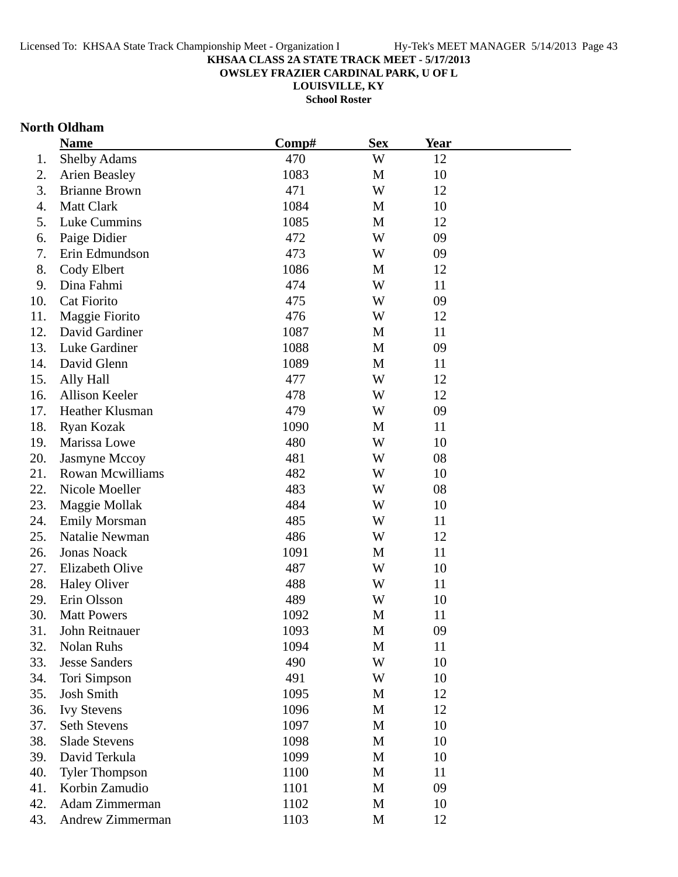**KHSAA CLASS 2A STATE TRACK MEET - 5/17/2013**
**OWSLEY FRAZIER CARDINAL PARK, U OF L**
**LOUISVILLE, KY**
**School Roster**

## North Oldham

| | Name | Comp# | Sex | Year |
|---|---|---|---|---|
| 1. | Shelby Adams | 470 | W | 12 |
| 2. | Arien Beasley | 1083 | M | 10 |
| 3. | Brianne Brown | 471 | W | 12 |
| 4. | Matt Clark | 1084 | M | 10 |
| 5. | Luke Cummins | 1085 | M | 12 |
| 6. | Paige Didier | 472 | W | 09 |
| 7. | Erin Edmundson | 473 | W | 09 |
| 8. | Cody Elbert | 1086 | M | 12 |
| 9. | Dina Fahmi | 474 | W | 11 |
| 10. | Cat Fiorito | 475 | W | 09 |
| 11. | Maggie Fiorito | 476 | W | 12 |
| 12. | David Gardiner | 1087 | M | 11 |
| 13. | Luke Gardiner | 1088 | M | 09 |
| 14. | David Glenn | 1089 | M | 11 |
| 15. | Ally Hall | 477 | W | 12 |
| 16. | Allison Keeler | 478 | W | 12 |
| 17. | Heather Klusman | 479 | W | 09 |
| 18. | Ryan Kozak | 1090 | M | 11 |
| 19. | Marissa Lowe | 480 | W | 10 |
| 20. | Jasmyne Mccoy | 481 | W | 08 |
| 21. | Rowan Mcwilliams | 482 | W | 10 |
| 22. | Nicole Moeller | 483 | W | 08 |
| 23. | Maggie Mollak | 484 | W | 10 |
| 24. | Emily Morsman | 485 | W | 11 |
| 25. | Natalie Newman | 486 | W | 12 |
| 26. | Jonas Noack | 1091 | M | 11 |
| 27. | Elizabeth Olive | 487 | W | 10 |
| 28. | Haley Oliver | 488 | W | 11 |
| 29. | Erin Olsson | 489 | W | 10 |
| 30. | Matt Powers | 1092 | M | 11 |
| 31. | John Reitnauer | 1093 | M | 09 |
| 32. | Nolan Ruhs | 1094 | M | 11 |
| 33. | Jesse Sanders | 490 | W | 10 |
| 34. | Tori Simpson | 491 | W | 10 |
| 35. | Josh Smith | 1095 | M | 12 |
| 36. | Ivy Stevens | 1096 | M | 12 |
| 37. | Seth Stevens | 1097 | M | 10 |
| 38. | Slade Stevens | 1098 | M | 10 |
| 39. | David Terkula | 1099 | M | 10 |
| 40. | Tyler Thompson | 1100 | M | 11 |
| 41. | Korbin Zamudio | 1101 | M | 09 |
| 42. | Adam Zimmerman | 1102 | M | 10 |
| 43. | Andrew Zimmerman | 1103 | M | 12 |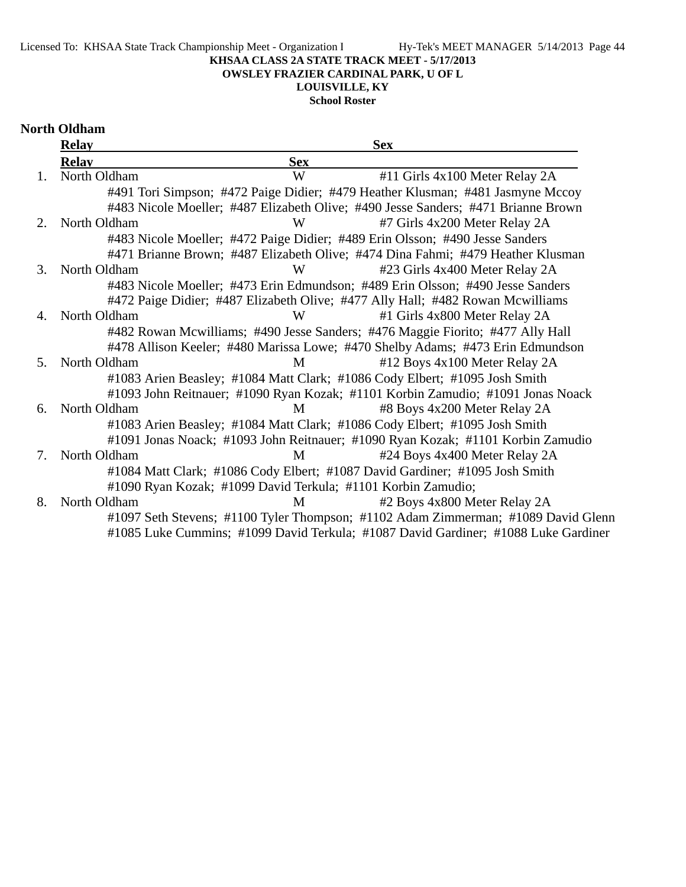**KHSAA CLASS 2A STATE TRACK MEET - 5/17/2013**
**OWSLEY FRAZIER CARDINAL PARK, U OF L**
**LOUISVILLE, KY**
**School Roster**

## North Oldham

| | Relay | Sex | |
|---|---|---|---|
| 1. | North Oldham | W | #11 Girls 4x100 Meter Relay 2A |
| | #491 Tori Simpson; #472 Paige Didier; #479 Heather Klusman; #481 Jasmyne Mccoy<br>#483 Nicole Moeller; #487 Elizabeth Olive; #490 Jesse Sanders; #471 Brianne Brown | | |
| 2. | North Oldham | W | #7 Girls 4x200 Meter Relay 2A |
| | #483 Nicole Moeller; #472 Paige Didier; #489 Erin Olsson; #490 Jesse Sanders<br>#471 Brianne Brown; #487 Elizabeth Olive; #474 Dina Fahmi; #479 Heather Klusman | | |
| 3. | North Oldham | W | #23 Girls 4x400 Meter Relay 2A |
| | #483 Nicole Moeller; #473 Erin Edmundson; #489 Erin Olsson; #490 Jesse Sanders<br>#472 Paige Didier; #487 Elizabeth Olive; #477 Ally Hall; #482 Rowan Mcwilliams | | |
| 4. | North Oldham | W | #1 Girls 4x800 Meter Relay 2A |
| | #482 Rowan Mcwilliams; #490 Jesse Sanders; #476 Maggie Fiorito; #477 Ally Hall<br>#478 Allison Keeler; #480 Marissa Lowe; #470 Shelby Adams; #473 Erin Edmundson | | |
| 5. | North Oldham | M | #12 Boys 4x100 Meter Relay 2A |
| | #1083 Arien Beasley; #1084 Matt Clark; #1086 Cody Elbert; #1095 Josh Smith<br>#1093 John Reitnauer; #1090 Ryan Kozak; #1101 Korbin Zamudio; #1091 Jonas Noack | | |
| 6. | North Oldham | M | #8 Boys 4x200 Meter Relay 2A |
| | #1083 Arien Beasley; #1084 Matt Clark; #1086 Cody Elbert; #1095 Josh Smith<br>#1091 Jonas Noack; #1093 John Reitnauer; #1090 Ryan Kozak; #1101 Korbin Zamudio | | |
| 7. | North Oldham | M | #24 Boys 4x400 Meter Relay 2A |
| | #1084 Matt Clark; #1086 Cody Elbert; #1087 David Gardiner; #1095 Josh Smith<br>#1090 Ryan Kozak; #1099 David Terkula; #1101 Korbin Zamudio; | | |
| 8. | North Oldham | M | #2 Boys 4x800 Meter Relay 2A |
| | #1097 Seth Stevens; #1100 Tyler Thompson; #1102 Adam Zimmerman; #1089 David Glenn<br>#1085 Luke Cummins; #1099 David Terkula; #1087 David Gardiner; #1088 Luke Gardiner | | |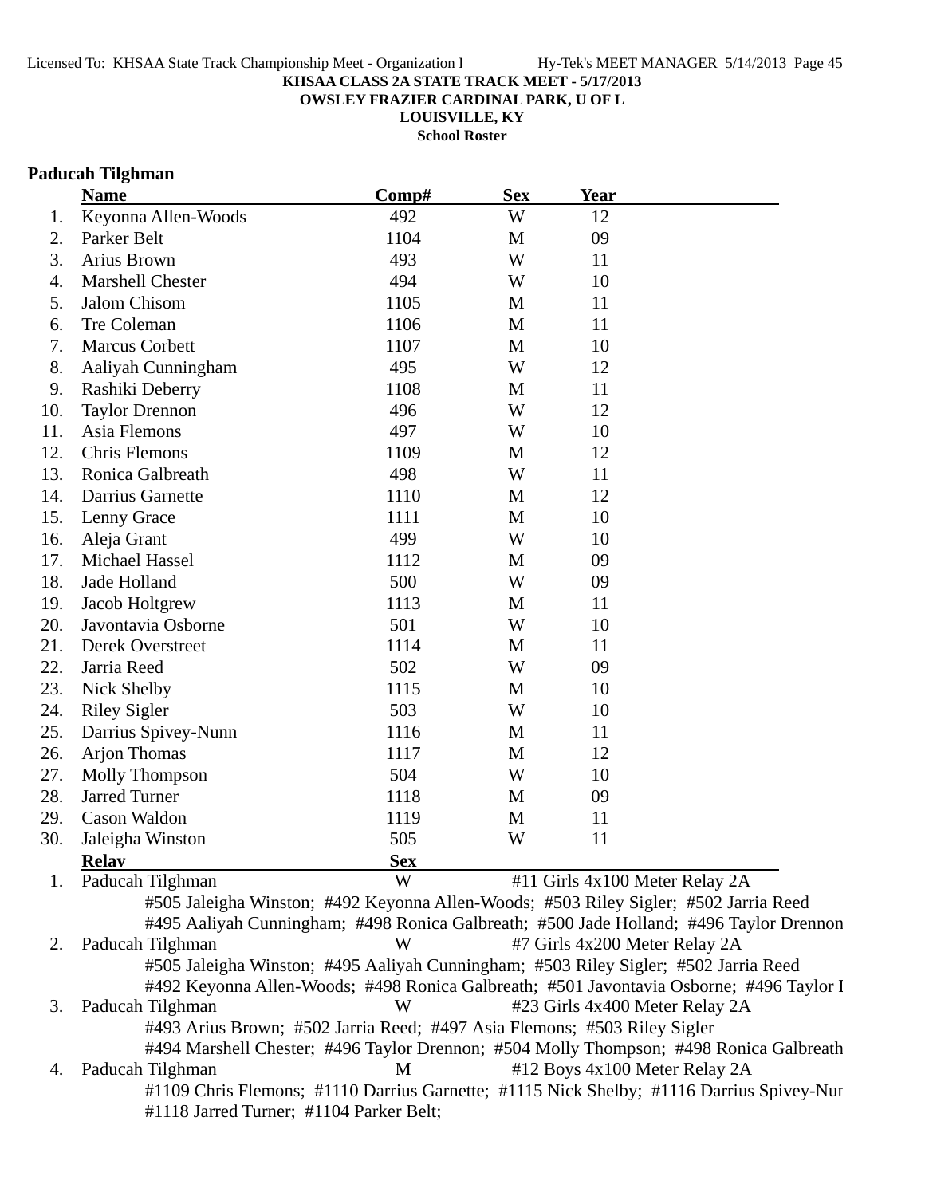**KHSAA CLASS 2A STATE TRACK MEET - 5/17/2013**
**OWSLEY FRAZIER CARDINAL PARK, U OF L**
**LOUISVILLE, KY**
**School Roster**

## Paducah Tilghman

| | Name | Comp# | Sex | Year |
|---|---|---|---|---|
| 1. | Keyonna Allen-Woods | 492 | W | 12 |
| 2. | Parker Belt | 1104 | M | 09 |
| 3. | Arius Brown | 493 | W | 11 |
| 4. | Marshell Chester | 494 | W | 10 |
| 5. | Jalom Chisom | 1105 | M | 11 |
| 6. | Tre Coleman | 1106 | M | 11 |
| 7. | Marcus Corbett | 1107 | M | 10 |
| 8. | Aaliyah Cunningham | 495 | W | 12 |
| 9. | Rashiki Deberry | 1108 | M | 11 |
| 10. | Taylor Drennon | 496 | W | 12 |
| 11. | Asia Flemons | 497 | W | 10 |
| 12. | Chris Flemons | 1109 | M | 12 |
| 13. | Ronica Galbreath | 498 | W | 11 |
| 14. | Darrius Garnette | 1110 | M | 12 |
| 15. | Lenny Grace | 1111 | M | 10 |
| 16. | Aleja Grant | 499 | W | 10 |
| 17. | Michael Hassel | 1112 | M | 09 |
| 18. | Jade Holland | 500 | W | 09 |
| 19. | Jacob Holtgrew | 1113 | M | 11 |
| 20. | Javontavia Osborne | 501 | W | 10 |
| 21. | Derek Overstreet | 1114 | M | 11 |
| 22. | Jarria Reed | 502 | W | 09 |
| 23. | Nick Shelby | 1115 | M | 10 |
| 24. | Riley Sigler | 503 | W | 10 |
| 25. | Darrius Spivey-Nunn | 1116 | M | 11 |
| 26. | Arjon Thomas | 1117 | M | 12 |
| 27. | Molly Thompson | 504 | W | 10 |
| 28. | Jarred Turner | 1118 | M | 09 |
| 29. | Cason Waldon | 1119 | M | 11 |
| 30. | Jaleigha Winston | 505 | W | 11 |

| | Relay | Sex | |
|---|---|---|---|
| 1. | Paducah Tilghman | W | #11 Girls 4x100 Meter Relay 2A |
| | #505 Jaleigha Winston; #492 Keyonna Allen-Woods; #503 Riley Sigler; #502 Jarria Reed<br>#495 Aaliyah Cunningham; #498 Ronica Galbreath; #500 Jade Holland; #496 Taylor Drennon | | |
| 2. | Paducah Tilghman | W | #7 Girls 4x200 Meter Relay 2A |
| | #505 Jaleigha Winston; #495 Aaliyah Cunningham; #503 Riley Sigler; #502 Jarria Reed<br>#492 Keyonna Allen-Woods; #498 Ronica Galbreath; #501 Javontavia Osborne; #496 Taylor I | | |
| 3. | Paducah Tilghman | W | #23 Girls 4x400 Meter Relay 2A |
| | #493 Arius Brown; #502 Jarria Reed; #497 Asia Flemons; #503 Riley Sigler<br>#494 Marshell Chester; #496 Taylor Drennon; #504 Molly Thompson; #498 Ronica Galbreath | | |
| 4. | Paducah Tilghman | M | #12 Boys 4x100 Meter Relay 2A |
| | #1109 Chris Flemons; #1110 Darrius Garnette; #1115 Nick Shelby; #1116 Darrius Spivey-Nur<br>#1118 Jarred Turner; #1104 Parker Belt; | | |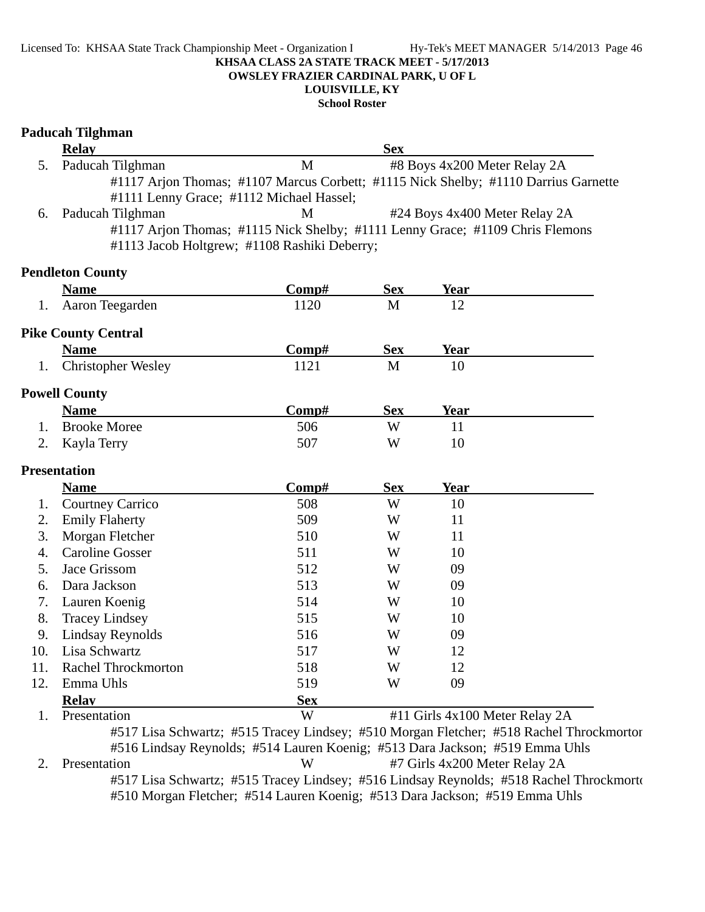**KHSAA CLASS 2A STATE TRACK MEET - 5/17/2013**
**OWSLEY FRAZIER CARDINAL PARK, U OF L**
**LOUISVILLE, KY**
**School Roster**

### Paducah Tilghman

| | Relay | Sex | |
|---|---|---|---|
| 5. | Paducah Tilghman | M | #8 Boys 4x200 Meter Relay 2A |
| | #1117 Arjon Thomas; #1107 Marcus Corbett; #1115 Nick Shelby; #1110 Darrius Garnette #1111 Lenny Grace; #1112 Michael Hassel; | | |
| 6. | Paducah Tilghman | M | #24 Boys 4x400 Meter Relay 2A |
| | #1117 Arjon Thomas; #1115 Nick Shelby; #1111 Lenny Grace; #1109 Chris Flemons #1113 Jacob Holtgrew; #1108 Rashiki Deberry; | | |

### Pendleton County

| | Name | Comp# | Sex | Year |
|---|---|---|---|---|
| 1. | Aaron Teegarden | 1120 | M | 12 |

### Pike County Central

| | Name | Comp# | Sex | Year |
|---|---|---|---|---|
| 1. | Christopher Wesley | 1121 | M | 10 |

### Powell County

| | Name | Comp# | Sex | Year |
|---|---|---|---|---|
| 1. | Brooke Moree | 506 | W | 11 |
| 2. | Kayla Terry | 507 | W | 10 |

### Presentation

| | Name | Comp# | Sex | Year |
|---|---|---|---|---|
| 1. | Courtney Carrico | 508 | W | 10 |
| 2. | Emily Flaherty | 509 | W | 11 |
| 3. | Morgan Fletcher | 510 | W | 11 |
| 4. | Caroline Gosser | 511 | W | 10 |
| 5. | Jace Grissom | 512 | W | 09 |
| 6. | Dara Jackson | 513 | W | 09 |
| 7. | Lauren Koenig | 514 | W | 10 |
| 8. | Tracey Lindsey | 515 | W | 10 |
| 9. | Lindsay Reynolds | 516 | W | 09 |
| 10. | Lisa Schwartz | 517 | W | 12 |
| 11. | Rachel Throckmorton | 518 | W | 12 |
| 12. | Emma Uhls | 519 | W | 09 |

| | Relay | Sex | |
|---|---|---|---|
| 1. | Presentation | W | #11 Girls 4x100 Meter Relay 2A |
| | #517 Lisa Schwartz; #515 Tracey Lindsey; #510 Morgan Fletcher; #518 Rachel Throckmortor #516 Lindsay Reynolds; #514 Lauren Koenig; #513 Dara Jackson; #519 Emma Uhls | | |
| 2. | Presentation | W | #7 Girls 4x200 Meter Relay 2A |
| | #517 Lisa Schwartz; #515 Tracey Lindsey; #516 Lindsay Reynolds; #518 Rachel Throckmorto #510 Morgan Fletcher; #514 Lauren Koenig; #513 Dara Jackson; #519 Emma Uhls | | |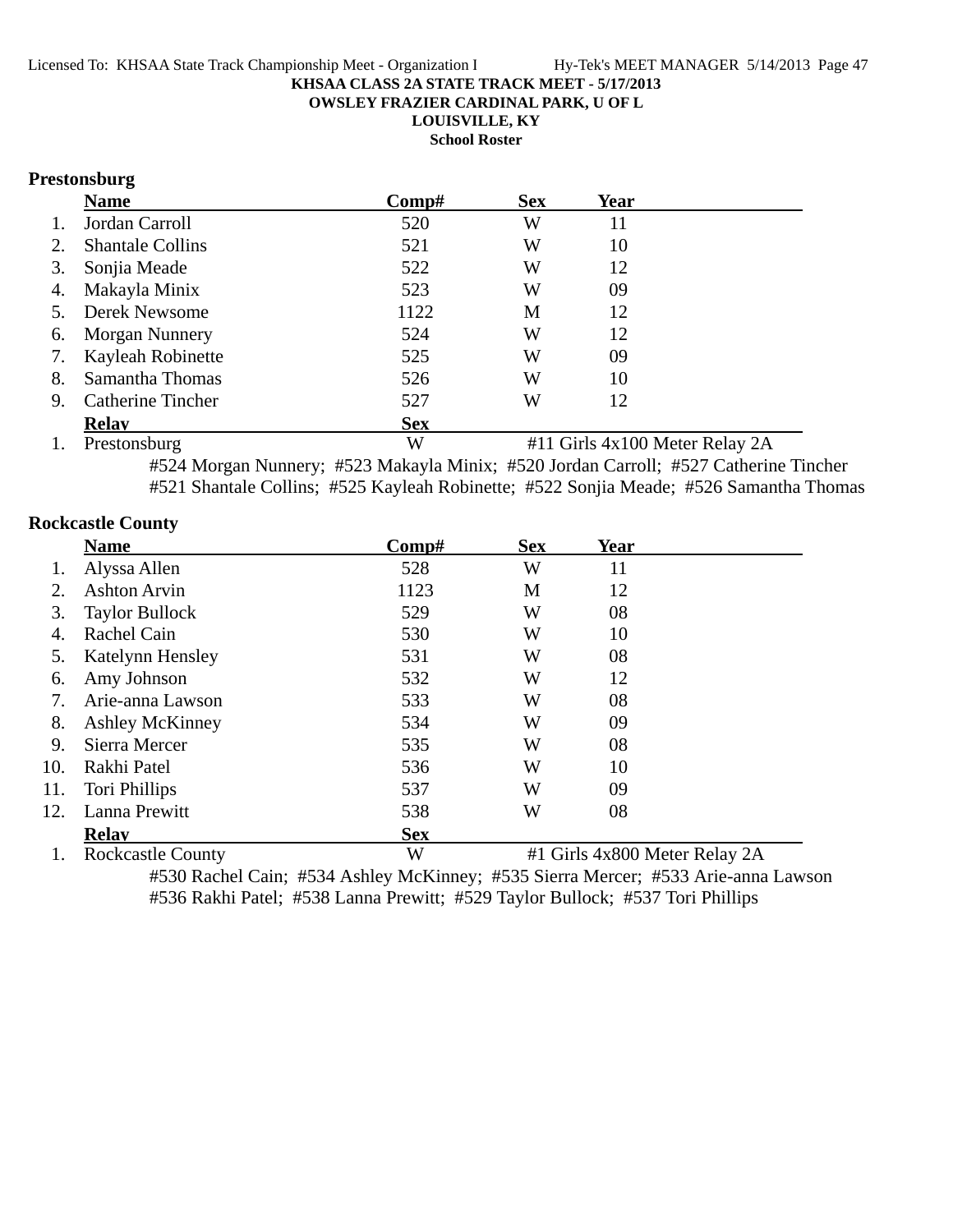**KHSAA CLASS 2A STATE TRACK MEET - 5/17/2013**

**OWSLEY FRAZIER CARDINAL PARK, U OF L**

**LOUISVILLE, KY**

**School Roster**

### Prestonsburg

| | Name | Comp# | Sex | Year |
|---|---|---|---|---|
| 1. | Jordan Carroll | 520 | W | 11 |
| 2. | Shantale Collins | 521 | W | 10 |
| 3. | Sonjia Meade | 522 | W | 12 |
| 4. | Makayla Minix | 523 | W | 09 |
| 5. | Derek Newsome | 1122 | M | 12 |
| 6. | Morgan Nunnery | 524 | W | 12 |
| 7. | Kayleah Robinette | 525 | W | 09 |
| 8. | Samantha Thomas | 526 | W | 10 |
| 9. | Catherine Tincher | 527 | W | 12 |

| | Relay | Sex | |
|---|---|---|---|
| 1. | Prestonsburg | W | #11 Girls 4x100 Meter Relay 2A |

#524 Morgan Nunnery; #523 Makayla Minix; #520 Jordan Carroll; #527 Catherine Tincher
#521 Shantale Collins; #525 Kayleah Robinette; #522 Sonjia Meade; #526 Samantha Thomas

### Rockcastle County

| | Name | Comp# | Sex | Year |
|---|---|---|---|---|
| 1. | Alyssa Allen | 528 | W | 11 |
| 2. | Ashton Arvin | 1123 | M | 12 |
| 3. | Taylor Bullock | 529 | W | 08 |
| 4. | Rachel Cain | 530 | W | 10 |
| 5. | Katelynn Hensley | 531 | W | 08 |
| 6. | Amy Johnson | 532 | W | 12 |
| 7. | Arie-anna Lawson | 533 | W | 08 |
| 8. | Ashley McKinney | 534 | W | 09 |
| 9. | Sierra Mercer | 535 | W | 08 |
| 10. | Rakhi Patel | 536 | W | 10 |
| 11. | Tori Phillips | 537 | W | 09 |
| 12. | Lanna Prewitt | 538 | W | 08 |

| | Relay | Sex | |
|---|---|---|---|
| 1. | Rockcastle County | W | #1 Girls 4x800 Meter Relay 2A |

#530 Rachel Cain; #534 Ashley McKinney; #535 Sierra Mercer; #533 Arie-anna Lawson
#536 Rakhi Patel; #538 Lanna Prewitt; #529 Taylor Bullock; #537 Tori Phillips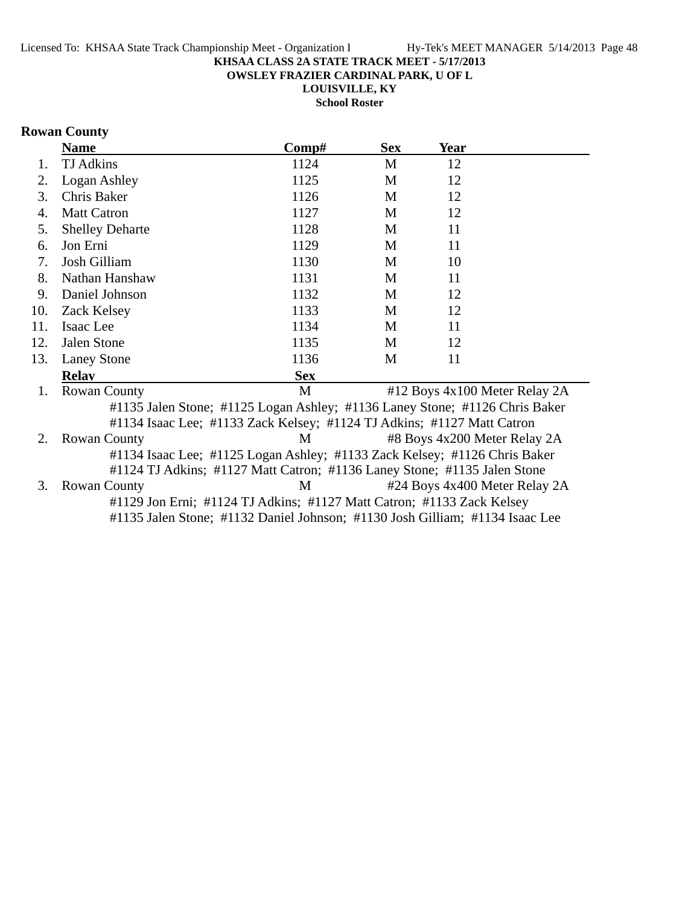KHSAA CLASS 2A STATE TRACK MEET - 5/17/2013

OWSLEY FRAZIER CARDINAL PARK, U OF L

LOUISVILLE, KY

School Roster

## Rowan County

| | Name | Comp# | Sex | Year |
|---|---|---|---|---|
| 1. | TJ Adkins | 1124 | M | 12 |
| 2. | Logan Ashley | 1125 | M | 12 |
| 3. | Chris Baker | 1126 | M | 12 |
| 4. | Matt Catron | 1127 | M | 12 |
| 5. | Shelley Deharte | 1128 | M | 11 |
| 6. | Jon Erni | 1129 | M | 11 |
| 7. | Josh Gilliam | 1130 | M | 10 |
| 8. | Nathan Hanshaw | 1131 | M | 11 |
| 9. | Daniel Johnson | 1132 | M | 12 |
| 10. | Zack Kelsey | 1133 | M | 12 |
| 11. | Isaac Lee | 1134 | M | 11 |
| 12. | Jalen Stone | 1135 | M | 12 |
| 13. | Laney Stone | 1136 | M | 11 |

| | Relay | Sex | Event |
|---|---|---|---|
| 1. | Rowan County | M | #12 Boys 4x100 Meter Relay 2A |

#1135 Jalen Stone; #1125 Logan Ashley; #1136 Laney Stone; #1126 Chris Baker
#1134 Isaac Lee; #1133 Zack Kelsey; #1124 TJ Adkins; #1127 Matt Catron

| | Relay | Sex | Event |
|---|---|---|---|
| 2. | Rowan County | M | #8 Boys 4x200 Meter Relay 2A |

#1134 Isaac Lee; #1125 Logan Ashley; #1133 Zack Kelsey; #1126 Chris Baker
#1124 TJ Adkins; #1127 Matt Catron; #1136 Laney Stone; #1135 Jalen Stone

| | Relay | Sex | Event |
|---|---|---|---|
| 3. | Rowan County | M | #24 Boys 4x400 Meter Relay 2A |

#1129 Jon Erni; #1124 TJ Adkins; #1127 Matt Catron; #1133 Zack Kelsey
#1135 Jalen Stone; #1132 Daniel Johnson; #1130 Josh Gilliam; #1134 Isaac Lee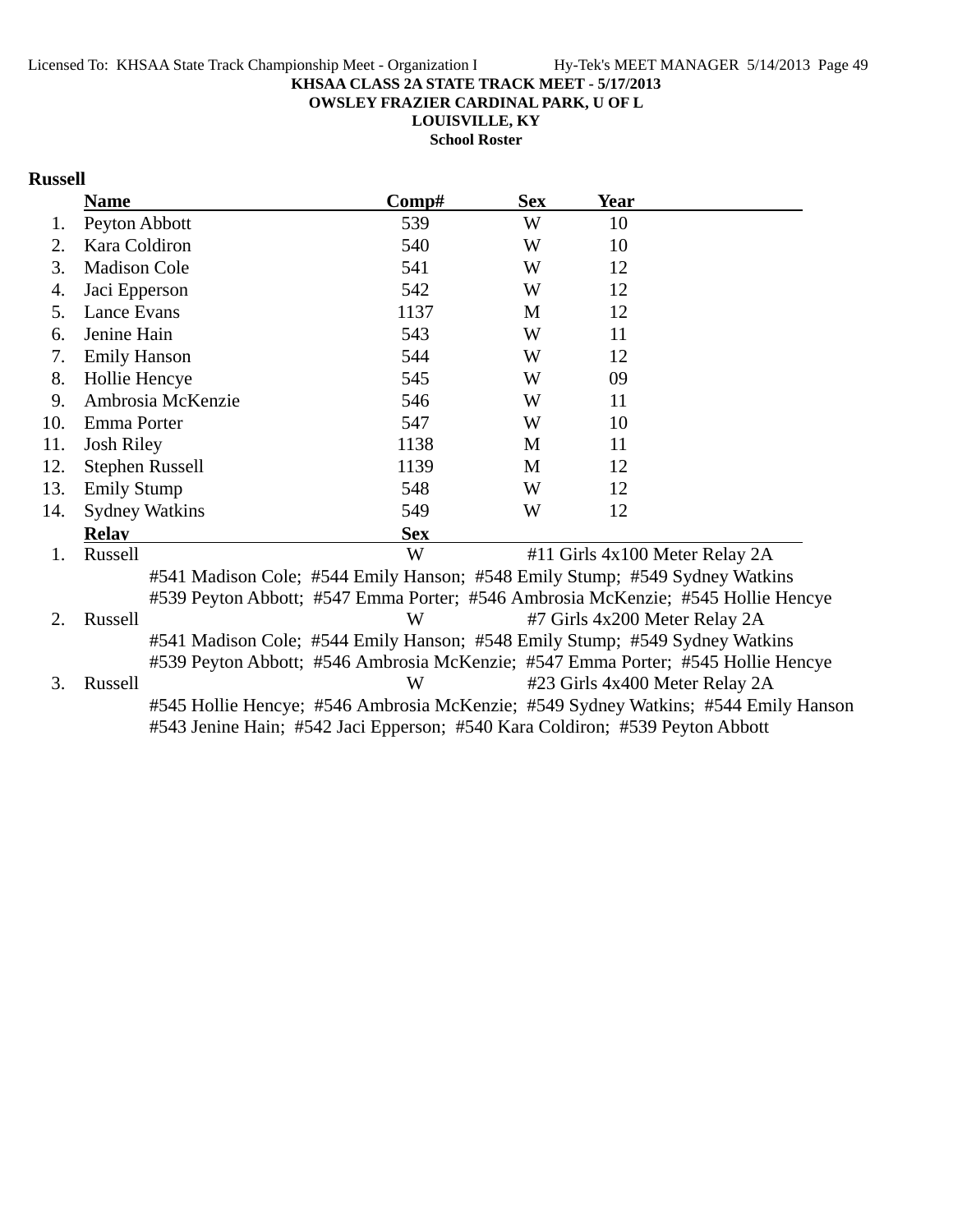**KHSAA CLASS 2A STATE TRACK MEET - 5/17/2013**
**OWSLEY FRAZIER CARDINAL PARK, U OF L**
**LOUISVILLE, KY**
**School Roster**

## Russell

| | Name | Comp# | Sex | Year |
|---|---|---|---|---|
| 1. | Peyton Abbott | 539 | W | 10 |
| 2. | Kara Coldiron | 540 | W | 10 |
| 3. | Madison Cole | 541 | W | 12 |
| 4. | Jaci Epperson | 542 | W | 12 |
| 5. | Lance Evans | 1137 | M | 12 |
| 6. | Jenine Hain | 543 | W | 11 |
| 7. | Emily Hanson | 544 | W | 12 |
| 8. | Hollie Hencye | 545 | W | 09 |
| 9. | Ambrosia McKenzie | 546 | W | 11 |
| 10. | Emma Porter | 547 | W | 10 |
| 11. | Josh Riley | 1138 | M | 11 |
| 12. | Stephen Russell | 1139 | M | 12 |
| 13. | Emily Stump | 548 | W | 12 |
| 14. | Sydney Watkins | 549 | W | 12 |

| | Relay | Sex | Event |
|---|---|---|---|
| 1. | Russell | W | #11 Girls 4x100 Meter Relay 2A |
| | #541 Madison Cole; #544 Emily Hanson; #548 Emily Stump; #549 Sydney Watkins<br>#539 Peyton Abbott; #547 Emma Porter; #546 Ambrosia McKenzie; #545 Hollie Hencye | | |
| 2. | Russell | W | #7 Girls 4x200 Meter Relay 2A |
| | #541 Madison Cole; #544 Emily Hanson; #548 Emily Stump; #549 Sydney Watkins<br>#539 Peyton Abbott; #546 Ambrosia McKenzie; #547 Emma Porter; #545 Hollie Hencye | | |
| 3. | Russell | W | #23 Girls 4x400 Meter Relay 2A |
| | #545 Hollie Hencye; #546 Ambrosia McKenzie; #549 Sydney Watkins; #544 Emily Hanson<br>#543 Jenine Hain; #542 Jaci Epperson; #540 Kara Coldiron; #539 Peyton Abbott | | |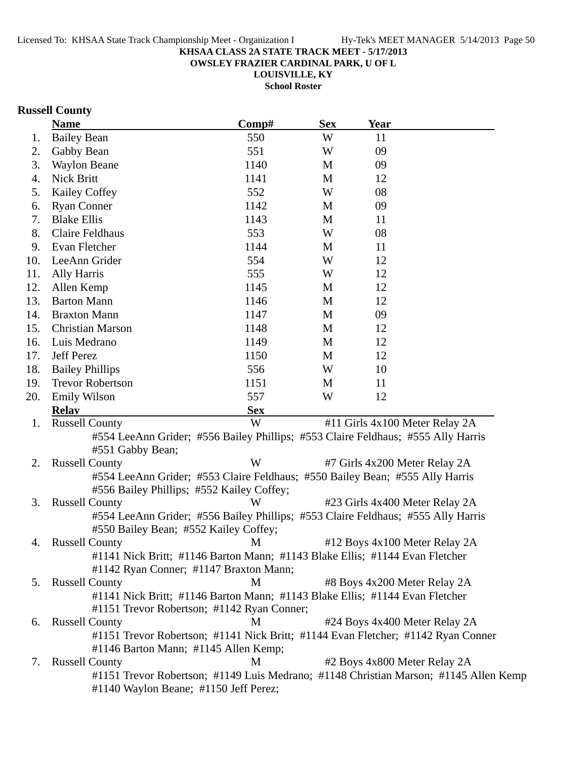**KHSAA CLASS 2A STATE TRACK MEET - 5/17/2013**
**OWSLEY FRAZIER CARDINAL PARK, U OF L**
**LOUISVILLE, KY**
**School Roster**

## Russell County

| | Name | Comp# | Sex | Year |
|---|---|---|---|---|
| 1. | Bailey Bean | 550 | W | 11 |
| 2. | Gabby Bean | 551 | W | 09 |
| 3. | Waylon Beane | 1140 | M | 09 |
| 4. | Nick Britt | 1141 | M | 12 |
| 5. | Kailey Coffey | 552 | W | 08 |
| 6. | Ryan Conner | 1142 | M | 09 |
| 7. | Blake Ellis | 1143 | M | 11 |
| 8. | Claire Feldhaus | 553 | W | 08 |
| 9. | Evan Fletcher | 1144 | M | 11 |
| 10. | LeeAnn Grider | 554 | W | 12 |
| 11. | Ally Harris | 555 | W | 12 |
| 12. | Allen Kemp | 1145 | M | 12 |
| 13. | Barton Mann | 1146 | M | 12 |
| 14. | Braxton Mann | 1147 | M | 09 |
| 15. | Christian Marson | 1148 | M | 12 |
| 16. | Luis Medrano | 1149 | M | 12 |
| 17. | Jeff Perez | 1150 | M | 12 |
| 18. | Bailey Phillips | 556 | W | 10 |
| 19. | Trevor Robertson | 1151 | M | 11 |
| 20. | Emily Wilson | 557 | W | 12 |

| | Relay | Sex | Event |
|---|---|---|---|
| 1. | Russell County | W | #11 Girls 4x100 Meter Relay 2A |
| | #554 LeeAnn Grider; #556 Bailey Phillips; #553 Claire Feldhaus; #555 Ally Harris #551 Gabby Bean; | | |
| 2. | Russell County | W | #7 Girls 4x200 Meter Relay 2A |
| | #554 LeeAnn Grider; #553 Claire Feldhaus; #550 Bailey Bean; #555 Ally Harris #556 Bailey Phillips; #552 Kailey Coffey; | | |
| 3. | Russell County | W | #23 Girls 4x400 Meter Relay 2A |
| | #554 LeeAnn Grider; #556 Bailey Phillips; #553 Claire Feldhaus; #555 Ally Harris #550 Bailey Bean; #552 Kailey Coffey; | | |
| 4. | Russell County | M | #12 Boys 4x100 Meter Relay 2A |
| | #1141 Nick Britt; #1146 Barton Mann; #1143 Blake Ellis; #1144 Evan Fletcher #1142 Ryan Conner; #1147 Braxton Mann; | | |
| 5. | Russell County | M | #8 Boys 4x200 Meter Relay 2A |
| | #1141 Nick Britt; #1146 Barton Mann; #1143 Blake Ellis; #1144 Evan Fletcher #1151 Trevor Robertson; #1142 Ryan Conner; | | |
| 6. | Russell County | M | #24 Boys 4x400 Meter Relay 2A |
| | #1151 Trevor Robertson; #1141 Nick Britt; #1144 Evan Fletcher; #1142 Ryan Conner #1146 Barton Mann; #1145 Allen Kemp; | | |
| 7. | Russell County | M | #2 Boys 4x800 Meter Relay 2A |
| | #1151 Trevor Robertson; #1149 Luis Medrano; #1148 Christian Marson; #1145 Allen Kemp #1140 Waylon Beane; #1150 Jeff Perez; | | |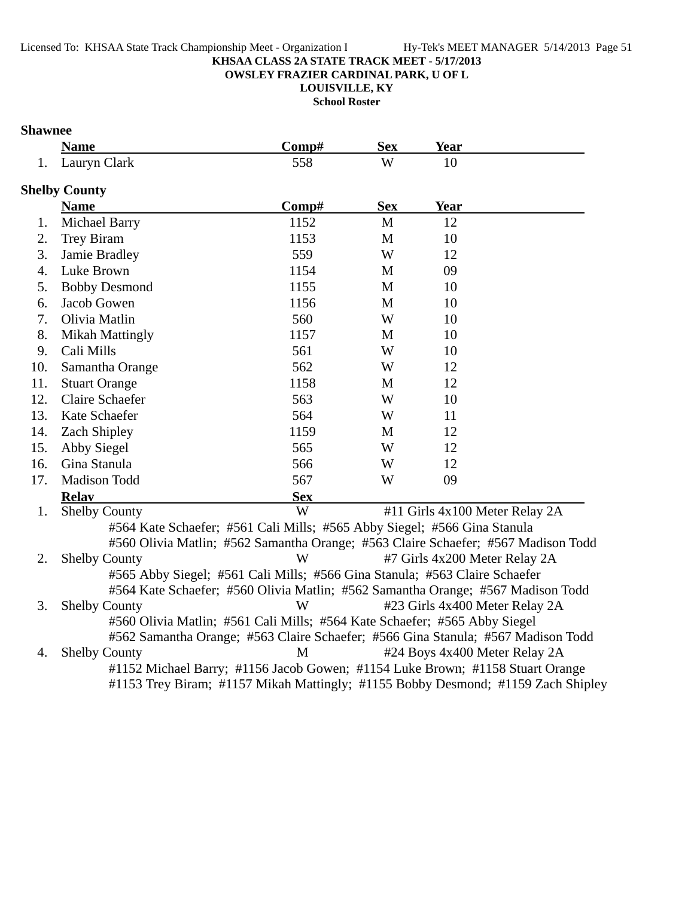**KHSAA CLASS 2A STATE TRACK MEET - 5/17/2013**
**OWSLEY FRAZIER CARDINAL PARK, U OF L**
**LOUISVILLE, KY**
**School Roster**

### Shawnee

| | Name | Comp# | Sex | Year |
|---|---|---|---|---|
| 1. | Lauryn Clark | 558 | W | 10 |

### Shelby County

| | Name | Comp# | Sex | Year |
|---|---|---|---|---|
| 1. | Michael Barry | 1152 | M | 12 |
| 2. | Trey Biram | 1153 | M | 10 |
| 3. | Jamie Bradley | 559 | W | 12 |
| 4. | Luke Brown | 1154 | M | 09 |
| 5. | Bobby Desmond | 1155 | M | 10 |
| 6. | Jacob Gowen | 1156 | M | 10 |
| 7. | Olivia Matlin | 560 | W | 10 |
| 8. | Mikah Mattingly | 1157 | M | 10 |
| 9. | Cali Mills | 561 | W | 10 |
| 10. | Samantha Orange | 562 | W | 12 |
| 11. | Stuart Orange | 1158 | M | 12 |
| 12. | Claire Schaefer | 563 | W | 10 |
| 13. | Kate Schaefer | 564 | W | 11 |
| 14. | Zach Shipley | 1159 | M | 12 |
| 15. | Abby Siegel | 565 | W | 12 |
| 16. | Gina Stanula | 566 | W | 12 |
| 17. | Madison Todd | 567 | W | 09 |

| | Relay | Sex | Event |
|---|---|---|---|
| 1. | Shelby County | W | #11 Girls 4x100 Meter Relay 2A |
| | #564 Kate Schaefer; #561 Cali Mills; #565 Abby Siegel; #566 Gina Stanula<br>#560 Olivia Matlin; #562 Samantha Orange; #563 Claire Schaefer; #567 Madison Todd | | |
| 2. | Shelby County | W | #7 Girls 4x200 Meter Relay 2A |
| | #565 Abby Siegel; #561 Cali Mills; #566 Gina Stanula; #563 Claire Schaefer<br>#564 Kate Schaefer; #560 Olivia Matlin; #562 Samantha Orange; #567 Madison Todd | | |
| 3. | Shelby County | W | #23 Girls 4x400 Meter Relay 2A |
| | #560 Olivia Matlin; #561 Cali Mills; #564 Kate Schaefer; #565 Abby Siegel<br>#562 Samantha Orange; #563 Claire Schaefer; #566 Gina Stanula; #567 Madison Todd | | |
| 4. | Shelby County | M | #24 Boys 4x400 Meter Relay 2A |
| | #1152 Michael Barry; #1156 Jacob Gowen; #1154 Luke Brown; #1158 Stuart Orange<br>#1153 Trey Biram; #1157 Mikah Mattingly; #1155 Bobby Desmond; #1159 Zach Shipley | | |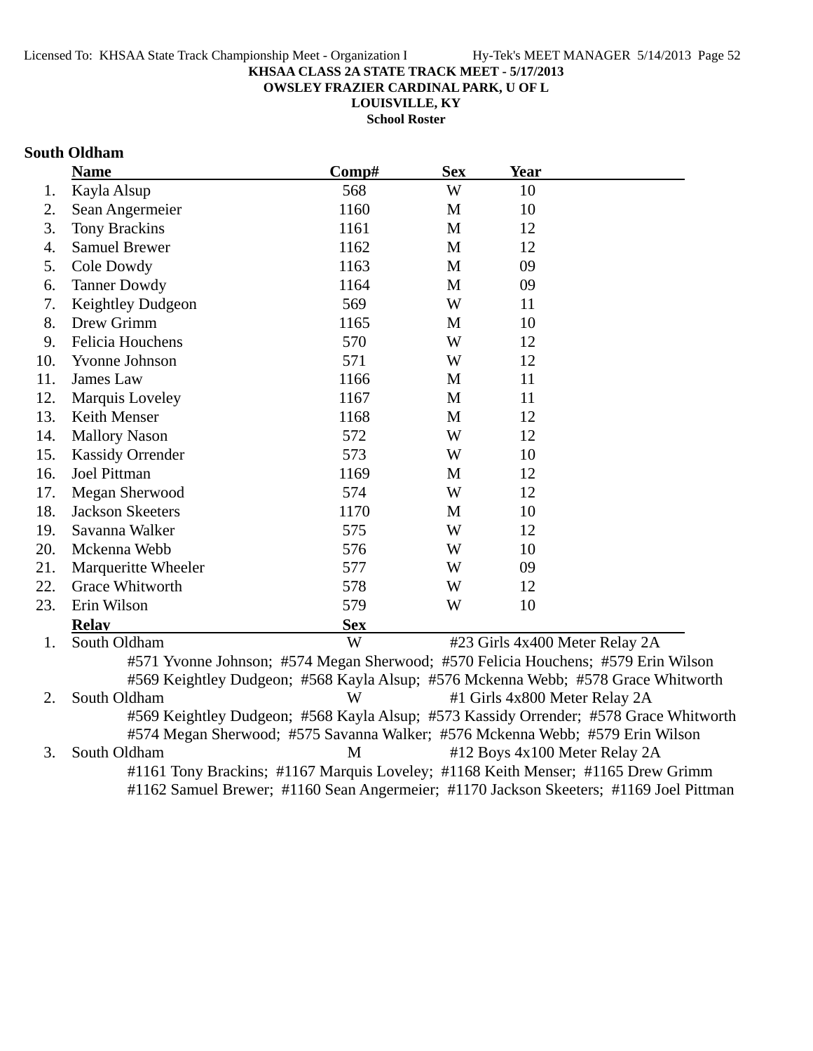**KHSAA CLASS 2A STATE TRACK MEET - 5/17/2013**
**OWSLEY FRAZIER CARDINAL PARK, U OF L**
**LOUISVILLE, KY**
**School Roster**

### South Oldham

| | Name | Comp# | Sex | Year |
|---|---|---|---|---|
| 1. | Kayla Alsup | 568 | W | 10 |
| 2. | Sean Angermeier | 1160 | M | 10 |
| 3. | Tony Brackins | 1161 | M | 12 |
| 4. | Samuel Brewer | 1162 | M | 12 |
| 5. | Cole Dowdy | 1163 | M | 09 |
| 6. | Tanner Dowdy | 1164 | M | 09 |
| 7. | Keightley Dudgeon | 569 | W | 11 |
| 8. | Drew Grimm | 1165 | M | 10 |
| 9. | Felicia Houchens | 570 | W | 12 |
| 10. | Yvonne Johnson | 571 | W | 12 |
| 11. | James Law | 1166 | M | 11 |
| 12. | Marquis Loveley | 1167 | M | 11 |
| 13. | Keith Menser | 1168 | M | 12 |
| 14. | Mallory Nason | 572 | W | 12 |
| 15. | Kassidy Orrender | 573 | W | 10 |
| 16. | Joel Pittman | 1169 | M | 12 |
| 17. | Megan Sherwood | 574 | W | 12 |
| 18. | Jackson Skeeters | 1170 | M | 10 |
| 19. | Savanna Walker | 575 | W | 12 |
| 20. | Mckenna Webb | 576 | W | 10 |
| 21. | Marqueritte Wheeler | 577 | W | 09 |
| 22. | Grace Whitworth | 578 | W | 12 |
| 23. | Erin Wilson | 579 | W | 10 |

| | Relay | Sex | Event |
|---|---|---|---|
| 1. | South Oldham | W | #23 Girls 4x400 Meter Relay 2A |

#571 Yvonne Johnson; #574 Megan Sherwood; #570 Felicia Houchens; #579 Erin Wilson
#569 Keightley Dudgeon; #568 Kayla Alsup; #576 Mckenna Webb; #578 Grace Whitworth

| | Relay | Sex | Event |
|---|---|---|---|
| 2. | South Oldham | W | #1 Girls 4x800 Meter Relay 2A |

#569 Keightley Dudgeon; #568 Kayla Alsup; #573 Kassidy Orrender; #578 Grace Whitworth
#574 Megan Sherwood; #575 Savanna Walker; #576 Mckenna Webb; #579 Erin Wilson

| | Relay | Sex | Event |
|---|---|---|---|
| 3. | South Oldham | M | #12 Boys 4x100 Meter Relay 2A |

#1161 Tony Brackins; #1167 Marquis Loveley; #1168 Keith Menser; #1165 Drew Grimm
#1162 Samuel Brewer; #1160 Sean Angermeier; #1170 Jackson Skeeters; #1169 Joel Pittman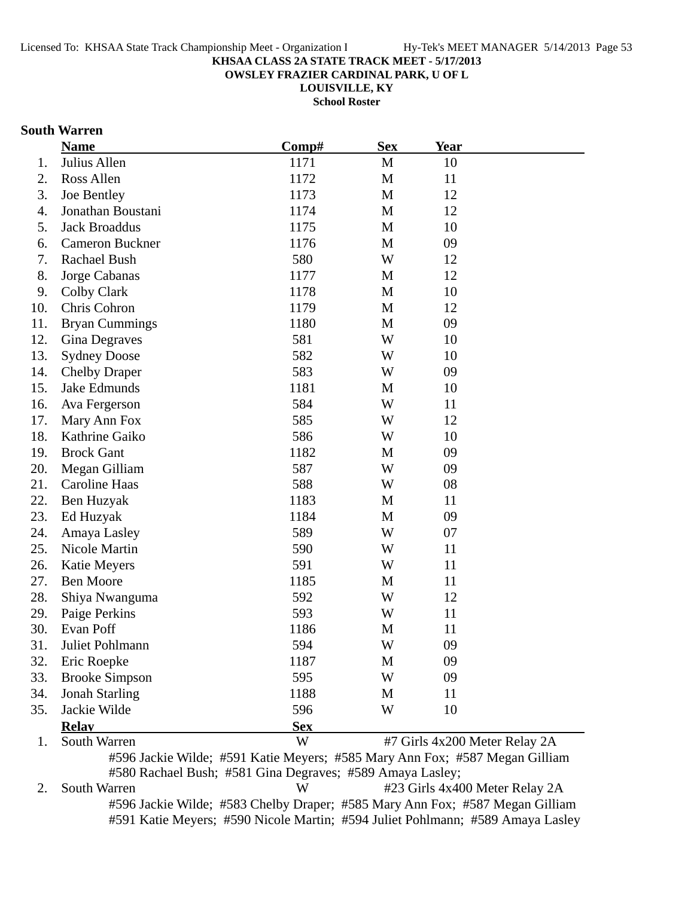KHSAA CLASS 2A STATE TRACK MEET - 5/17/2013
OWSLEY FRAZIER CARDINAL PARK, U OF L
LOUISVILLE, KY
School Roster

## South Warren

| | Name | Comp# | Sex | Year |
|---|---|---|---|---|
| 1. | Julius Allen | 1171 | M | 10 |
| 2. | Ross Allen | 1172 | M | 11 |
| 3. | Joe Bentley | 1173 | M | 12 |
| 4. | Jonathan Boustani | 1174 | M | 12 |
| 5. | Jack Broaddus | 1175 | M | 10 |
| 6. | Cameron Buckner | 1176 | M | 09 |
| 7. | Rachael Bush | 580 | W | 12 |
| 8. | Jorge Cabanas | 1177 | M | 12 |
| 9. | Colby Clark | 1178 | M | 10 |
| 10. | Chris Cohron | 1179 | M | 12 |
| 11. | Bryan Cummings | 1180 | M | 09 |
| 12. | Gina Degraves | 581 | W | 10 |
| 13. | Sydney Doose | 582 | W | 10 |
| 14. | Chelby Draper | 583 | W | 09 |
| 15. | Jake Edmunds | 1181 | M | 10 |
| 16. | Ava Fergerson | 584 | W | 11 |
| 17. | Mary Ann Fox | 585 | W | 12 |
| 18. | Kathrine Gaiko | 586 | W | 10 |
| 19. | Brock Gant | 1182 | M | 09 |
| 20. | Megan Gilliam | 587 | W | 09 |
| 21. | Caroline Haas | 588 | W | 08 |
| 22. | Ben Huzyak | 1183 | M | 11 |
| 23. | Ed Huzyak | 1184 | M | 09 |
| 24. | Amaya Lasley | 589 | W | 07 |
| 25. | Nicole Martin | 590 | W | 11 |
| 26. | Katie Meyers | 591 | W | 11 |
| 27. | Ben Moore | 1185 | M | 11 |
| 28. | Shiya Nwanguma | 592 | W | 12 |
| 29. | Paige Perkins | 593 | W | 11 |
| 30. | Evan Poff | 1186 | M | 11 |
| 31. | Juliet Pohlmann | 594 | W | 09 |
| 32. | Eric Roepke | 1187 | M | 09 |
| 33. | Brooke Simpson | 595 | W | 09 |
| 34. | Jonah Starling | 1188 | M | 11 |
| 35. | Jackie Wilde | 596 | W | 10 |

| | Relay | Sex | Event |
|---|---|---|---|
| 1. | South Warren | W | #7 Girls 4x200 Meter Relay 2A |
| | #596 Jackie Wilde; #591 Katie Meyers; #585 Mary Ann Fox; #587 Megan Gilliam #580 Rachael Bush; #581 Gina Degraves; #589 Amaya Lasley; | | |
| 2. | South Warren | W | #23 Girls 4x400 Meter Relay 2A |
| | #596 Jackie Wilde; #583 Chelby Draper; #585 Mary Ann Fox; #587 Megan Gilliam #591 Katie Meyers; #590 Nicole Martin; #594 Juliet Pohlmann; #589 Amaya Lasley | | |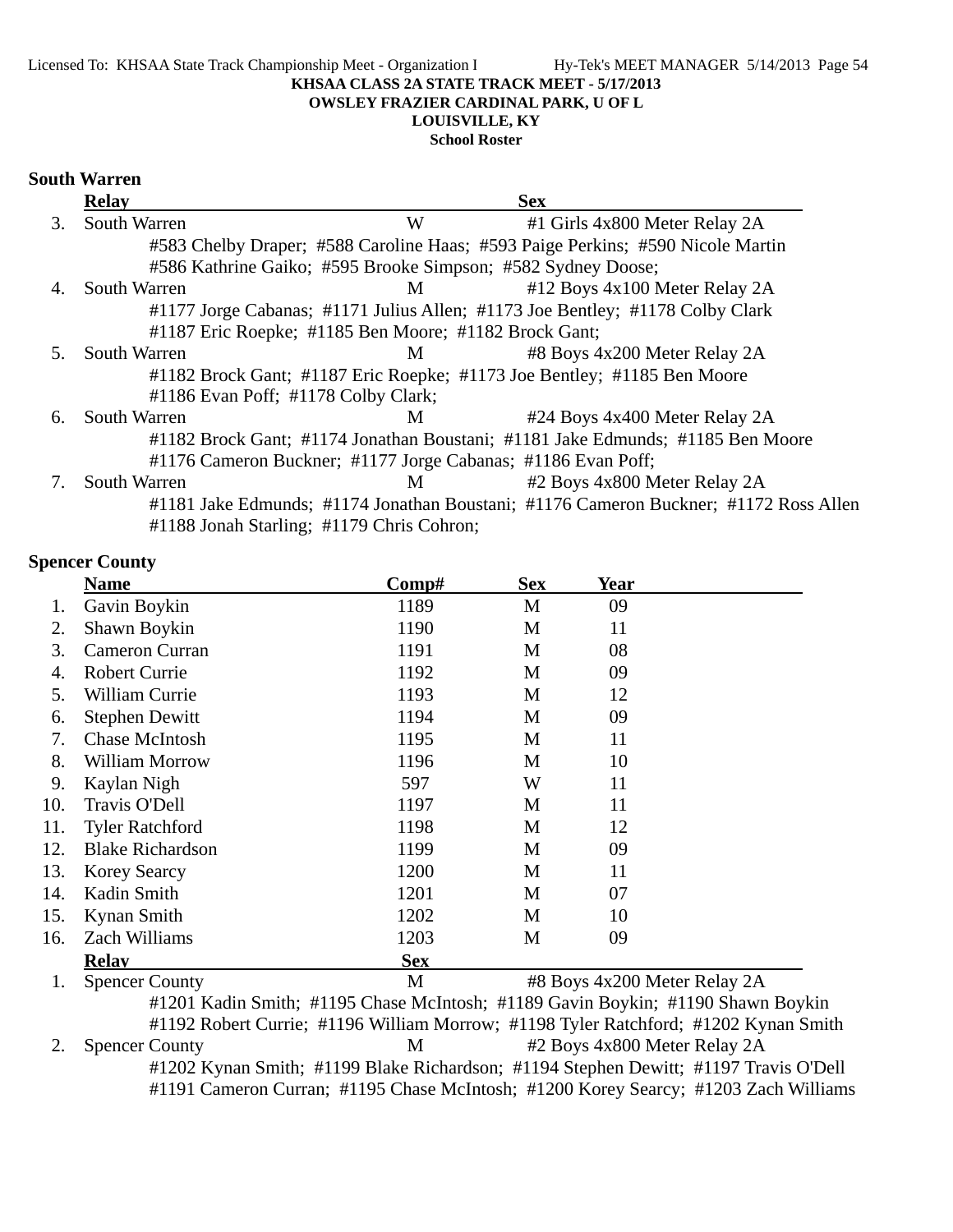**KHSAA CLASS 2A STATE TRACK MEET - 5/17/2013**
**OWSLEY FRAZIER CARDINAL PARK, U OF L**
**LOUISVILLE, KY**
**School Roster**

## South Warren

| | Relay | Sex | |
|---|---|---|---|
| 3. | South Warren | W | #1 Girls 4x800 Meter Relay 2A |
| | #583 Chelby Draper; #588 Caroline Haas; #593 Paige Perkins; #590 Nicole Martin #586 Kathrine Gaiko; #595 Brooke Simpson; #582 Sydney Doose; | | |
| 4. | South Warren | M | #12 Boys 4x100 Meter Relay 2A |
| | #1177 Jorge Cabanas; #1171 Julius Allen; #1173 Joe Bentley; #1178 Colby Clark #1187 Eric Roepke; #1185 Ben Moore; #1182 Brock Gant; | | |
| 5. | South Warren | M | #8 Boys 4x200 Meter Relay 2A |
| | #1182 Brock Gant; #1187 Eric Roepke; #1173 Joe Bentley; #1185 Ben Moore #1186 Evan Poff; #1178 Colby Clark; | | |
| 6. | South Warren | M | #24 Boys 4x400 Meter Relay 2A |
| | #1182 Brock Gant; #1174 Jonathan Boustani; #1181 Jake Edmunds; #1185 Ben Moore #1176 Cameron Buckner; #1177 Jorge Cabanas; #1186 Evan Poff; | | |
| 7. | South Warren | M | #2 Boys 4x800 Meter Relay 2A |
| | #1181 Jake Edmunds; #1174 Jonathan Boustani; #1176 Cameron Buckner; #1172 Ross Allen #1188 Jonah Starling; #1179 Chris Cohron; | | |

## Spencer County

| | Name | Comp# | Sex | Year |
|---|---|---|---|---|
| 1. | Gavin Boykin | 1189 | M | 09 |
| 2. | Shawn Boykin | 1190 | M | 11 |
| 3. | Cameron Curran | 1191 | M | 08 |
| 4. | Robert Currie | 1192 | M | 09 |
| 5. | William Currie | 1193 | M | 12 |
| 6. | Stephen Dewitt | 1194 | M | 09 |
| 7. | Chase McIntosh | 1195 | M | 11 |
| 8. | William Morrow | 1196 | M | 10 |
| 9. | Kaylan Nigh | 597 | W | 11 |
| 10. | Travis O'Dell | 1197 | M | 11 |
| 11. | Tyler Ratchford | 1198 | M | 12 |
| 12. | Blake Richardson | 1199 | M | 09 |
| 13. | Korey Searcy | 1200 | M | 11 |
| 14. | Kadin Smith | 1201 | M | 07 |
| 15. | Kynan Smith | 1202 | M | 10 |
| 16. | Zach Williams | 1203 | M | 09 |

| | Relay | Sex | |
|---|---|---|---|
| 1. | Spencer County | M | #8 Boys 4x200 Meter Relay 2A |
| | #1201 Kadin Smith; #1195 Chase McIntosh; #1189 Gavin Boykin; #1190 Shawn Boykin #1192 Robert Currie; #1196 William Morrow; #1198 Tyler Ratchford; #1202 Kynan Smith | | |
| 2. | Spencer County | M | #2 Boys 4x800 Meter Relay 2A |
| | #1202 Kynan Smith; #1199 Blake Richardson; #1194 Stephen Dewitt; #1197 Travis O'Dell #1191 Cameron Curran; #1195 Chase McIntosh; #1200 Korey Searcy; #1203 Zach Williams | | |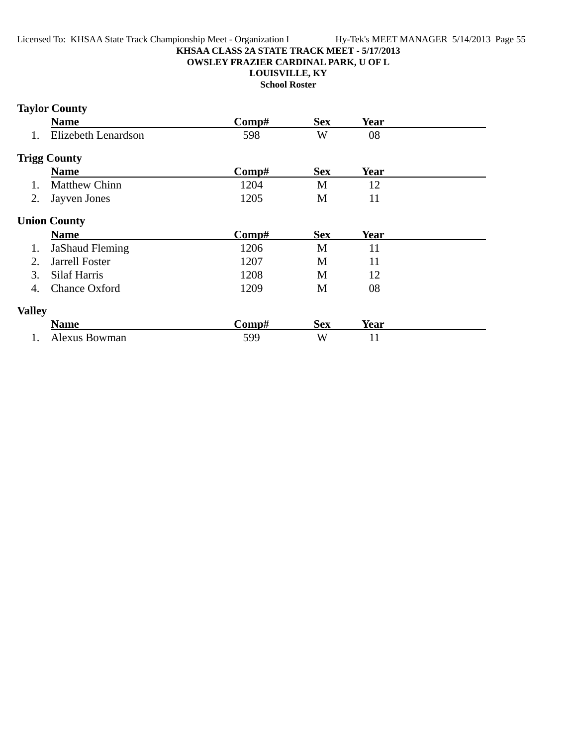**KHSAA CLASS 2A STATE TRACK MEET - 5/17/2013**

**OWSLEY FRAZIER CARDINAL PARK, U OF L**

**LOUISVILLE, KY**

**School Roster**

### Taylor County

| | Name | Comp# | Sex | Year |
|---|---|---|---|---|
| 1. | Elizebeth Lenardson | 598 | W | 08 |

### Trigg County

| | Name | Comp# | Sex | Year |
|---|---|---|---|---|
| 1. | Matthew Chinn | 1204 | M | 12 |
| 2. | Jayven Jones | 1205 | M | 11 |

### Union County

| | Name | Comp# | Sex | Year |
|---|---|---|---|---|
| 1. | JaShaud Fleming | 1206 | M | 11 |
| 2. | Jarrell Foster | 1207 | M | 11 |
| 3. | Silaf Harris | 1208 | M | 12 |
| 4. | Chance Oxford | 1209 | M | 08 |

### Valley

| | Name | Comp# | Sex | Year |
|---|---|---|---|---|
| 1. | Alexus Bowman | 599 | W | 11 |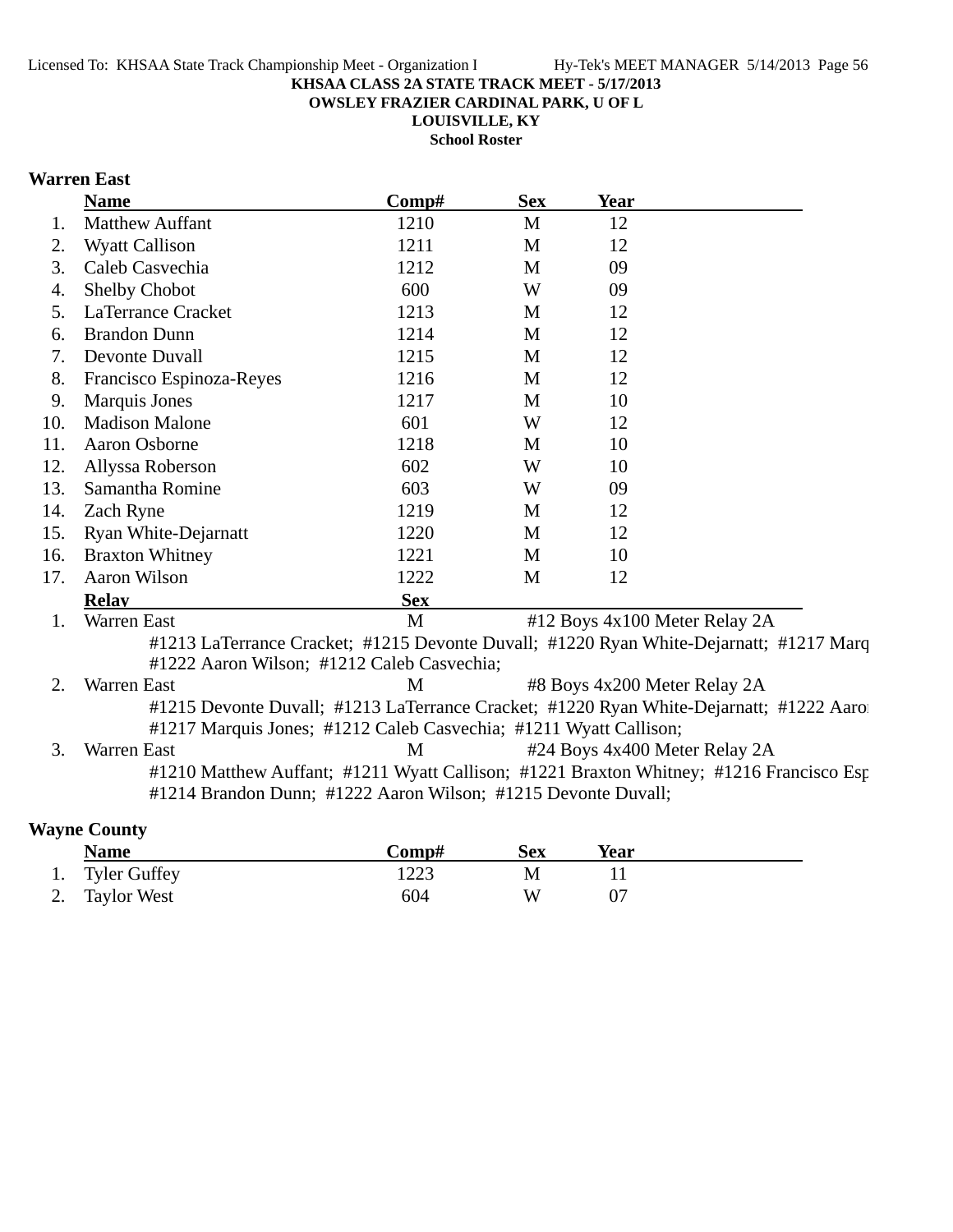**KHSAA CLASS 2A STATE TRACK MEET - 5/17/2013**

**OWSLEY FRAZIER CARDINAL PARK, U OF L**

**LOUISVILLE, KY**

**School Roster**

## Warren East

| | Name | Comp# | Sex | Year |
|---|---|---|---|---|
| 1. | Matthew Auffant | 1210 | M | 12 |
| 2. | Wyatt Callison | 1211 | M | 12 |
| 3. | Caleb Casvechia | 1212 | M | 09 |
| 4. | Shelby Chobot | 600 | W | 09 |
| 5. | LaTerrance Cracket | 1213 | M | 12 |
| 6. | Brandon Dunn | 1214 | M | 12 |
| 7. | Devonte Duvall | 1215 | M | 12 |
| 8. | Francisco Espinoza-Reyes | 1216 | M | 12 |
| 9. | Marquis Jones | 1217 | M | 10 |
| 10. | Madison Malone | 601 | W | 12 |
| 11. | Aaron Osborne | 1218 | M | 10 |
| 12. | Allyssa Roberson | 602 | W | 10 |
| 13. | Samantha Romine | 603 | W | 09 |
| 14. | Zach Ryne | 1219 | M | 12 |
| 15. | Ryan White-Dejarnatt | 1220 | M | 12 |
| 16. | Braxton Whitney | 1221 | M | 10 |
| 17. | Aaron Wilson | 1222 | M | 12 |

| | Relay | Sex | |
|---|---|---|---|
| 1. | Warren East | M | #12 Boys 4x100 Meter Relay 2A |
| | #1213 LaTerrance Cracket; #1215 Devonte Duvall; #1220 Ryan White-Dejarnatt; #1217 Marq #1222 Aaron Wilson; #1212 Caleb Casvechia; | | |
| 2. | Warren East | M | #8 Boys 4x200 Meter Relay 2A |
| | #1215 Devonte Duvall; #1213 LaTerrance Cracket; #1220 Ryan White-Dejarnatt; #1222 Aaron #1217 Marquis Jones; #1212 Caleb Casvechia; #1211 Wyatt Callison; | | |
| 3. | Warren East | M | #24 Boys 4x400 Meter Relay 2A |
| | #1210 Matthew Auffant; #1211 Wyatt Callison; #1221 Braxton Whitney; #1216 Francisco Esp #1214 Brandon Dunn; #1222 Aaron Wilson; #1215 Devonte Duvall; | | |

## Wayne County

| | Name | Comp# | Sex | Year |
|---|---|---|---|---|
| 1. | Tyler Guffey | 1223 | M | 11 |
| 2. | Taylor West | 604 | W | 07 |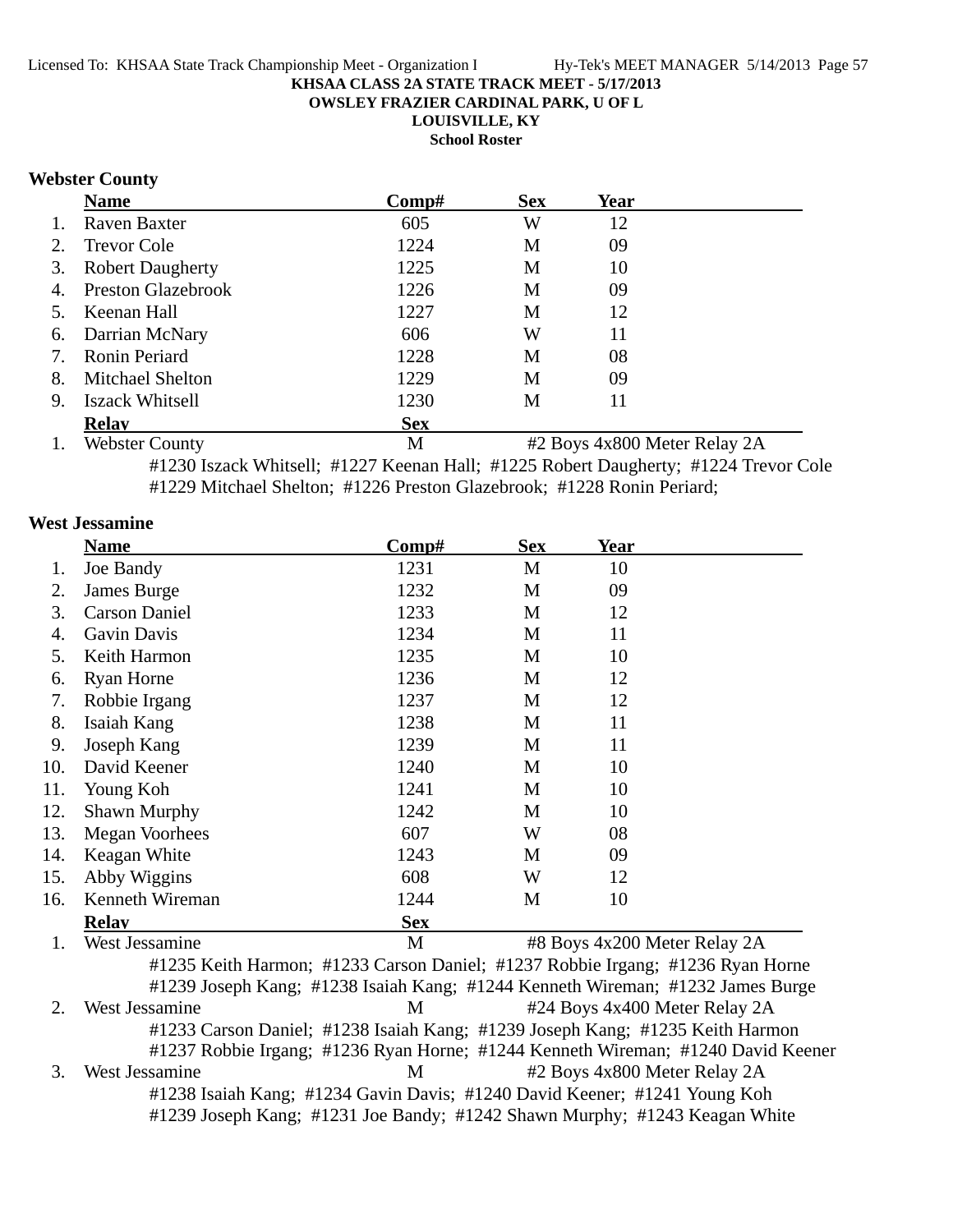KHSAA CLASS 2A STATE TRACK MEET - 5/17/2013

OWSLEY FRAZIER CARDINAL PARK, U OF L

LOUISVILLE, KY

School Roster

### Webster County

| | Name | Comp# | Sex | Year |
|---|---|---|---|---|
| 1. | Raven Baxter | 605 | W | 12 |
| 2. | Trevor Cole | 1224 | M | 09 |
| 3. | Robert Daugherty | 1225 | M | 10 |
| 4. | Preston Glazebrook | 1226 | M | 09 |
| 5. | Keenan Hall | 1227 | M | 12 |
| 6. | Darrian McNary | 606 | W | 11 |
| 7. | Ronin Periard | 1228 | M | 08 |
| 8. | Mitchael Shelton | 1229 | M | 09 |
| 9. | Iszack Whitsell | 1230 | M | 11 |

| | Relay | Sex | Event |
|---|---|---|---|
| 1. | Webster County | M | #2 Boys 4x800 Meter Relay 2A |

#1230 Iszack Whitsell; #1227 Keenan Hall; #1225 Robert Daugherty; #1224 Trevor Cole
#1229 Mitchael Shelton; #1226 Preston Glazebrook; #1228 Ronin Periard;

### West Jessamine

| | Name | Comp# | Sex | Year |
|---|---|---|---|---|
| 1. | Joe Bandy | 1231 | M | 10 |
| 2. | James Burge | 1232 | M | 09 |
| 3. | Carson Daniel | 1233 | M | 12 |
| 4. | Gavin Davis | 1234 | M | 11 |
| 5. | Keith Harmon | 1235 | M | 10 |
| 6. | Ryan Horne | 1236 | M | 12 |
| 7. | Robbie Irgang | 1237 | M | 12 |
| 8. | Isaiah Kang | 1238 | M | 11 |
| 9. | Joseph Kang | 1239 | M | 11 |
| 10. | David Keener | 1240 | M | 10 |
| 11. | Young Koh | 1241 | M | 10 |
| 12. | Shawn Murphy | 1242 | M | 10 |
| 13. | Megan Voorhees | 607 | W | 08 |
| 14. | Keagan White | 1243 | M | 09 |
| 15. | Abby Wiggins | 608 | W | 12 |
| 16. | Kenneth Wireman | 1244 | M | 10 |

| | Relay | Sex | Event |
|---|---|---|---|
| 1. | West Jessamine | M | #8 Boys 4x200 Meter Relay 2A |

#1235 Keith Harmon; #1233 Carson Daniel; #1237 Robbie Irgang; #1236 Ryan Horne
#1239 Joseph Kang; #1238 Isaiah Kang; #1244 Kenneth Wireman; #1232 James Burge

| | Relay | Sex | Event |
|---|---|---|---|
| 2. | West Jessamine | M | #24 Boys 4x400 Meter Relay 2A |

#1233 Carson Daniel; #1238 Isaiah Kang; #1239 Joseph Kang; #1235 Keith Harmon
#1237 Robbie Irgang; #1236 Ryan Horne; #1244 Kenneth Wireman; #1240 David Keener

| | Relay | Sex | Event |
|---|---|---|---|
| 3. | West Jessamine | M | #2 Boys 4x800 Meter Relay 2A |

#1238 Isaiah Kang; #1234 Gavin Davis; #1240 David Keener; #1241 Young Koh
#1239 Joseph Kang; #1231 Joe Bandy; #1242 Shawn Murphy; #1243 Keagan White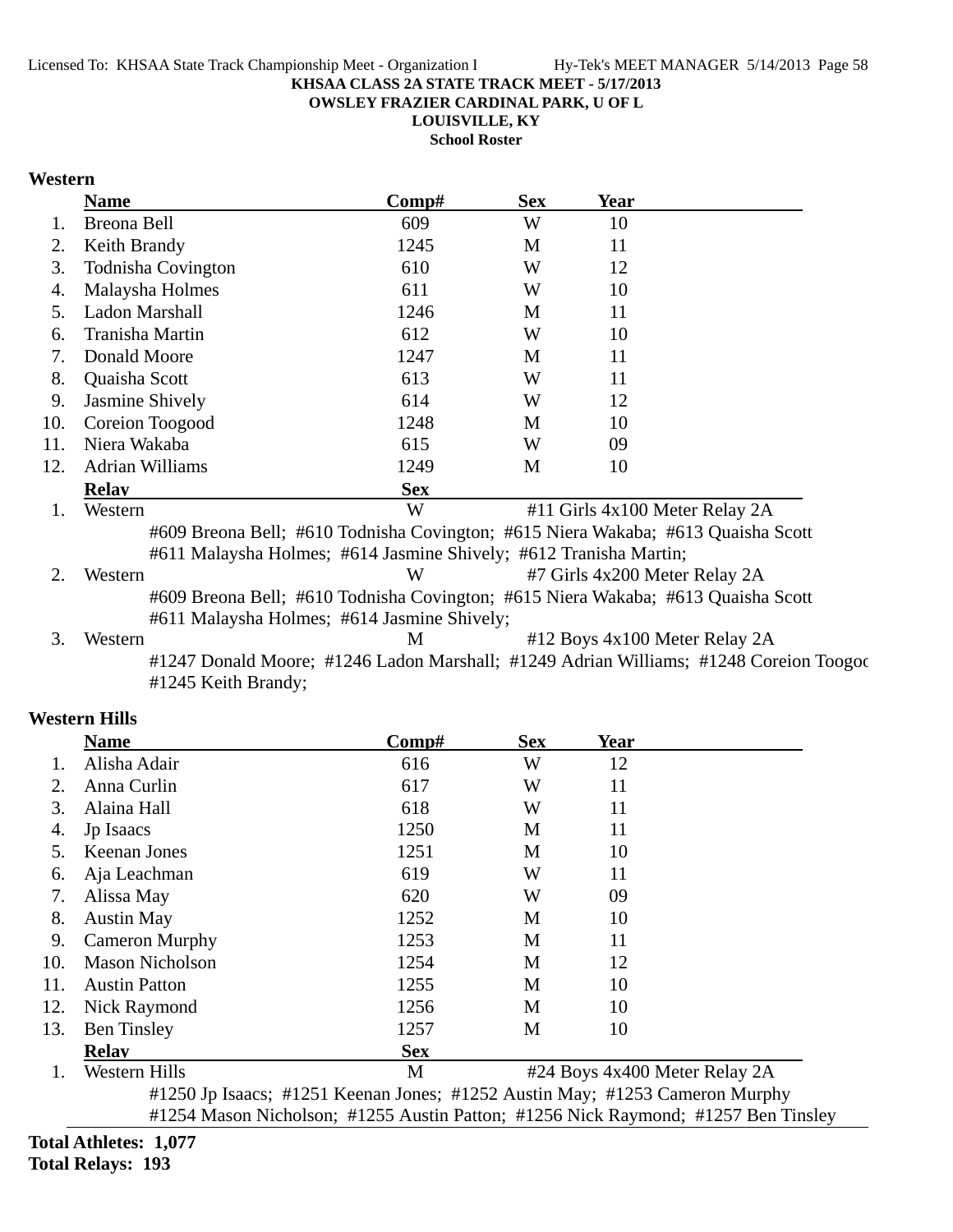**KHSAA CLASS 2A STATE TRACK MEET - 5/17/2013**
**OWSLEY FRAZIER CARDINAL PARK, U OF L**
**LOUISVILLE, KY**
**School Roster**

### Western

| | Name | Comp# | Sex | Year |
|---|---|---|---|---|
| 1. | Breona Bell | 609 | W | 10 |
| 2. | Keith Brandy | 1245 | M | 11 |
| 3. | Todnisha Covington | 610 | W | 12 |
| 4. | Malaysha Holmes | 611 | W | 10 |
| 5. | Ladon Marshall | 1246 | M | 11 |
| 6. | Tranisha Martin | 612 | W | 10 |
| 7. | Donald Moore | 1247 | M | 11 |
| 8. | Quaisha Scott | 613 | W | 11 |
| 9. | Jasmine Shively | 614 | W | 12 |
| 10. | Coreion Toogood | 1248 | M | 10 |
| 11. | Niera Wakaba | 615 | W | 09 |
| 12. | Adrian Williams | 1249 | M | 10 |

| | Relay | Sex | |
|---|---|---|---|
| 1. | Western | W | #11 Girls 4x100 Meter Relay 2A |

#609 Breona Bell; #610 Todnisha Covington; #615 Niera Wakaba; #613 Quaisha Scott
#611 Malaysha Holmes; #614 Jasmine Shively; #612 Tranisha Martin;

| | Relay | Sex | |
|---|---|---|---|
| 2. | Western | W | #7 Girls 4x200 Meter Relay 2A |

#609 Breona Bell; #610 Todnisha Covington; #615 Niera Wakaba; #613 Quaisha Scott
#611 Malaysha Holmes; #614 Jasmine Shively;

| | Relay | Sex | |
|---|---|---|---|
| 3. | Western | M | #12 Boys 4x100 Meter Relay 2A |

#1247 Donald Moore; #1246 Ladon Marshall; #1249 Adrian Williams; #1248 Coreion Toogoo
#1245 Keith Brandy;

### Western Hills

| | Name | Comp# | Sex | Year |
|---|---|---|---|---|
| 1. | Alisha Adair | 616 | W | 12 |
| 2. | Anna Curlin | 617 | W | 11 |
| 3. | Alaina Hall | 618 | W | 11 |
| 4. | Jp Isaacs | 1250 | M | 11 |
| 5. | Keenan Jones | 1251 | M | 10 |
| 6. | Aja Leachman | 619 | W | 11 |
| 7. | Alissa May | 620 | W | 09 |
| 8. | Austin May | 1252 | M | 10 |
| 9. | Cameron Murphy | 1253 | M | 11 |
| 10. | Mason Nicholson | 1254 | M | 12 |
| 11. | Austin Patton | 1255 | M | 10 |
| 12. | Nick Raymond | 1256 | M | 10 |
| 13. | Ben Tinsley | 1257 | M | 10 |

| | Relay | Sex | |
|---|---|---|---|
| 1. | Western Hills | M | #24 Boys 4x400 Meter Relay 2A |

#1250 Jp Isaacs; #1251 Keenan Jones; #1252 Austin May; #1253 Cameron Murphy
#1254 Mason Nicholson; #1255 Austin Patton; #1256 Nick Raymond; #1257 Ben Tinsley

**Total Athletes: 1,077**
**Total Relays: 193**